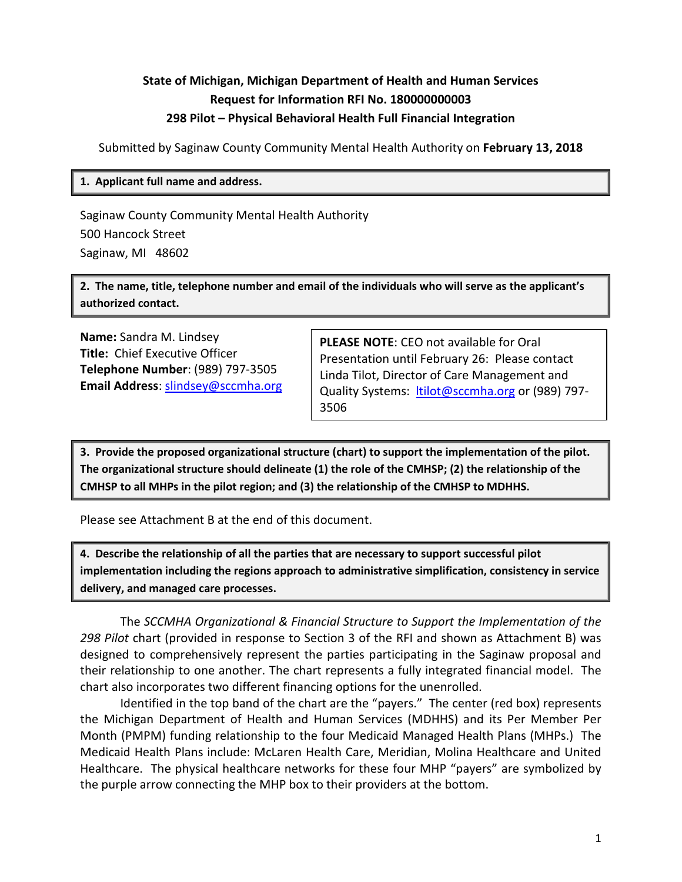**State of Michigan, Michigan Department of Health and Human Services**
**Request for Information RFI No. 180000000003**
**298 Pilot – Physical Behavioral Health Full Financial Integration**

Submitted by Saginaw County Community Mental Health Authority on **February 13, 2018**

**1. Applicant full name and address.**

Saginaw County Community Mental Health Authority
500 Hancock Street
Saginaw, MI 48602

**2. The name, title, telephone number and email of the individuals who will serve as the applicant's authorized contact.**

**Name:** Sandra M. Lindsey
**Title:** Chief Executive Officer
**Telephone Number**: (989) 797-3505
**Email Address**: slindsey@sccmha.org

**PLEASE NOTE**: CEO not available for Oral Presentation until February 26: Please contact Linda Tilot, Director of Care Management and Quality Systems: ltilot@sccmha.org or (989) 797-3506

**3. Provide the proposed organizational structure (chart) to support the implementation of the pilot. The organizational structure should delineate (1) the role of the CMHSP; (2) the relationship of the CMHSP to all MHPs in the pilot region; and (3) the relationship of the CMHSP to MDHHS.**

Please see Attachment B at the end of this document.

**4. Describe the relationship of all the parties that are necessary to support successful pilot implementation including the regions approach to administrative simplification, consistency in service delivery, and managed care processes.**

The *SCCMHA Organizational & Financial Structure to Support the Implementation of the 298 Pilot* chart (provided in response to Section 3 of the RFI and shown as Attachment B) was designed to comprehensively represent the parties participating in the Saginaw proposal and their relationship to one another. The chart represents a fully integrated financial model. The chart also incorporates two different financing options for the unenrolled.

Identified in the top band of the chart are the "payers." The center (red box) represents the Michigan Department of Health and Human Services (MDHHS) and its Per Member Per Month (PMPM) funding relationship to the four Medicaid Managed Health Plans (MHPs.) The Medicaid Health Plans include: McLaren Health Care, Meridian, Molina Healthcare and United Healthcare. The physical healthcare networks for these four MHP "payers" are symbolized by the purple arrow connecting the MHP box to their providers at the bottom.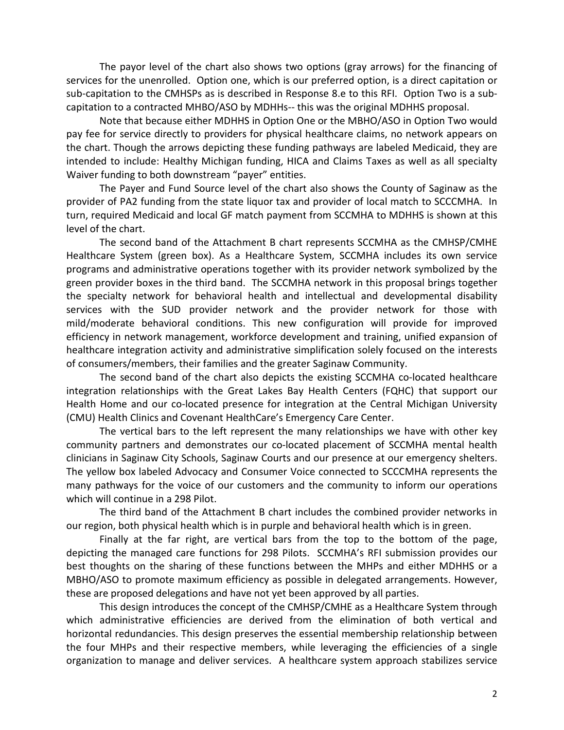The payor level of the chart also shows two options (gray arrows) for the financing of services for the unenrolled. Option one, which is our preferred option, is a direct capitation or sub-capitation to the CMHSPs as is described in Response 8.e to this RFI. Option Two is a sub-capitation to a contracted MHBO/ASO by MDHHs-- this was the original MDHHS proposal.

Note that because either MDHHS in Option One or the MBHO/ASO in Option Two would pay fee for service directly to providers for physical healthcare claims, no network appears on the chart. Though the arrows depicting these funding pathways are labeled Medicaid, they are intended to include: Healthy Michigan funding, HICA and Claims Taxes as well as all specialty Waiver funding to both downstream "payer" entities.

The Payer and Fund Source level of the chart also shows the County of Saginaw as the provider of PA2 funding from the state liquor tax and provider of local match to SCCCMHA. In turn, required Medicaid and local GF match payment from SCCMHA to MDHHS is shown at this level of the chart.

The second band of the Attachment B chart represents SCCMHA as the CMHSP/CMHE Healthcare System (green box). As a Healthcare System, SCCMHA includes its own service programs and administrative operations together with its provider network symbolized by the green provider boxes in the third band. The SCCMHA network in this proposal brings together the specialty network for behavioral health and intellectual and developmental disability services with the SUD provider network and the provider network for those with mild/moderate behavioral conditions. This new configuration will provide for improved efficiency in network management, workforce development and training, unified expansion of healthcare integration activity and administrative simplification solely focused on the interests of consumers/members, their families and the greater Saginaw Community.

The second band of the chart also depicts the existing SCCMHA co-located healthcare integration relationships with the Great Lakes Bay Health Centers (FQHC) that support our Health Home and our co-located presence for integration at the Central Michigan University (CMU) Health Clinics and Covenant HealthCare's Emergency Care Center.

The vertical bars to the left represent the many relationships we have with other key community partners and demonstrates our co-located placement of SCCMHA mental health clinicians in Saginaw City Schools, Saginaw Courts and our presence at our emergency shelters. The yellow box labeled Advocacy and Consumer Voice connected to SCCCMHA represents the many pathways for the voice of our customers and the community to inform our operations which will continue in a 298 Pilot.

The third band of the Attachment B chart includes the combined provider networks in our region, both physical health which is in purple and behavioral health which is in green.

Finally at the far right, are vertical bars from the top to the bottom of the page, depicting the managed care functions for 298 Pilots. SCCMHA's RFI submission provides our best thoughts on the sharing of these functions between the MHPs and either MDHHS or a MBHO/ASO to promote maximum efficiency as possible in delegated arrangements. However, these are proposed delegations and have not yet been approved by all parties.

This design introduces the concept of the CMHSP/CMHE as a Healthcare System through which administrative efficiencies are derived from the elimination of both vertical and horizontal redundancies. This design preserves the essential membership relationship between the four MHPs and their respective members, while leveraging the efficiencies of a single organization to manage and deliver services. A healthcare system approach stabilizes service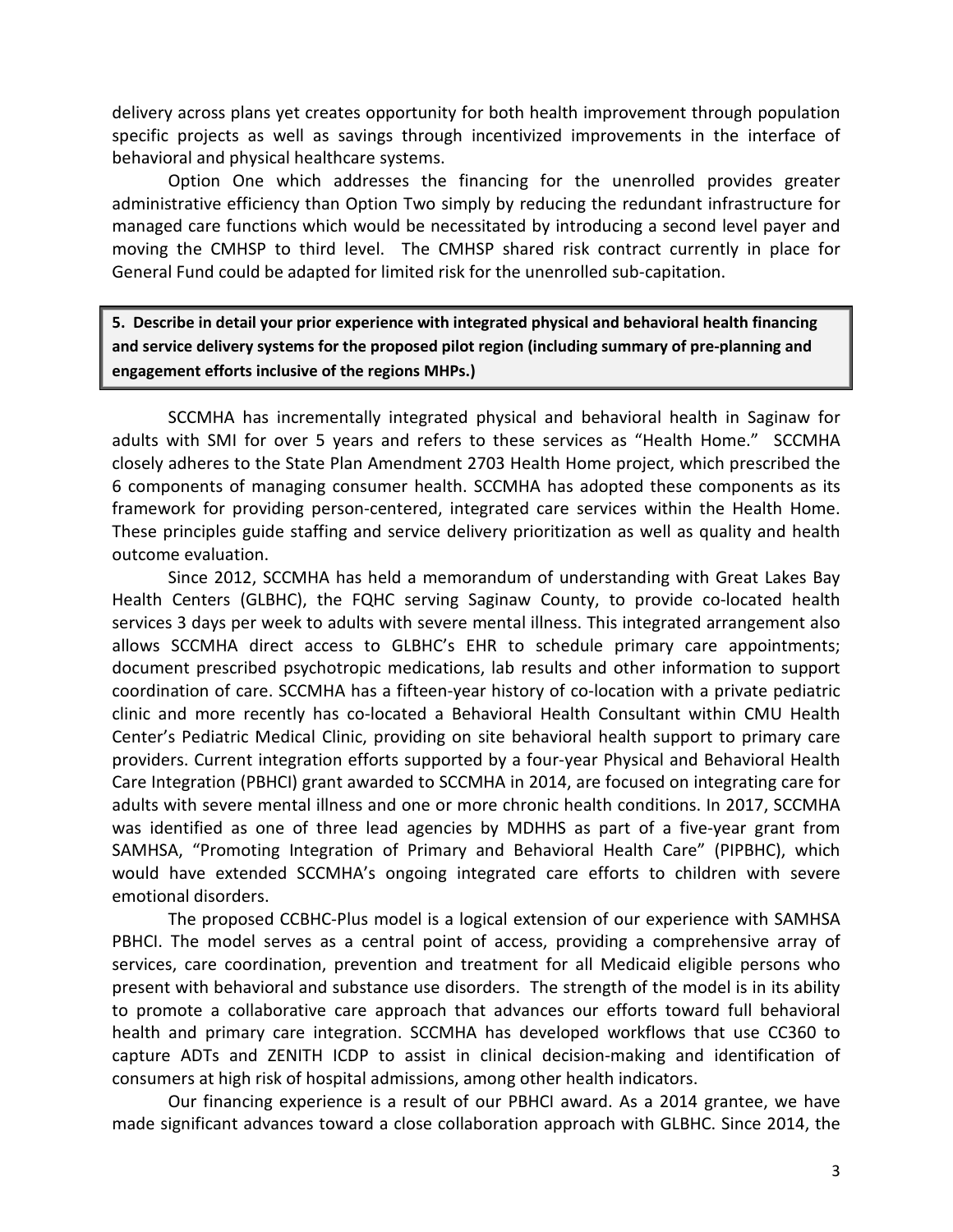delivery across plans yet creates opportunity for both health improvement through population specific projects as well as savings through incentivized improvements in the interface of behavioral and physical healthcare systems.

Option One which addresses the financing for the unenrolled provides greater administrative efficiency than Option Two simply by reducing the redundant infrastructure for managed care functions which would be necessitated by introducing a second level payer and moving the CMHSP to third level. The CMHSP shared risk contract currently in place for General Fund could be adapted for limited risk for the unenrolled sub-capitation.

**5. Describe in detail your prior experience with integrated physical and behavioral health financing and service delivery systems for the proposed pilot region (including summary of pre-planning and engagement efforts inclusive of the regions MHPs.)**

SCCMHA has incrementally integrated physical and behavioral health in Saginaw for adults with SMI for over 5 years and refers to these services as "Health Home." SCCMHA closely adheres to the State Plan Amendment 2703 Health Home project, which prescribed the 6 components of managing consumer health. SCCMHA has adopted these components as its framework for providing person-centered, integrated care services within the Health Home. These principles guide staffing and service delivery prioritization as well as quality and health outcome evaluation.

Since 2012, SCCMHA has held a memorandum of understanding with Great Lakes Bay Health Centers (GLBHC), the FQHC serving Saginaw County, to provide co-located health services 3 days per week to adults with severe mental illness. This integrated arrangement also allows SCCMHA direct access to GLBHC's EHR to schedule primary care appointments; document prescribed psychotropic medications, lab results and other information to support coordination of care. SCCMHA has a fifteen-year history of co-location with a private pediatric clinic and more recently has co-located a Behavioral Health Consultant within CMU Health Center's Pediatric Medical Clinic, providing on site behavioral health support to primary care providers. Current integration efforts supported by a four-year Physical and Behavioral Health Care Integration (PBHCI) grant awarded to SCCMHA in 2014, are focused on integrating care for adults with severe mental illness and one or more chronic health conditions. In 2017, SCCMHA was identified as one of three lead agencies by MDHHS as part of a five-year grant from SAMHSA, "Promoting Integration of Primary and Behavioral Health Care" (PIPBHC), which would have extended SCCMHA's ongoing integrated care efforts to children with severe emotional disorders.

The proposed CCBHC-Plus model is a logical extension of our experience with SAMHSA PBHCI. The model serves as a central point of access, providing a comprehensive array of services, care coordination, prevention and treatment for all Medicaid eligible persons who present with behavioral and substance use disorders. The strength of the model is in its ability to promote a collaborative care approach that advances our efforts toward full behavioral health and primary care integration. SCCMHA has developed workflows that use CC360 to capture ADTs and ZENITH ICDP to assist in clinical decision-making and identification of consumers at high risk of hospital admissions, among other health indicators.

Our financing experience is a result of our PBHCI award. As a 2014 grantee, we have made significant advances toward a close collaboration approach with GLBHC. Since 2014, the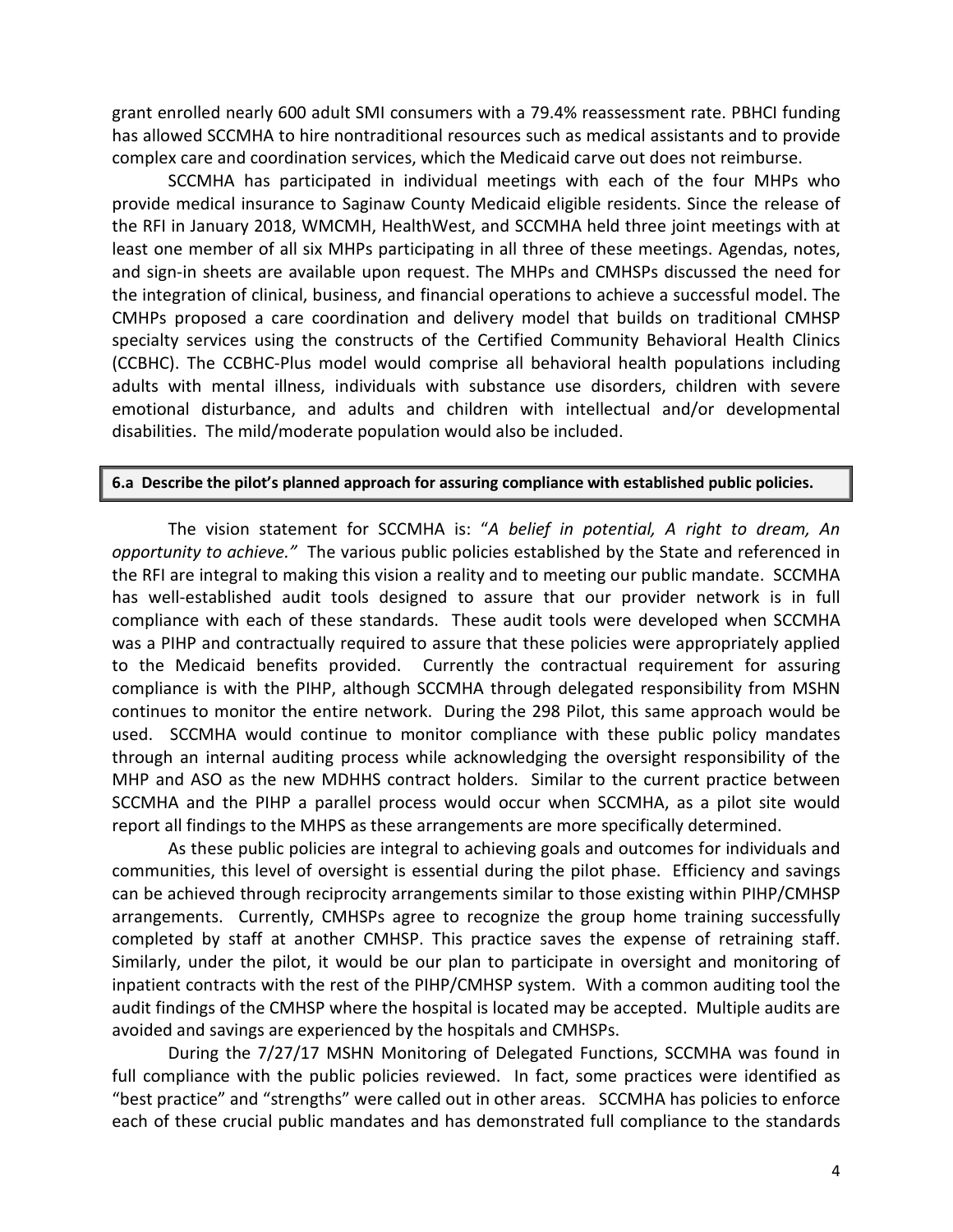grant enrolled nearly 600 adult SMI consumers with a 79.4% reassessment rate. PBHCI funding has allowed SCCMHA to hire nontraditional resources such as medical assistants and to provide complex care and coordination services, which the Medicaid carve out does not reimburse.

SCCMHA has participated in individual meetings with each of the four MHPs who provide medical insurance to Saginaw County Medicaid eligible residents. Since the release of the RFI in January 2018, WMCMH, HealthWest, and SCCMHA held three joint meetings with at least one member of all six MHPs participating in all three of these meetings. Agendas, notes, and sign-in sheets are available upon request. The MHPs and CMHSPs discussed the need for the integration of clinical, business, and financial operations to achieve a successful model. The CMHPs proposed a care coordination and delivery model that builds on traditional CMHSP specialty services using the constructs of the Certified Community Behavioral Health Clinics (CCBHC). The CCBHC-Plus model would comprise all behavioral health populations including adults with mental illness, individuals with substance use disorders, children with severe emotional disturbance, and adults and children with intellectual and/or developmental disabilities. The mild/moderate population would also be included.

**6.a Describe the pilot's planned approach for assuring compliance with established public policies.**

The vision statement for SCCMHA is: "*A belief in potential, A right to dream, An opportunity to achieve.*" The various public policies established by the State and referenced in the RFI are integral to making this vision a reality and to meeting our public mandate. SCCMHA has well-established audit tools designed to assure that our provider network is in full compliance with each of these standards. These audit tools were developed when SCCMHA was a PIHP and contractually required to assure that these policies were appropriately applied to the Medicaid benefits provided. Currently the contractual requirement for assuring compliance is with the PIHP, although SCCMHA through delegated responsibility from MSHN continues to monitor the entire network. During the 298 Pilot, this same approach would be used. SCCMHA would continue to monitor compliance with these public policy mandates through an internal auditing process while acknowledging the oversight responsibility of the MHP and ASO as the new MDHHS contract holders. Similar to the current practice between SCCMHA and the PIHP a parallel process would occur when SCCMHA, as a pilot site would report all findings to the MHPS as these arrangements are more specifically determined.

As these public policies are integral to achieving goals and outcomes for individuals and communities, this level of oversight is essential during the pilot phase. Efficiency and savings can be achieved through reciprocity arrangements similar to those existing within PIHP/CMHSP arrangements. Currently, CMHSPs agree to recognize the group home training successfully completed by staff at another CMHSP. This practice saves the expense of retraining staff. Similarly, under the pilot, it would be our plan to participate in oversight and monitoring of inpatient contracts with the rest of the PIHP/CMHSP system. With a common auditing tool the audit findings of the CMHSP where the hospital is located may be accepted. Multiple audits are avoided and savings are experienced by the hospitals and CMHSPs.

During the 7/27/17 MSHN Monitoring of Delegated Functions, SCCMHA was found in full compliance with the public policies reviewed. In fact, some practices were identified as "best practice" and "strengths" were called out in other areas. SCCMHA has policies to enforce each of these crucial public mandates and has demonstrated full compliance to the standards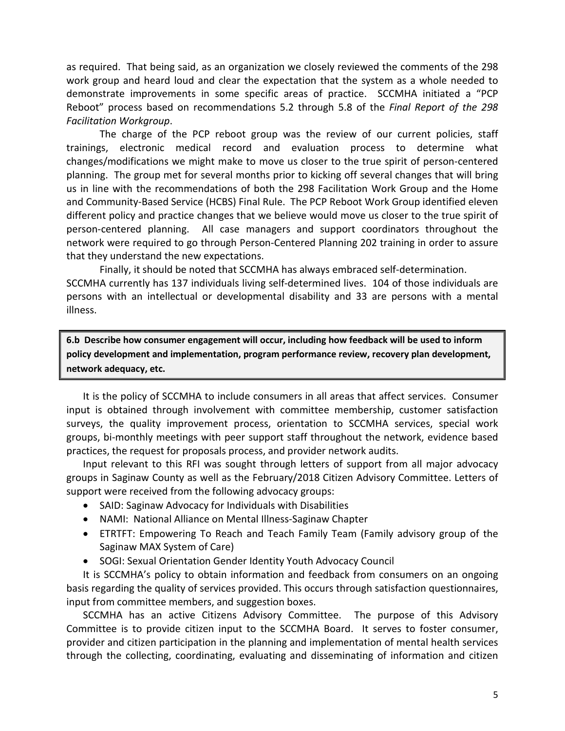as required. That being said, as an organization we closely reviewed the comments of the 298 work group and heard loud and clear the expectation that the system as a whole needed to demonstrate improvements in some specific areas of practice. SCCMHA initiated a "PCP Reboot" process based on recommendations 5.2 through 5.8 of the *Final Report of the 298 Facilitation Workgroup*.

The charge of the PCP reboot group was the review of our current policies, staff trainings, electronic medical record and evaluation process to determine what changes/modifications we might make to move us closer to the true spirit of person-centered planning. The group met for several months prior to kicking off several changes that will bring us in line with the recommendations of both the 298 Facilitation Work Group and the Home and Community-Based Service (HCBS) Final Rule. The PCP Reboot Work Group identified eleven different policy and practice changes that we believe would move us closer to the true spirit of person-centered planning. All case managers and support coordinators throughout the network were required to go through Person-Centered Planning 202 training in order to assure that they understand the new expectations.

Finally, it should be noted that SCCMHA has always embraced self-determination. SCCMHA currently has 137 individuals living self-determined lives. 104 of those individuals are persons with an intellectual or developmental disability and 33 are persons with a mental illness.

**6.b Describe how consumer engagement will occur, including how feedback will be used to inform policy development and implementation, program performance review, recovery plan development, network adequacy, etc.**

It is the policy of SCCMHA to include consumers in all areas that affect services. Consumer input is obtained through involvement with committee membership, customer satisfaction surveys, the quality improvement process, orientation to SCCMHA services, special work groups, bi-monthly meetings with peer support staff throughout the network, evidence based practices, the request for proposals process, and provider network audits.

Input relevant to this RFI was sought through letters of support from all major advocacy groups in Saginaw County as well as the February/2018 Citizen Advisory Committee. Letters of support were received from the following advocacy groups:

- SAID: Saginaw Advocacy for Individuals with Disabilities
- NAMI: National Alliance on Mental Illness-Saginaw Chapter
- ETRTFT: Empowering To Reach and Teach Family Team (Family advisory group of the Saginaw MAX System of Care)
- SOGI: Sexual Orientation Gender Identity Youth Advocacy Council

It is SCCMHA's policy to obtain information and feedback from consumers on an ongoing basis regarding the quality of services provided. This occurs through satisfaction questionnaires, input from committee members, and suggestion boxes.

SCCMHA has an active Citizens Advisory Committee. The purpose of this Advisory Committee is to provide citizen input to the SCCMHA Board. It serves to foster consumer, provider and citizen participation in the planning and implementation of mental health services through the collecting, coordinating, evaluating and disseminating of information and citizen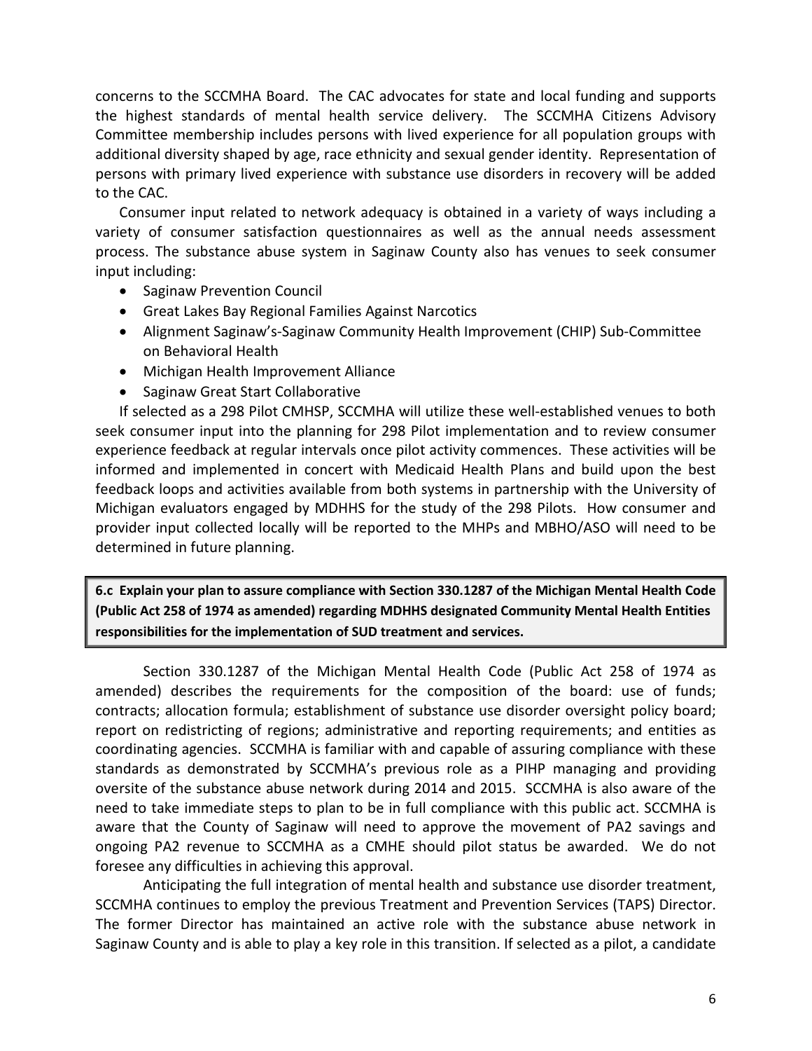concerns to the SCCMHA Board. The CAC advocates for state and local funding and supports the highest standards of mental health service delivery. The SCCMHA Citizens Advisory Committee membership includes persons with lived experience for all population groups with additional diversity shaped by age, race ethnicity and sexual gender identity. Representation of persons with primary lived experience with substance use disorders in recovery will be added to the CAC.

Consumer input related to network adequacy is obtained in a variety of ways including a variety of consumer satisfaction questionnaires as well as the annual needs assessment process. The substance abuse system in Saginaw County also has venues to seek consumer input including:

- Saginaw Prevention Council
- Great Lakes Bay Regional Families Against Narcotics
- Alignment Saginaw's-Saginaw Community Health Improvement (CHIP) Sub-Committee on Behavioral Health
- Michigan Health Improvement Alliance
- Saginaw Great Start Collaborative

If selected as a 298 Pilot CMHSP, SCCMHA will utilize these well-established venues to both seek consumer input into the planning for 298 Pilot implementation and to review consumer experience feedback at regular intervals once pilot activity commences. These activities will be informed and implemented in concert with Medicaid Health Plans and build upon the best feedback loops and activities available from both systems in partnership with the University of Michigan evaluators engaged by MDHHS for the study of the 298 Pilots. How consumer and provider input collected locally will be reported to the MHPs and MBHO/ASO will need to be determined in future planning.

**6.c Explain your plan to assure compliance with Section 330.1287 of the Michigan Mental Health Code (Public Act 258 of 1974 as amended) regarding MDHHS designated Community Mental Health Entities responsibilities for the implementation of SUD treatment and services.**

Section 330.1287 of the Michigan Mental Health Code (Public Act 258 of 1974 as amended) describes the requirements for the composition of the board: use of funds; contracts; allocation formula; establishment of substance use disorder oversight policy board; report on redistricting of regions; administrative and reporting requirements; and entities as coordinating agencies. SCCMHA is familiar with and capable of assuring compliance with these standards as demonstrated by SCCMHA's previous role as a PIHP managing and providing oversite of the substance abuse network during 2014 and 2015. SCCMHA is also aware of the need to take immediate steps to plan to be in full compliance with this public act. SCCMHA is aware that the County of Saginaw will need to approve the movement of PA2 savings and ongoing PA2 revenue to SCCMHA as a CMHE should pilot status be awarded. We do not foresee any difficulties in achieving this approval.

Anticipating the full integration of mental health and substance use disorder treatment, SCCMHA continues to employ the previous Treatment and Prevention Services (TAPS) Director. The former Director has maintained an active role with the substance abuse network in Saginaw County and is able to play a key role in this transition. If selected as a pilot, a candidate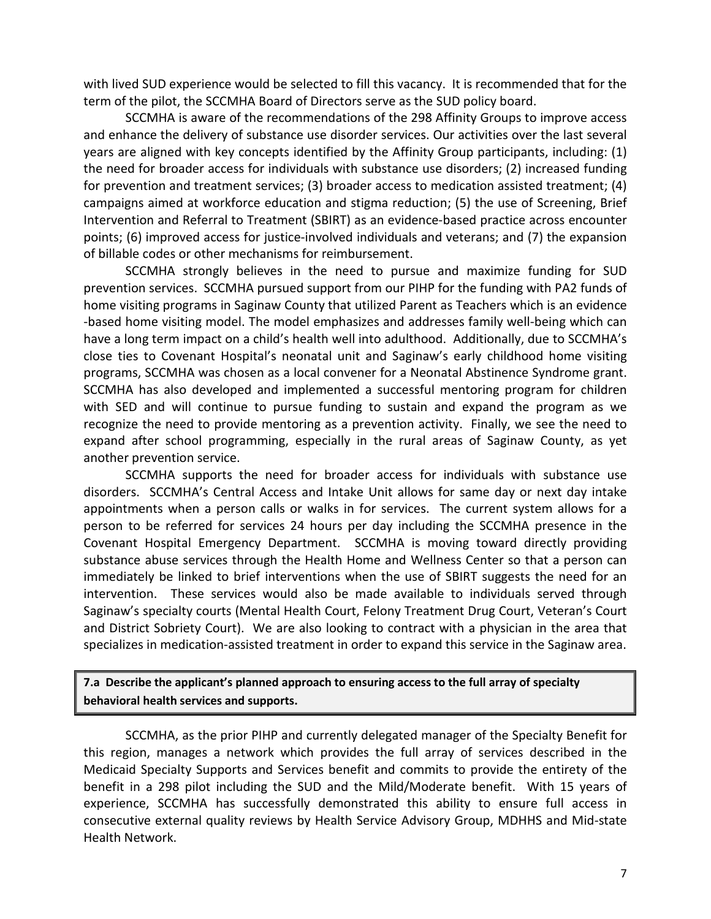with lived SUD experience would be selected to fill this vacancy. It is recommended that for the term of the pilot, the SCCMHA Board of Directors serve as the SUD policy board.

SCCMHA is aware of the recommendations of the 298 Affinity Groups to improve access and enhance the delivery of substance use disorder services. Our activities over the last several years are aligned with key concepts identified by the Affinity Group participants, including: (1) the need for broader access for individuals with substance use disorders; (2) increased funding for prevention and treatment services; (3) broader access to medication assisted treatment; (4) campaigns aimed at workforce education and stigma reduction; (5) the use of Screening, Brief Intervention and Referral to Treatment (SBIRT) as an evidence-based practice across encounter points; (6) improved access for justice-involved individuals and veterans; and (7) the expansion of billable codes or other mechanisms for reimbursement.

SCCMHA strongly believes in the need to pursue and maximize funding for SUD prevention services. SCCMHA pursued support from our PIHP for the funding with PA2 funds of home visiting programs in Saginaw County that utilized Parent as Teachers which is an evidence -based home visiting model. The model emphasizes and addresses family well-being which can have a long term impact on a child's health well into adulthood. Additionally, due to SCCMHA's close ties to Covenant Hospital's neonatal unit and Saginaw's early childhood home visiting programs, SCCMHA was chosen as a local convener for a Neonatal Abstinence Syndrome grant. SCCMHA has also developed and implemented a successful mentoring program for children with SED and will continue to pursue funding to sustain and expand the program as we recognize the need to provide mentoring as a prevention activity. Finally, we see the need to expand after school programming, especially in the rural areas of Saginaw County, as yet another prevention service.

SCCMHA supports the need for broader access for individuals with substance use disorders. SCCMHA's Central Access and Intake Unit allows for same day or next day intake appointments when a person calls or walks in for services. The current system allows for a person to be referred for services 24 hours per day including the SCCMHA presence in the Covenant Hospital Emergency Department. SCCMHA is moving toward directly providing substance abuse services through the Health Home and Wellness Center so that a person can immediately be linked to brief interventions when the use of SBIRT suggests the need for an intervention. These services would also be made available to individuals served through Saginaw's specialty courts (Mental Health Court, Felony Treatment Drug Court, Veteran's Court and District Sobriety Court). We are also looking to contract with a physician in the area that specializes in medication-assisted treatment in order to expand this service in the Saginaw area.

**7.a Describe the applicant's planned approach to ensuring access to the full array of specialty behavioral health services and supports.**

SCCMHA, as the prior PIHP and currently delegated manager of the Specialty Benefit for this region, manages a network which provides the full array of services described in the Medicaid Specialty Supports and Services benefit and commits to provide the entirety of the benefit in a 298 pilot including the SUD and the Mild/Moderate benefit. With 15 years of experience, SCCMHA has successfully demonstrated this ability to ensure full access in consecutive external quality reviews by Health Service Advisory Group, MDHHS and Mid-state Health Network.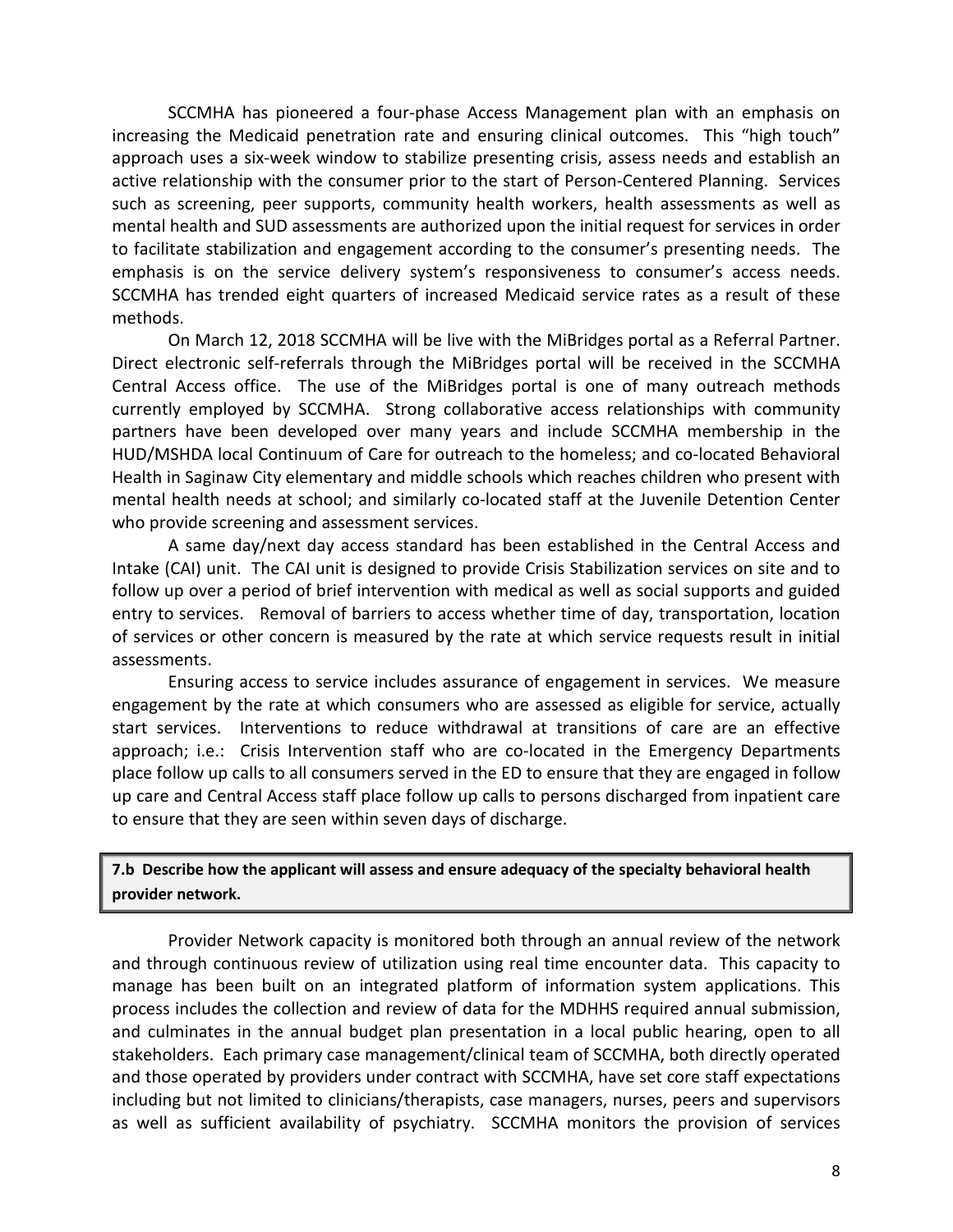SCCMHA has pioneered a four-phase Access Management plan with an emphasis on increasing the Medicaid penetration rate and ensuring clinical outcomes. This "high touch" approach uses a six-week window to stabilize presenting crisis, assess needs and establish an active relationship with the consumer prior to the start of Person-Centered Planning. Services such as screening, peer supports, community health workers, health assessments as well as mental health and SUD assessments are authorized upon the initial request for services in order to facilitate stabilization and engagement according to the consumer's presenting needs. The emphasis is on the service delivery system's responsiveness to consumer's access needs. SCCMHA has trended eight quarters of increased Medicaid service rates as a result of these methods.

On March 12, 2018 SCCMHA will be live with the MiBridges portal as a Referral Partner. Direct electronic self-referrals through the MiBridges portal will be received in the SCCMHA Central Access office. The use of the MiBridges portal is one of many outreach methods currently employed by SCCMHA. Strong collaborative access relationships with community partners have been developed over many years and include SCCMHA membership in the HUD/MSHDA local Continuum of Care for outreach to the homeless; and co-located Behavioral Health in Saginaw City elementary and middle schools which reaches children who present with mental health needs at school; and similarly co-located staff at the Juvenile Detention Center who provide screening and assessment services.

A same day/next day access standard has been established in the Central Access and Intake (CAI) unit. The CAI unit is designed to provide Crisis Stabilization services on site and to follow up over a period of brief intervention with medical as well as social supports and guided entry to services. Removal of barriers to access whether time of day, transportation, location of services or other concern is measured by the rate at which service requests result in initial assessments.

Ensuring access to service includes assurance of engagement in services. We measure engagement by the rate at which consumers who are assessed as eligible for service, actually start services. Interventions to reduce withdrawal at transitions of care are an effective approach; i.e.: Crisis Intervention staff who are co-located in the Emergency Departments place follow up calls to all consumers served in the ED to ensure that they are engaged in follow up care and Central Access staff place follow up calls to persons discharged from inpatient care to ensure that they are seen within seven days of discharge.

**7.b Describe how the applicant will assess and ensure adequacy of the specialty behavioral health provider network.**

Provider Network capacity is monitored both through an annual review of the network and through continuous review of utilization using real time encounter data. This capacity to manage has been built on an integrated platform of information system applications. This process includes the collection and review of data for the MDHHS required annual submission, and culminates in the annual budget plan presentation in a local public hearing, open to all stakeholders. Each primary case management/clinical team of SCCMHA, both directly operated and those operated by providers under contract with SCCMHA, have set core staff expectations including but not limited to clinicians/therapists, case managers, nurses, peers and supervisors as well as sufficient availability of psychiatry. SCCMHA monitors the provision of services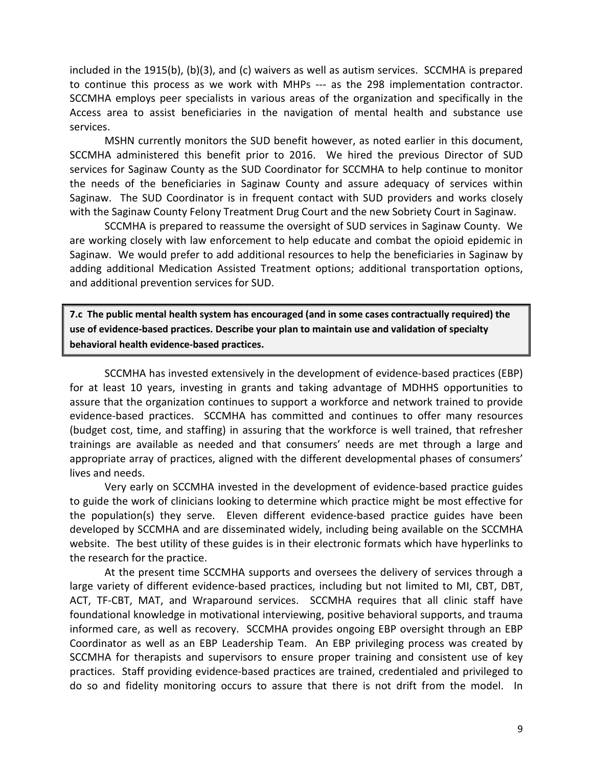included in the 1915(b), (b)(3), and (c) waivers as well as autism services. SCCMHA is prepared to continue this process as we work with MHPs --- as the 298 implementation contractor. SCCMHA employs peer specialists in various areas of the organization and specifically in the Access area to assist beneficiaries in the navigation of mental health and substance use services.

MSHN currently monitors the SUD benefit however, as noted earlier in this document, SCCMHA administered this benefit prior to 2016. We hired the previous Director of SUD services for Saginaw County as the SUD Coordinator for SCCMHA to help continue to monitor the needs of the beneficiaries in Saginaw County and assure adequacy of services within Saginaw. The SUD Coordinator is in frequent contact with SUD providers and works closely with the Saginaw County Felony Treatment Drug Court and the new Sobriety Court in Saginaw.

SCCMHA is prepared to reassume the oversight of SUD services in Saginaw County. We are working closely with law enforcement to help educate and combat the opioid epidemic in Saginaw. We would prefer to add additional resources to help the beneficiaries in Saginaw by adding additional Medication Assisted Treatment options; additional transportation options, and additional prevention services for SUD.

**7.c The public mental health system has encouraged (and in some cases contractually required) the use of evidence-based practices. Describe your plan to maintain use and validation of specialty behavioral health evidence-based practices.**

SCCMHA has invested extensively in the development of evidence-based practices (EBP) for at least 10 years, investing in grants and taking advantage of MDHHS opportunities to assure that the organization continues to support a workforce and network trained to provide evidence-based practices. SCCMHA has committed and continues to offer many resources (budget cost, time, and staffing) in assuring that the workforce is well trained, that refresher trainings are available as needed and that consumers' needs are met through a large and appropriate array of practices, aligned with the different developmental phases of consumers' lives and needs.

Very early on SCCMHA invested in the development of evidence-based practice guides to guide the work of clinicians looking to determine which practice might be most effective for the population(s) they serve. Eleven different evidence-based practice guides have been developed by SCCMHA and are disseminated widely, including being available on the SCCMHA website. The best utility of these guides is in their electronic formats which have hyperlinks to the research for the practice.

At the present time SCCMHA supports and oversees the delivery of services through a large variety of different evidence-based practices, including but not limited to MI, CBT, DBT, ACT, TF-CBT, MAT, and Wraparound services. SCCMHA requires that all clinic staff have foundational knowledge in motivational interviewing, positive behavioral supports, and trauma informed care, as well as recovery. SCCMHA provides ongoing EBP oversight through an EBP Coordinator as well as an EBP Leadership Team. An EBP privileging process was created by SCCMHA for therapists and supervisors to ensure proper training and consistent use of key practices. Staff providing evidence-based practices are trained, credentialed and privileged to do so and fidelity monitoring occurs to assure that there is not drift from the model. In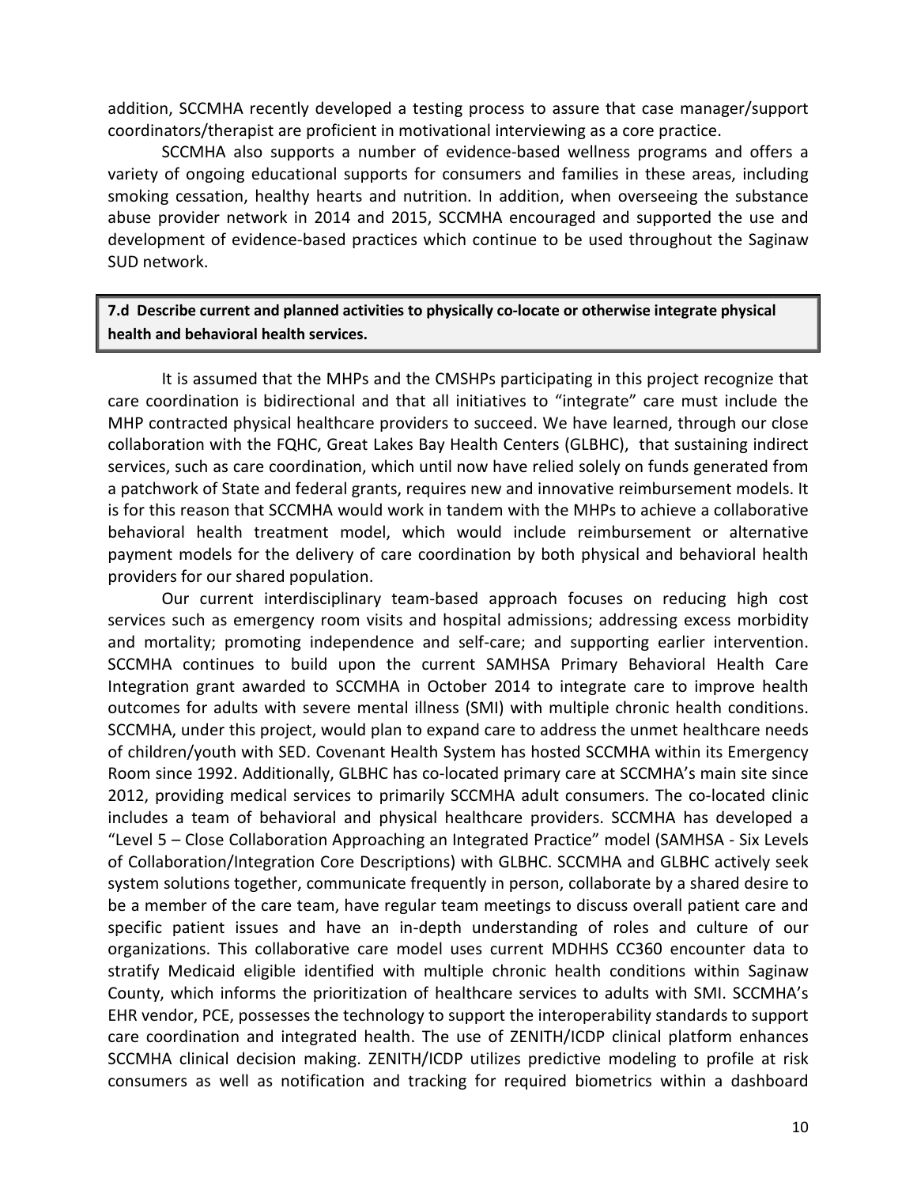addition, SCCMHA recently developed a testing process to assure that case manager/support coordinators/therapist are proficient in motivational interviewing as a core practice.

SCCMHA also supports a number of evidence-based wellness programs and offers a variety of ongoing educational supports for consumers and families in these areas, including smoking cessation, healthy hearts and nutrition. In addition, when overseeing the substance abuse provider network in 2014 and 2015, SCCMHA encouraged and supported the use and development of evidence-based practices which continue to be used throughout the Saginaw SUD network.

**7.d Describe current and planned activities to physically co-locate or otherwise integrate physical health and behavioral health services.**

It is assumed that the MHPs and the CMSHPs participating in this project recognize that care coordination is bidirectional and that all initiatives to "integrate" care must include the MHP contracted physical healthcare providers to succeed. We have learned, through our close collaboration with the FQHC, Great Lakes Bay Health Centers (GLBHC), that sustaining indirect services, such as care coordination, which until now have relied solely on funds generated from a patchwork of State and federal grants, requires new and innovative reimbursement models. It is for this reason that SCCMHA would work in tandem with the MHPs to achieve a collaborative behavioral health treatment model, which would include reimbursement or alternative payment models for the delivery of care coordination by both physical and behavioral health providers for our shared population.

Our current interdisciplinary team-based approach focuses on reducing high cost services such as emergency room visits and hospital admissions; addressing excess morbidity and mortality; promoting independence and self-care; and supporting earlier intervention. SCCMHA continues to build upon the current SAMHSA Primary Behavioral Health Care Integration grant awarded to SCCMHA in October 2014 to integrate care to improve health outcomes for adults with severe mental illness (SMI) with multiple chronic health conditions. SCCMHA, under this project, would plan to expand care to address the unmet healthcare needs of children/youth with SED. Covenant Health System has hosted SCCMHA within its Emergency Room since 1992. Additionally, GLBHC has co-located primary care at SCCMHA's main site since 2012, providing medical services to primarily SCCMHA adult consumers. The co-located clinic includes a team of behavioral and physical healthcare providers. SCCMHA has developed a "Level 5 – Close Collaboration Approaching an Integrated Practice" model (SAMHSA - Six Levels of Collaboration/Integration Core Descriptions) with GLBHC. SCCMHA and GLBHC actively seek system solutions together, communicate frequently in person, collaborate by a shared desire to be a member of the care team, have regular team meetings to discuss overall patient care and specific patient issues and have an in-depth understanding of roles and culture of our organizations. This collaborative care model uses current MDHHS CC360 encounter data to stratify Medicaid eligible identified with multiple chronic health conditions within Saginaw County, which informs the prioritization of healthcare services to adults with SMI. SCCMHA's EHR vendor, PCE, possesses the technology to support the interoperability standards to support care coordination and integrated health. The use of ZENITH/ICDP clinical platform enhances SCCMHA clinical decision making. ZENITH/ICDP utilizes predictive modeling to profile at risk consumers as well as notification and tracking for required biometrics within a dashboard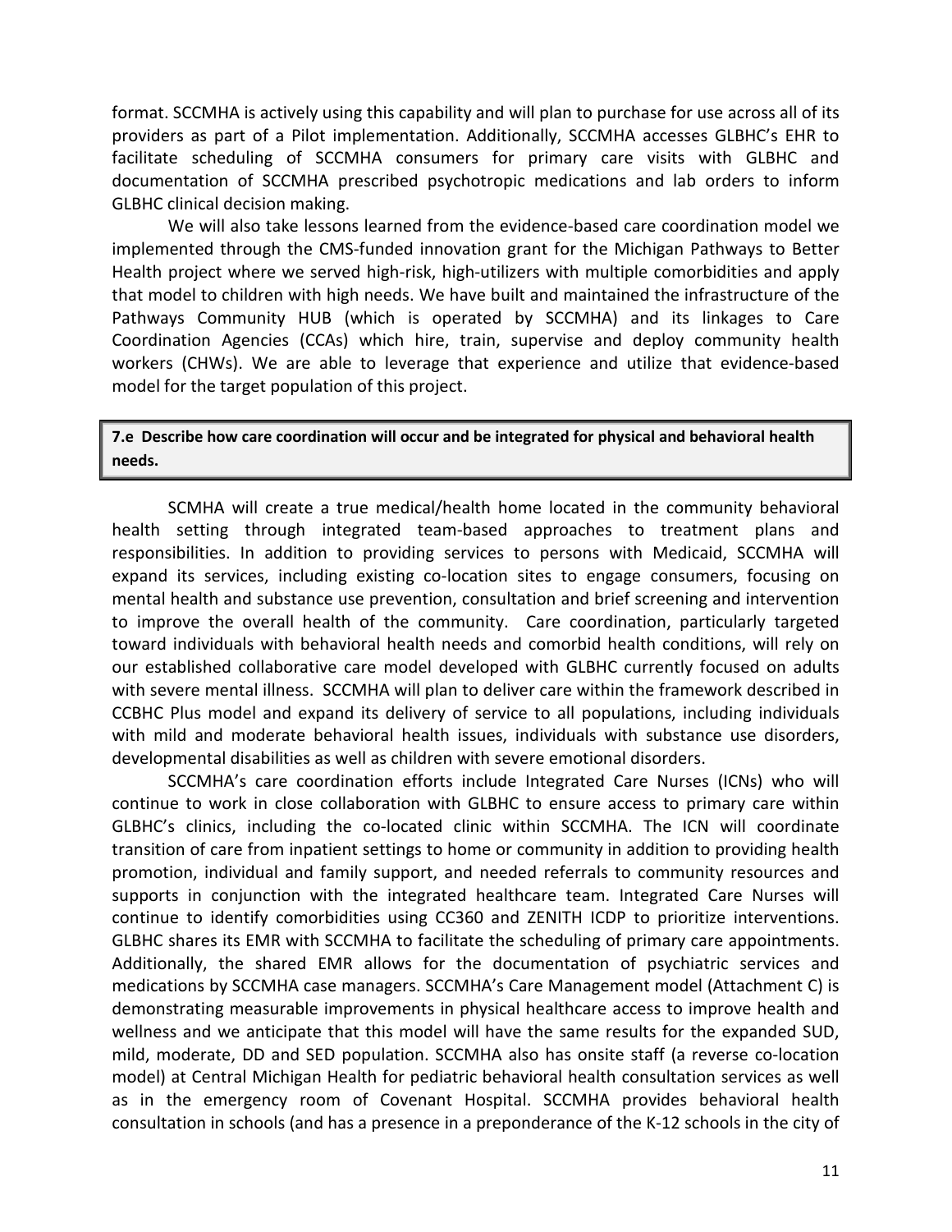format. SCCMHA is actively using this capability and will plan to purchase for use across all of its providers as part of a Pilot implementation. Additionally, SCCMHA accesses GLBHC's EHR to facilitate scheduling of SCCMHA consumers for primary care visits with GLBHC and documentation of SCCMHA prescribed psychotropic medications and lab orders to inform GLBHC clinical decision making.

We will also take lessons learned from the evidence-based care coordination model we implemented through the CMS-funded innovation grant for the Michigan Pathways to Better Health project where we served high-risk, high-utilizers with multiple comorbidities and apply that model to children with high needs. We have built and maintained the infrastructure of the Pathways Community HUB (which is operated by SCCMHA) and its linkages to Care Coordination Agencies (CCAs) which hire, train, supervise and deploy community health workers (CHWs). We are able to leverage that experience and utilize that evidence-based model for the target population of this project.

**7.e Describe how care coordination will occur and be integrated for physical and behavioral health needs.**

SCMHA will create a true medical/health home located in the community behavioral health setting through integrated team-based approaches to treatment plans and responsibilities. In addition to providing services to persons with Medicaid, SCCMHA will expand its services, including existing co-location sites to engage consumers, focusing on mental health and substance use prevention, consultation and brief screening and intervention to improve the overall health of the community. Care coordination, particularly targeted toward individuals with behavioral health needs and comorbid health conditions, will rely on our established collaborative care model developed with GLBHC currently focused on adults with severe mental illness. SCCMHA will plan to deliver care within the framework described in CCBHC Plus model and expand its delivery of service to all populations, including individuals with mild and moderate behavioral health issues, individuals with substance use disorders, developmental disabilities as well as children with severe emotional disorders.

SCCMHA's care coordination efforts include Integrated Care Nurses (ICNs) who will continue to work in close collaboration with GLBHC to ensure access to primary care within GLBHC's clinics, including the co-located clinic within SCCMHA. The ICN will coordinate transition of care from inpatient settings to home or community in addition to providing health promotion, individual and family support, and needed referrals to community resources and supports in conjunction with the integrated healthcare team. Integrated Care Nurses will continue to identify comorbidities using CC360 and ZENITH ICDP to prioritize interventions. GLBHC shares its EMR with SCCMHA to facilitate the scheduling of primary care appointments. Additionally, the shared EMR allows for the documentation of psychiatric services and medications by SCCMHA case managers. SCCMHA's Care Management model (Attachment C) is demonstrating measurable improvements in physical healthcare access to improve health and wellness and we anticipate that this model will have the same results for the expanded SUD, mild, moderate, DD and SED population. SCCMHA also has onsite staff (a reverse co-location model) at Central Michigan Health for pediatric behavioral health consultation services as well as in the emergency room of Covenant Hospital. SCCMHA provides behavioral health consultation in schools (and has a presence in a preponderance of the K-12 schools in the city of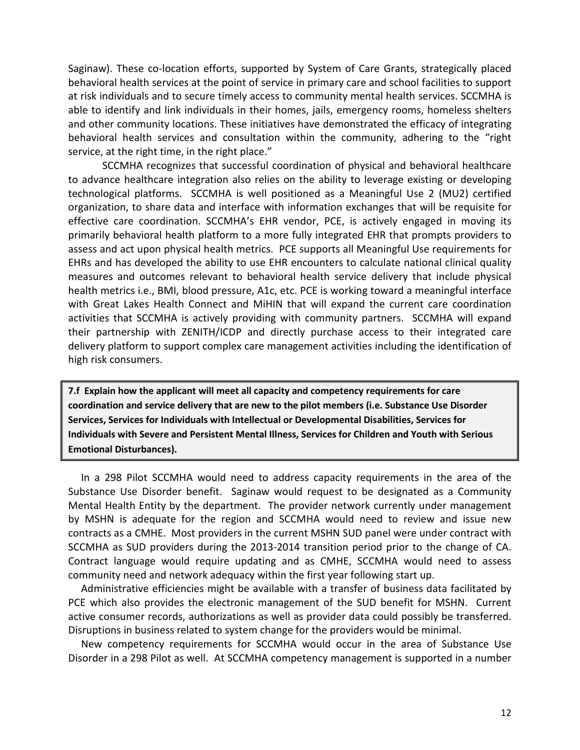Saginaw). These co-location efforts, supported by System of Care Grants, strategically placed behavioral health services at the point of service in primary care and school facilities to support at risk individuals and to secure timely access to community mental health services. SCCMHA is able to identify and link individuals in their homes, jails, emergency rooms, homeless shelters and other community locations. These initiatives have demonstrated the efficacy of integrating behavioral health services and consultation within the community, adhering to the "right service, at the right time, in the right place."

SCCMHA recognizes that successful coordination of physical and behavioral healthcare to advance healthcare integration also relies on the ability to leverage existing or developing technological platforms. SCCMHA is well positioned as a Meaningful Use 2 (MU2) certified organization, to share data and interface with information exchanges that will be requisite for effective care coordination. SCCMHA's EHR vendor, PCE, is actively engaged in moving its primarily behavioral health platform to a more fully integrated EHR that prompts providers to assess and act upon physical health metrics. PCE supports all Meaningful Use requirements for EHRs and has developed the ability to use EHR encounters to calculate national clinical quality measures and outcomes relevant to behavioral health service delivery that include physical health metrics i.e., BMI, blood pressure, A1c, etc. PCE is working toward a meaningful interface with Great Lakes Health Connect and MiHIN that will expand the current care coordination activities that SCCMHA is actively providing with community partners. SCCMHA will expand their partnership with ZENITH/ICDP and directly purchase access to their integrated care delivery platform to support complex care management activities including the identification of high risk consumers.

**7.f Explain how the applicant will meet all capacity and competency requirements for care coordination and service delivery that are new to the pilot members (i.e. Substance Use Disorder Services, Services for Individuals with Intellectual or Developmental Disabilities, Services for Individuals with Severe and Persistent Mental Illness, Services for Children and Youth with Serious Emotional Disturbances).**

In a 298 Pilot SCCMHA would need to address capacity requirements in the area of the Substance Use Disorder benefit. Saginaw would request to be designated as a Community Mental Health Entity by the department. The provider network currently under management by MSHN is adequate for the region and SCCMHA would need to review and issue new contracts as a CMHE. Most providers in the current MSHN SUD panel were under contract with SCCMHA as SUD providers during the 2013-2014 transition period prior to the change of CA. Contract language would require updating and as CMHE, SCCMHA would need to assess community need and network adequacy within the first year following start up.

Administrative efficiencies might be available with a transfer of business data facilitated by PCE which also provides the electronic management of the SUD benefit for MSHN. Current active consumer records, authorizations as well as provider data could possibly be transferred. Disruptions in business related to system change for the providers would be minimal.

New competency requirements for SCCMHA would occur in the area of Substance Use Disorder in a 298 Pilot as well. At SCCMHA competency management is supported in a number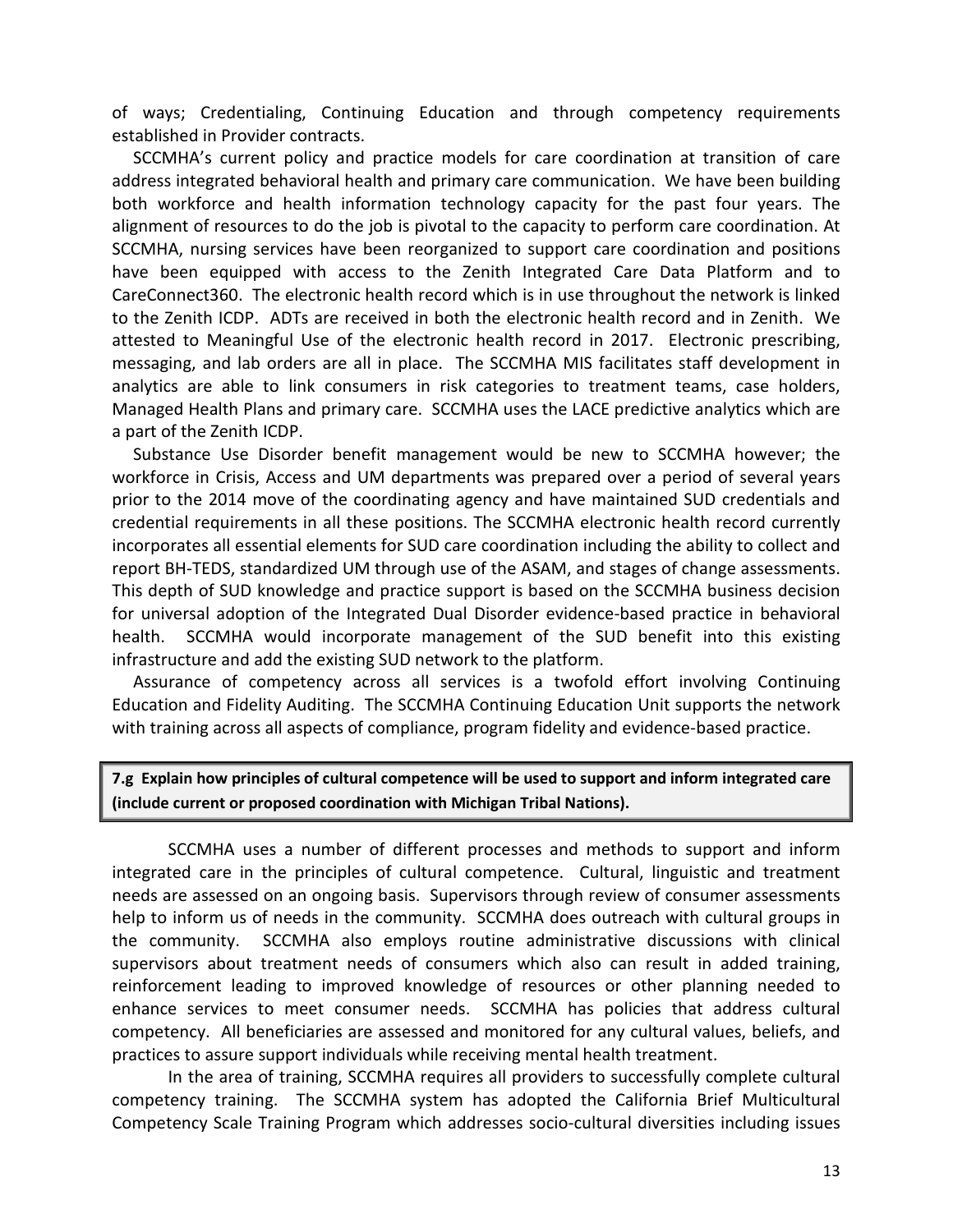of ways; Credentialing, Continuing Education and through competency requirements established in Provider contracts.

SCCMHA's current policy and practice models for care coordination at transition of care address integrated behavioral health and primary care communication. We have been building both workforce and health information technology capacity for the past four years. The alignment of resources to do the job is pivotal to the capacity to perform care coordination. At SCCMHA, nursing services have been reorganized to support care coordination and positions have been equipped with access to the Zenith Integrated Care Data Platform and to CareConnect360. The electronic health record which is in use throughout the network is linked to the Zenith ICDP. ADTs are received in both the electronic health record and in Zenith. We attested to Meaningful Use of the electronic health record in 2017. Electronic prescribing, messaging, and lab orders are all in place. The SCCMHA MIS facilitates staff development in analytics are able to link consumers in risk categories to treatment teams, case holders, Managed Health Plans and primary care. SCCMHA uses the LACE predictive analytics which are a part of the Zenith ICDP.

Substance Use Disorder benefit management would be new to SCCMHA however; the workforce in Crisis, Access and UM departments was prepared over a period of several years prior to the 2014 move of the coordinating agency and have maintained SUD credentials and credential requirements in all these positions. The SCCMHA electronic health record currently incorporates all essential elements for SUD care coordination including the ability to collect and report BH-TEDS, standardized UM through use of the ASAM, and stages of change assessments. This depth of SUD knowledge and practice support is based on the SCCMHA business decision for universal adoption of the Integrated Dual Disorder evidence-based practice in behavioral health. SCCMHA would incorporate management of the SUD benefit into this existing infrastructure and add the existing SUD network to the platform.

Assurance of competency across all services is a twofold effort involving Continuing Education and Fidelity Auditing. The SCCMHA Continuing Education Unit supports the network with training across all aspects of compliance, program fidelity and evidence-based practice.

**7.g Explain how principles of cultural competence will be used to support and inform integrated care (include current or proposed coordination with Michigan Tribal Nations).**

SCCMHA uses a number of different processes and methods to support and inform integrated care in the principles of cultural competence. Cultural, linguistic and treatment needs are assessed on an ongoing basis. Supervisors through review of consumer assessments help to inform us of needs in the community. SCCMHA does outreach with cultural groups in the community. SCCMHA also employs routine administrative discussions with clinical supervisors about treatment needs of consumers which also can result in added training, reinforcement leading to improved knowledge of resources or other planning needed to enhance services to meet consumer needs. SCCMHA has policies that address cultural competency. All beneficiaries are assessed and monitored for any cultural values, beliefs, and practices to assure support individuals while receiving mental health treatment.

In the area of training, SCCMHA requires all providers to successfully complete cultural competency training. The SCCMHA system has adopted the California Brief Multicultural Competency Scale Training Program which addresses socio-cultural diversities including issues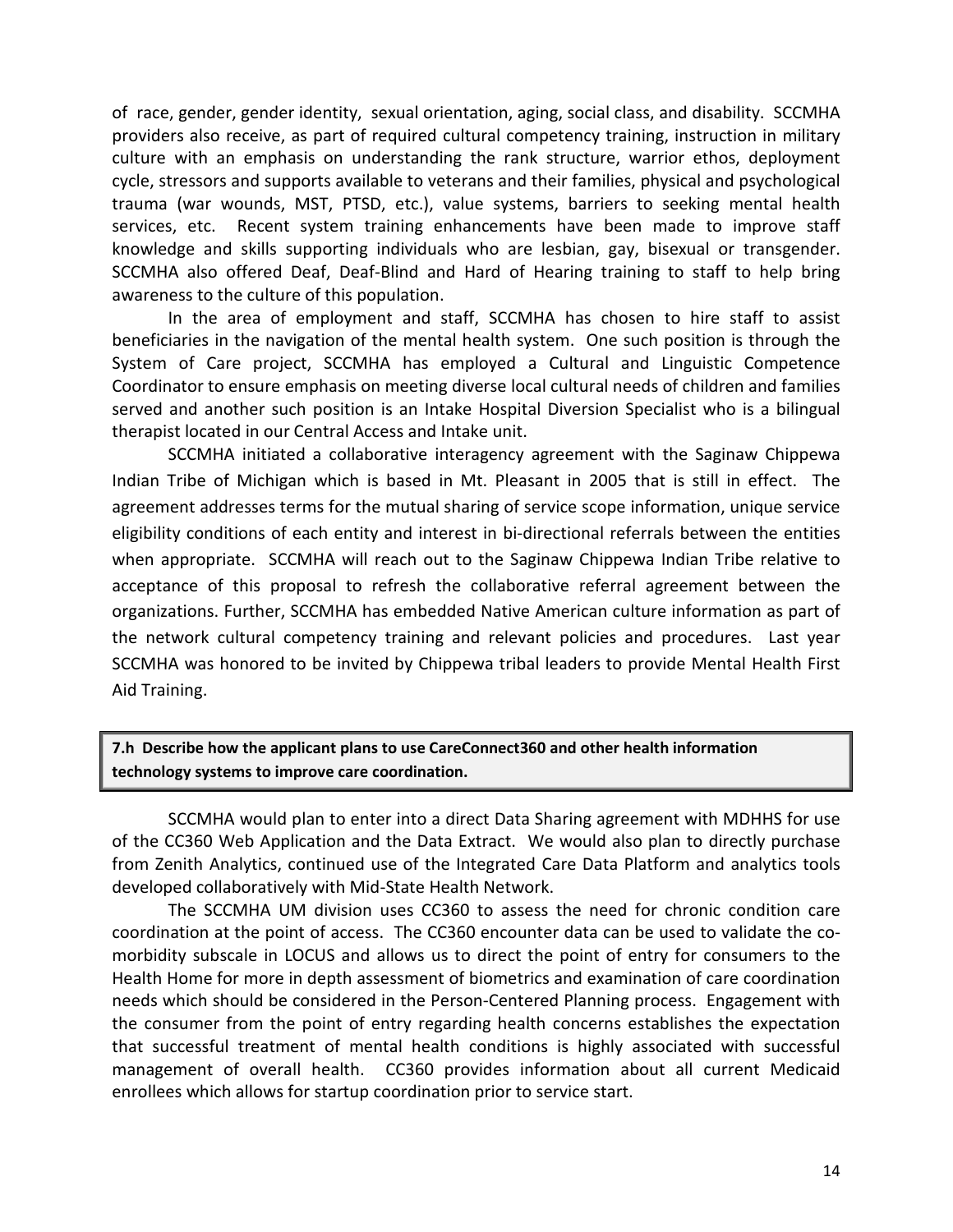of race, gender, gender identity, sexual orientation, aging, social class, and disability. SCCMHA providers also receive, as part of required cultural competency training, instruction in military culture with an emphasis on understanding the rank structure, warrior ethos, deployment cycle, stressors and supports available to veterans and their families, physical and psychological trauma (war wounds, MST, PTSD, etc.), value systems, barriers to seeking mental health services, etc. Recent system training enhancements have been made to improve staff knowledge and skills supporting individuals who are lesbian, gay, bisexual or transgender. SCCMHA also offered Deaf, Deaf-Blind and Hard of Hearing training to staff to help bring awareness to the culture of this population.

In the area of employment and staff, SCCMHA has chosen to hire staff to assist beneficiaries in the navigation of the mental health system. One such position is through the System of Care project, SCCMHA has employed a Cultural and Linguistic Competence Coordinator to ensure emphasis on meeting diverse local cultural needs of children and families served and another such position is an Intake Hospital Diversion Specialist who is a bilingual therapist located in our Central Access and Intake unit.

SCCMHA initiated a collaborative interagency agreement with the Saginaw Chippewa Indian Tribe of Michigan which is based in Mt. Pleasant in 2005 that is still in effect. The agreement addresses terms for the mutual sharing of service scope information, unique service eligibility conditions of each entity and interest in bi-directional referrals between the entities when appropriate. SCCMHA will reach out to the Saginaw Chippewa Indian Tribe relative to acceptance of this proposal to refresh the collaborative referral agreement between the organizations. Further, SCCMHA has embedded Native American culture information as part of the network cultural competency training and relevant policies and procedures. Last year SCCMHA was honored to be invited by Chippewa tribal leaders to provide Mental Health First Aid Training.

**7.h Describe how the applicant plans to use CareConnect360 and other health information technology systems to improve care coordination.**

SCCMHA would plan to enter into a direct Data Sharing agreement with MDHHS for use of the CC360 Web Application and the Data Extract. We would also plan to directly purchase from Zenith Analytics, continued use of the Integrated Care Data Platform and analytics tools developed collaboratively with Mid-State Health Network.

The SCCMHA UM division uses CC360 to assess the need for chronic condition care coordination at the point of access. The CC360 encounter data can be used to validate the co-morbidity subscale in LOCUS and allows us to direct the point of entry for consumers to the Health Home for more in depth assessment of biometrics and examination of care coordination needs which should be considered in the Person-Centered Planning process. Engagement with the consumer from the point of entry regarding health concerns establishes the expectation that successful treatment of mental health conditions is highly associated with successful management of overall health. CC360 provides information about all current Medicaid enrollees which allows for startup coordination prior to service start.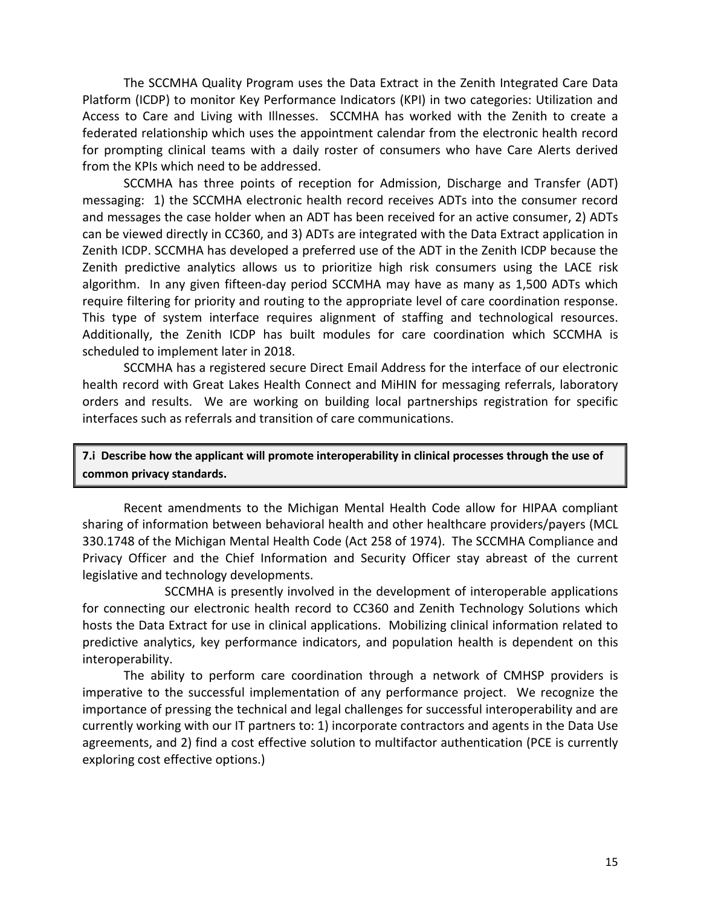The SCCMHA Quality Program uses the Data Extract in the Zenith Integrated Care Data Platform (ICDP) to monitor Key Performance Indicators (KPI) in two categories: Utilization and Access to Care and Living with Illnesses. SCCMHA has worked with the Zenith to create a federated relationship which uses the appointment calendar from the electronic health record for prompting clinical teams with a daily roster of consumers who have Care Alerts derived from the KPIs which need to be addressed.

SCCMHA has three points of reception for Admission, Discharge and Transfer (ADT) messaging: 1) the SCCMHA electronic health record receives ADTs into the consumer record and messages the case holder when an ADT has been received for an active consumer, 2) ADTs can be viewed directly in CC360, and 3) ADTs are integrated with the Data Extract application in Zenith ICDP. SCCMHA has developed a preferred use of the ADT in the Zenith ICDP because the Zenith predictive analytics allows us to prioritize high risk consumers using the LACE risk algorithm. In any given fifteen-day period SCCMHA may have as many as 1,500 ADTs which require filtering for priority and routing to the appropriate level of care coordination response. This type of system interface requires alignment of staffing and technological resources. Additionally, the Zenith ICDP has built modules for care coordination which SCCMHA is scheduled to implement later in 2018.

SCCMHA has a registered secure Direct Email Address for the interface of our electronic health record with Great Lakes Health Connect and MiHIN for messaging referrals, laboratory orders and results. We are working on building local partnerships registration for specific interfaces such as referrals and transition of care communications.

**7.i Describe how the applicant will promote interoperability in clinical processes through the use of common privacy standards.**

Recent amendments to the Michigan Mental Health Code allow for HIPAA compliant sharing of information between behavioral health and other healthcare providers/payers (MCL 330.1748 of the Michigan Mental Health Code (Act 258 of 1974). The SCCMHA Compliance and Privacy Officer and the Chief Information and Security Officer stay abreast of the current legislative and technology developments.

SCCMHA is presently involved in the development of interoperable applications for connecting our electronic health record to CC360 and Zenith Technology Solutions which hosts the Data Extract for use in clinical applications. Mobilizing clinical information related to predictive analytics, key performance indicators, and population health is dependent on this interoperability.

The ability to perform care coordination through a network of CMHSP providers is imperative to the successful implementation of any performance project. We recognize the importance of pressing the technical and legal challenges for successful interoperability and are currently working with our IT partners to: 1) incorporate contractors and agents in the Data Use agreements, and 2) find a cost effective solution to multifactor authentication (PCE is currently exploring cost effective options.)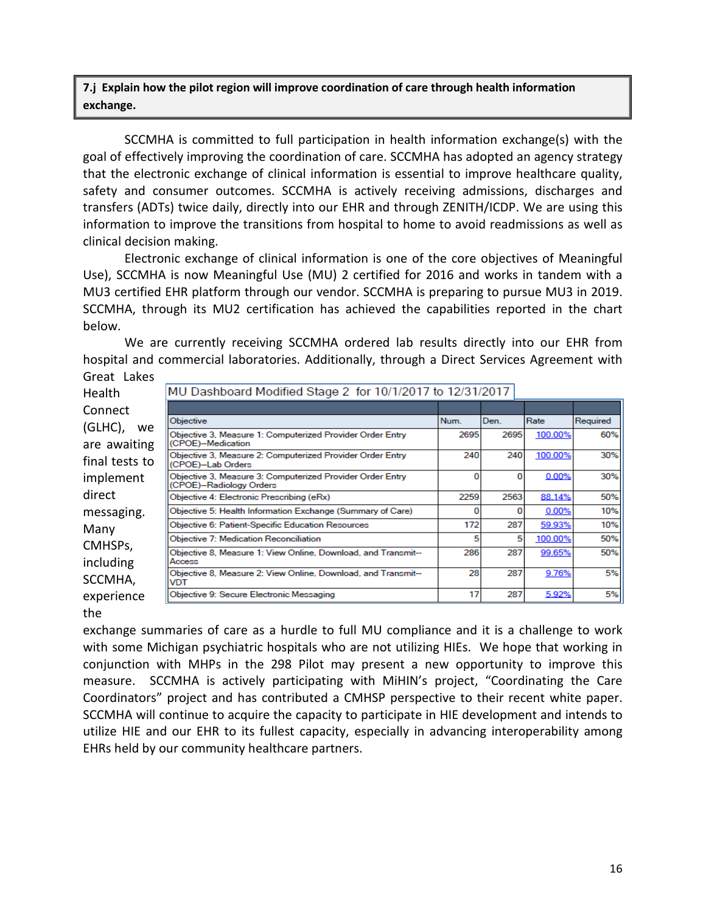**7.j Explain how the pilot region will improve coordination of care through health information exchange.**

SCCMHA is committed to full participation in health information exchange(s) with the goal of effectively improving the coordination of care. SCCMHA has adopted an agency strategy that the electronic exchange of clinical information is essential to improve healthcare quality, safety and consumer outcomes. SCCMHA is actively receiving admissions, discharges and transfers (ADTs) twice daily, directly into our EHR and through ZENITH/ICDP. We are using this information to improve the transitions from hospital to home to avoid readmissions as well as clinical decision making.

Electronic exchange of clinical information is one of the core objectives of Meaningful Use), SCCMHA is now Meaningful Use (MU) 2 certified for 2016 and works in tandem with a MU3 certified EHR platform through our vendor. SCCMHA is preparing to pursue MU3 in 2019. SCCMHA, through its MU2 certification has achieved the capabilities reported in the chart below.

We are currently receiving SCCMHA ordered lab results directly into our EHR from hospital and commercial laboratories. Additionally, through a Direct Services Agreement with Great Lakes Health Connect (GLHC), we are awaiting final tests to implement direct messaging. Many CMHSPs, including SCCMHA, experience the exchange summaries of care as a hurdle to full MU compliance and it is a challenge to work with some Michigan psychiatric hospitals who are not utilizing HIEs. We hope that working in conjunction with MHPs in the 298 Pilot may present a new opportunity to improve this measure. SCCMHA is actively participating with MiHIN's project, "Coordinating the Care Coordinators" project and has contributed a CMHSP perspective to their recent white paper. SCCMHA will continue to acquire the capacity to participate in HIE development and intends to utilize HIE and our EHR to its fullest capacity, especially in advancing interoperability among EHRs held by our community healthcare partners.

**MU Dashboard Modified Stage 2 for 10/1/2017 to 12/31/2017**

| Objective | Num. | Den. | Rate | Required |
|---|---|---|---|---|
| Objective 3, Measure 1: Computerized Provider Order Entry (CPOE)--Medication | 2695 | 2695 | 100.00% | 60% |
| Objective 3, Measure 2: Computerized Provider Order Entry (CPOE)--Lab Orders | 240 | 240 | 100.00% | 30% |
| Objective 3, Measure 3: Computerized Provider Order Entry (CPOE)--Radiology Orders | 0 | 0 | 0.00% | 30% |
| Objective 4: Electronic Prescribing (eRx) | 2259 | 2563 | 88.14% | 50% |
| Objective 5: Health Information Exchange (Summary of Care) | 0 | 0 | 0.00% | 10% |
| Objective 6: Patient-Specific Education Resources | 172 | 287 | 59.93% | 10% |
| Objective 7: Medication Reconciliation | 5 | 5 | 100.00% | 50% |
| Objective 8, Measure 1: View Online, Download, and Transmit--Access | 286 | 287 | 99.65% | 50% |
| Objective 8, Measure 2: View Online, Download, and Transmit--VDT | 28 | 287 | 9.76% | 5% |
| Objective 9: Secure Electronic Messaging | 17 | 287 | 5.92% | 5% |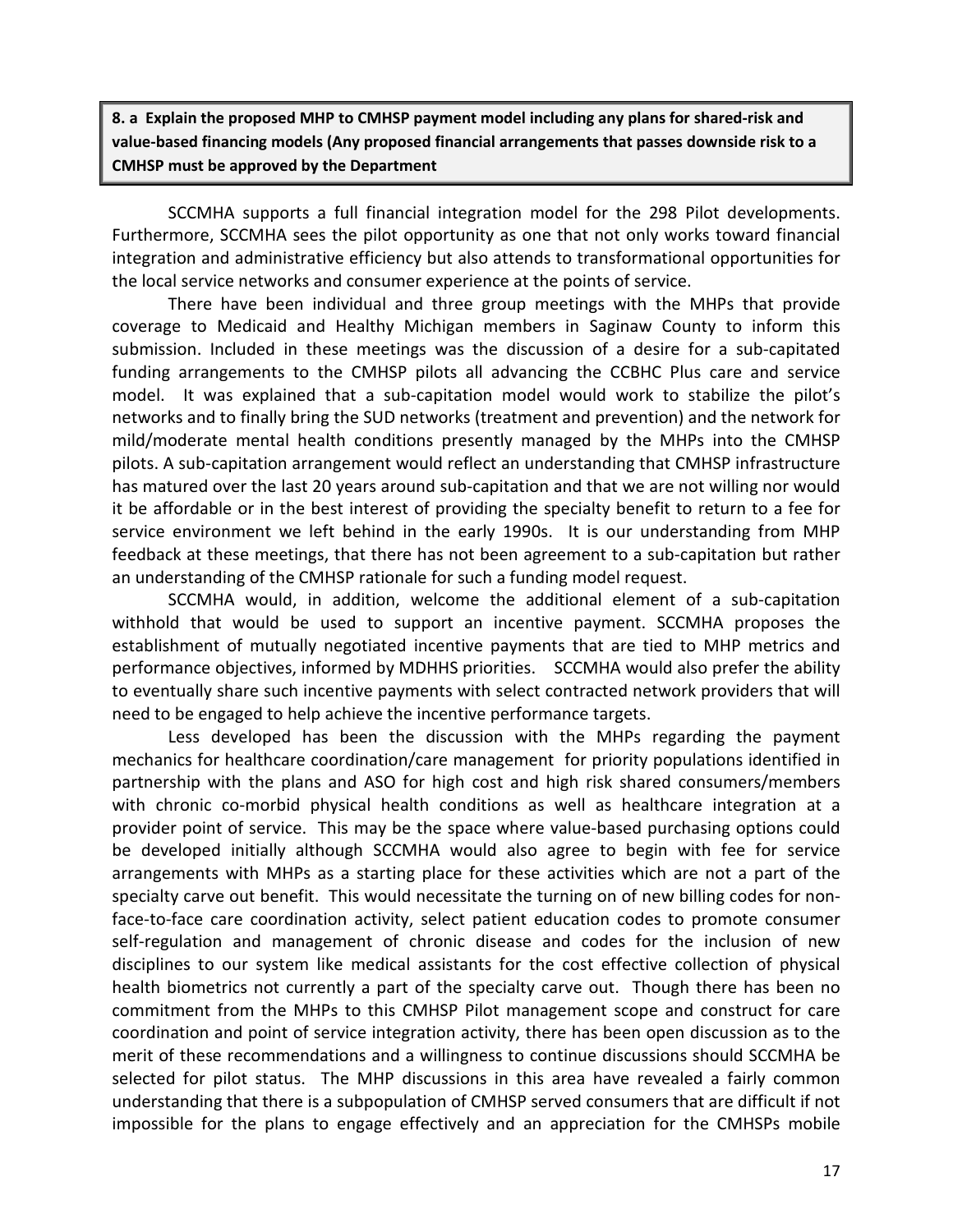**8. a Explain the proposed MHP to CMHSP payment model including any plans for shared-risk and value-based financing models (Any proposed financial arrangements that passes downside risk to a CMHSP must be approved by the Department**

SCCMHA supports a full financial integration model for the 298 Pilot developments. Furthermore, SCCMHA sees the pilot opportunity as one that not only works toward financial integration and administrative efficiency but also attends to transformational opportunities for the local service networks and consumer experience at the points of service.

There have been individual and three group meetings with the MHPs that provide coverage to Medicaid and Healthy Michigan members in Saginaw County to inform this submission. Included in these meetings was the discussion of a desire for a sub-capitated funding arrangements to the CMHSP pilots all advancing the CCBHC Plus care and service model. It was explained that a sub-capitation model would work to stabilize the pilot's networks and to finally bring the SUD networks (treatment and prevention) and the network for mild/moderate mental health conditions presently managed by the MHPs into the CMHSP pilots. A sub-capitation arrangement would reflect an understanding that CMHSP infrastructure has matured over the last 20 years around sub-capitation and that we are not willing nor would it be affordable or in the best interest of providing the specialty benefit to return to a fee for service environment we left behind in the early 1990s. It is our understanding from MHP feedback at these meetings, that there has not been agreement to a sub-capitation but rather an understanding of the CMHSP rationale for such a funding model request.

SCCMHA would, in addition, welcome the additional element of a sub-capitation withhold that would be used to support an incentive payment. SCCMHA proposes the establishment of mutually negotiated incentive payments that are tied to MHP metrics and performance objectives, informed by MDHHS priorities. SCCMHA would also prefer the ability to eventually share such incentive payments with select contracted network providers that will need to be engaged to help achieve the incentive performance targets.

Less developed has been the discussion with the MHPs regarding the payment mechanics for healthcare coordination/care management for priority populations identified in partnership with the plans and ASO for high cost and high risk shared consumers/members with chronic co-morbid physical health conditions as well as healthcare integration at a provider point of service. This may be the space where value-based purchasing options could be developed initially although SCCMHA would also agree to begin with fee for service arrangements with MHPs as a starting place for these activities which are not a part of the specialty carve out benefit. This would necessitate the turning on of new billing codes for non-face-to-face care coordination activity, select patient education codes to promote consumer self-regulation and management of chronic disease and codes for the inclusion of new disciplines to our system like medical assistants for the cost effective collection of physical health biometrics not currently a part of the specialty carve out. Though there has been no commitment from the MHPs to this CMHSP Pilot management scope and construct for care coordination and point of service integration activity, there has been open discussion as to the merit of these recommendations and a willingness to continue discussions should SCCMHA be selected for pilot status. The MHP discussions in this area have revealed a fairly common understanding that there is a subpopulation of CMHSP served consumers that are difficult if not impossible for the plans to engage effectively and an appreciation for the CMHSPs mobile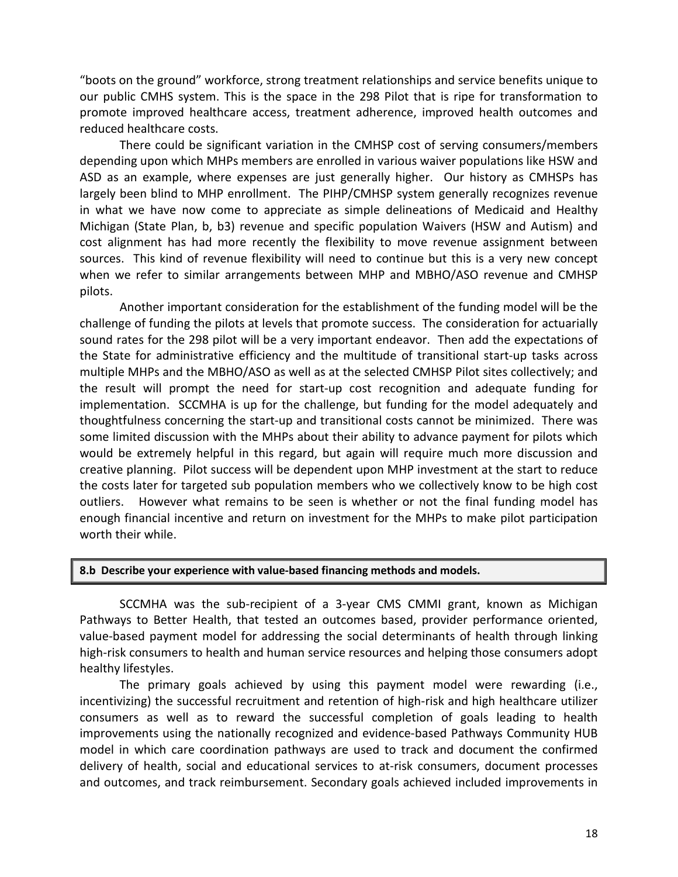"boots on the ground" workforce, strong treatment relationships and service benefits unique to our public CMHS system. This is the space in the 298 Pilot that is ripe for transformation to promote improved healthcare access, treatment adherence, improved health outcomes and reduced healthcare costs.

There could be significant variation in the CMHSP cost of serving consumers/members depending upon which MHPs members are enrolled in various waiver populations like HSW and ASD as an example, where expenses are just generally higher. Our history as CMHSPs has largely been blind to MHP enrollment. The PIHP/CMHSP system generally recognizes revenue in what we have now come to appreciate as simple delineations of Medicaid and Healthy Michigan (State Plan, b, b3) revenue and specific population Waivers (HSW and Autism) and cost alignment has had more recently the flexibility to move revenue assignment between sources. This kind of revenue flexibility will need to continue but this is a very new concept when we refer to similar arrangements between MHP and MBHO/ASO revenue and CMHSP pilots.

Another important consideration for the establishment of the funding model will be the challenge of funding the pilots at levels that promote success. The consideration for actuarially sound rates for the 298 pilot will be a very important endeavor. Then add the expectations of the State for administrative efficiency and the multitude of transitional start-up tasks across multiple MHPs and the MBHO/ASO as well as at the selected CMHSP Pilot sites collectively; and the result will prompt the need for start-up cost recognition and adequate funding for implementation. SCCMHA is up for the challenge, but funding for the model adequately and thoughtfulness concerning the start-up and transitional costs cannot be minimized. There was some limited discussion with the MHPs about their ability to advance payment for pilots which would be extremely helpful in this regard, but again will require much more discussion and creative planning. Pilot success will be dependent upon MHP investment at the start to reduce the costs later for targeted sub population members who we collectively know to be high cost outliers. However what remains to be seen is whether or not the final funding model has enough financial incentive and return on investment for the MHPs to make pilot participation worth their while.

**8.b Describe your experience with value-based financing methods and models.**

SCCMHA was the sub-recipient of a 3-year CMS CMMI grant, known as Michigan Pathways to Better Health, that tested an outcomes based, provider performance oriented, value-based payment model for addressing the social determinants of health through linking high-risk consumers to health and human service resources and helping those consumers adopt healthy lifestyles.

The primary goals achieved by using this payment model were rewarding (i.e., incentivizing) the successful recruitment and retention of high-risk and high healthcare utilizer consumers as well as to reward the successful completion of goals leading to health improvements using the nationally recognized and evidence-based Pathways Community HUB model in which care coordination pathways are used to track and document the confirmed delivery of health, social and educational services to at-risk consumers, document processes and outcomes, and track reimbursement. Secondary goals achieved included improvements in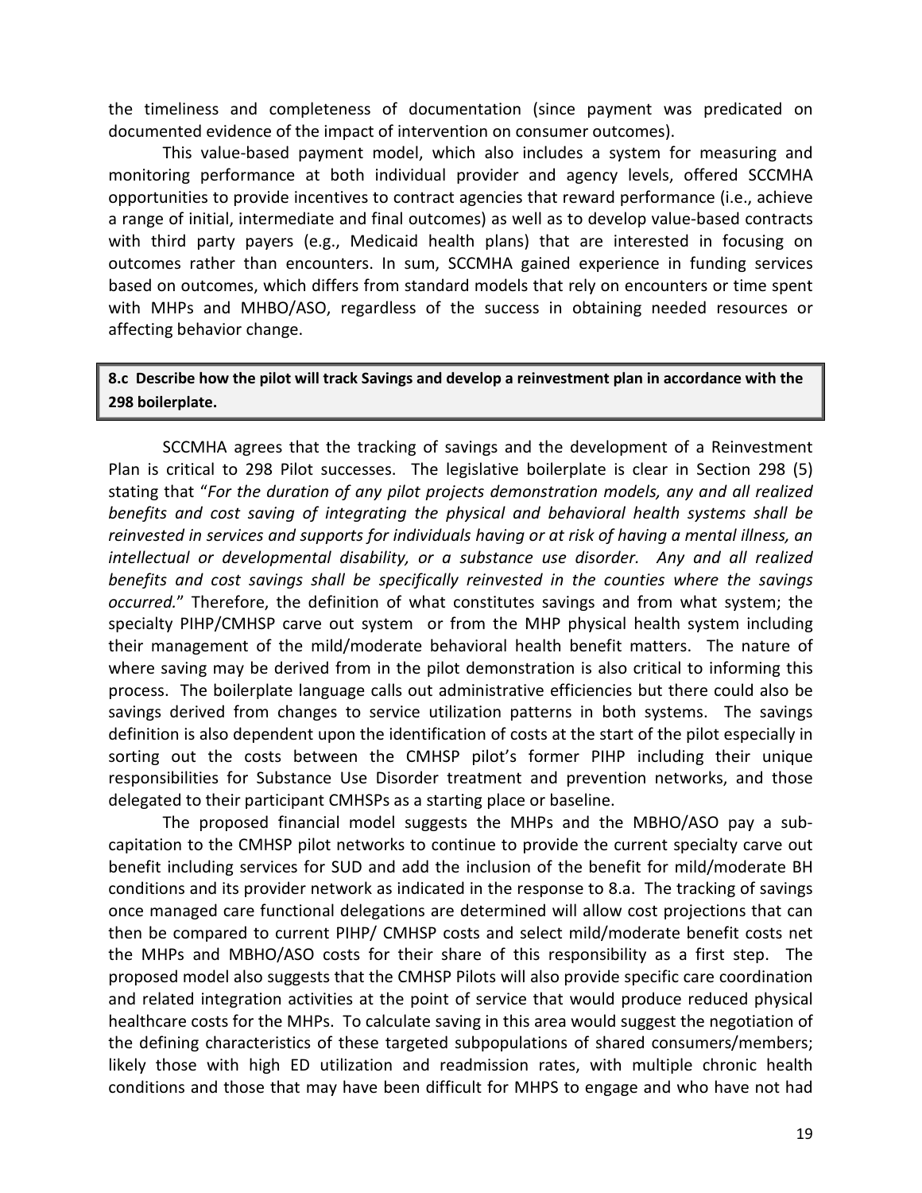the timeliness and completeness of documentation (since payment was predicated on documented evidence of the impact of intervention on consumer outcomes).

This value-based payment model, which also includes a system for measuring and monitoring performance at both individual provider and agency levels, offered SCCMHA opportunities to provide incentives to contract agencies that reward performance (i.e., achieve a range of initial, intermediate and final outcomes) as well as to develop value-based contracts with third party payers (e.g., Medicaid health plans) that are interested in focusing on outcomes rather than encounters. In sum, SCCMHA gained experience in funding services based on outcomes, which differs from standard models that rely on encounters or time spent with MHPs and MHBO/ASO, regardless of the success in obtaining needed resources or affecting behavior change.

**8.c Describe how the pilot will track Savings and develop a reinvestment plan in accordance with the 298 boilerplate.**

SCCMHA agrees that the tracking of savings and the development of a Reinvestment Plan is critical to 298 Pilot successes. The legislative boilerplate is clear in Section 298 (5) stating that "*For the duration of any pilot projects demonstration models, any and all realized benefits and cost saving of integrating the physical and behavioral health systems shall be reinvested in services and supports for individuals having or at risk of having a mental illness, an intellectual or developmental disability, or a substance use disorder. Any and all realized benefits and cost savings shall be specifically reinvested in the counties where the savings occurred.*" Therefore, the definition of what constitutes savings and from what system; the specialty PIHP/CMHSP carve out system or from the MHP physical health system including their management of the mild/moderate behavioral health benefit matters. The nature of where saving may be derived from in the pilot demonstration is also critical to informing this process. The boilerplate language calls out administrative efficiencies but there could also be savings derived from changes to service utilization patterns in both systems. The savings definition is also dependent upon the identification of costs at the start of the pilot especially in sorting out the costs between the CMHSP pilot's former PIHP including their unique responsibilities for Substance Use Disorder treatment and prevention networks, and those delegated to their participant CMHSPs as a starting place or baseline.

The proposed financial model suggests the MHPs and the MBHO/ASO pay a sub-capitation to the CMHSP pilot networks to continue to provide the current specialty carve out benefit including services for SUD and add the inclusion of the benefit for mild/moderate BH conditions and its provider network as indicated in the response to 8.a. The tracking of savings once managed care functional delegations are determined will allow cost projections that can then be compared to current PIHP/ CMHSP costs and select mild/moderate benefit costs net the MHPs and MBHO/ASO costs for their share of this responsibility as a first step. The proposed model also suggests that the CMHSP Pilots will also provide specific care coordination and related integration activities at the point of service that would produce reduced physical healthcare costs for the MHPs. To calculate saving in this area would suggest the negotiation of the defining characteristics of these targeted subpopulations of shared consumers/members; likely those with high ED utilization and readmission rates, with multiple chronic health conditions and those that may have been difficult for MHPS to engage and who have not had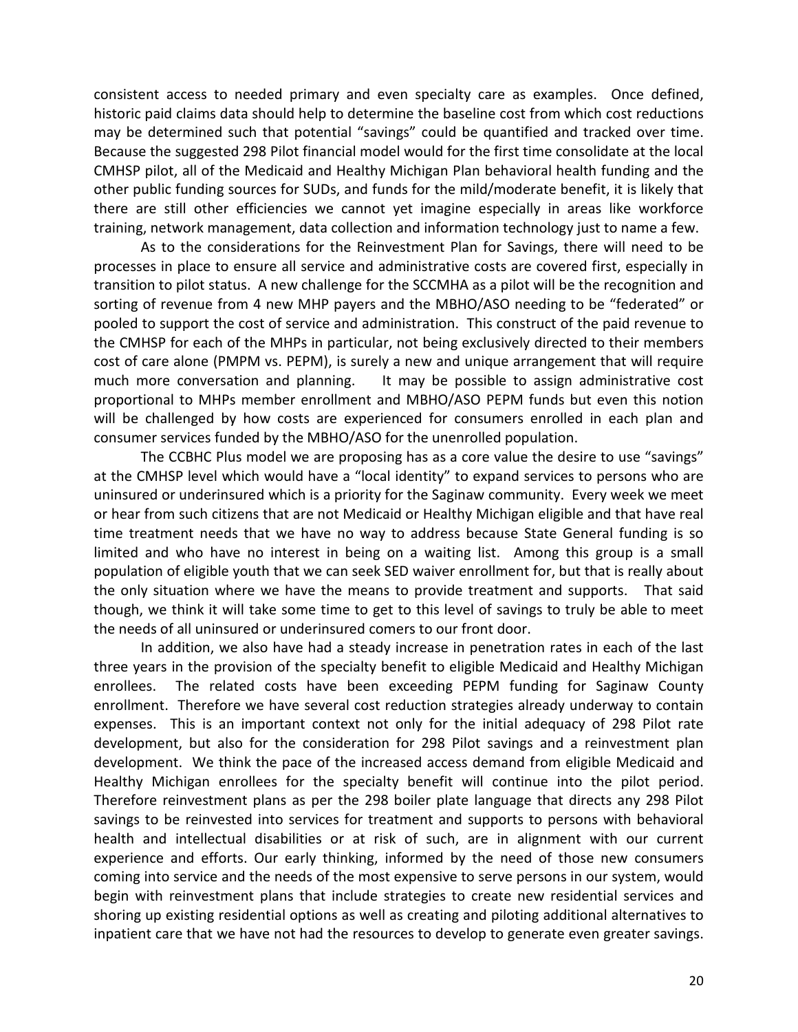consistent access to needed primary and even specialty care as examples. Once defined, historic paid claims data should help to determine the baseline cost from which cost reductions may be determined such that potential "savings" could be quantified and tracked over time. Because the suggested 298 Pilot financial model would for the first time consolidate at the local CMHSP pilot, all of the Medicaid and Healthy Michigan Plan behavioral health funding and the other public funding sources for SUDs, and funds for the mild/moderate benefit, it is likely that there are still other efficiencies we cannot yet imagine especially in areas like workforce training, network management, data collection and information technology just to name a few.

As to the considerations for the Reinvestment Plan for Savings, there will need to be processes in place to ensure all service and administrative costs are covered first, especially in transition to pilot status. A new challenge for the SCCMHA as a pilot will be the recognition and sorting of revenue from 4 new MHP payers and the MBHO/ASO needing to be "federated" or pooled to support the cost of service and administration. This construct of the paid revenue to the CMHSP for each of the MHPs in particular, not being exclusively directed to their members cost of care alone (PMPM vs. PEPM), is surely a new and unique arrangement that will require much more conversation and planning. It may be possible to assign administrative cost proportional to MHPs member enrollment and MBHO/ASO PEPM funds but even this notion will be challenged by how costs are experienced for consumers enrolled in each plan and consumer services funded by the MBHO/ASO for the unenrolled population.

The CCBHC Plus model we are proposing has as a core value the desire to use "savings" at the CMHSP level which would have a "local identity" to expand services to persons who are uninsured or underinsured which is a priority for the Saginaw community. Every week we meet or hear from such citizens that are not Medicaid or Healthy Michigan eligible and that have real time treatment needs that we have no way to address because State General funding is so limited and who have no interest in being on a waiting list. Among this group is a small population of eligible youth that we can seek SED waiver enrollment for, but that is really about the only situation where we have the means to provide treatment and supports. That said though, we think it will take some time to get to this level of savings to truly be able to meet the needs of all uninsured or underinsured comers to our front door.

In addition, we also have had a steady increase in penetration rates in each of the last three years in the provision of the specialty benefit to eligible Medicaid and Healthy Michigan enrollees. The related costs have been exceeding PEPM funding for Saginaw County enrollment. Therefore we have several cost reduction strategies already underway to contain expenses. This is an important context not only for the initial adequacy of 298 Pilot rate development, but also for the consideration for 298 Pilot savings and a reinvestment plan development. We think the pace of the increased access demand from eligible Medicaid and Healthy Michigan enrollees for the specialty benefit will continue into the pilot period. Therefore reinvestment plans as per the 298 boiler plate language that directs any 298 Pilot savings to be reinvested into services for treatment and supports to persons with behavioral health and intellectual disabilities or at risk of such, are in alignment with our current experience and efforts. Our early thinking, informed by the need of those new consumers coming into service and the needs of the most expensive to serve persons in our system, would begin with reinvestment plans that include strategies to create new residential services and shoring up existing residential options as well as creating and piloting additional alternatives to inpatient care that we have not had the resources to develop to generate even greater savings.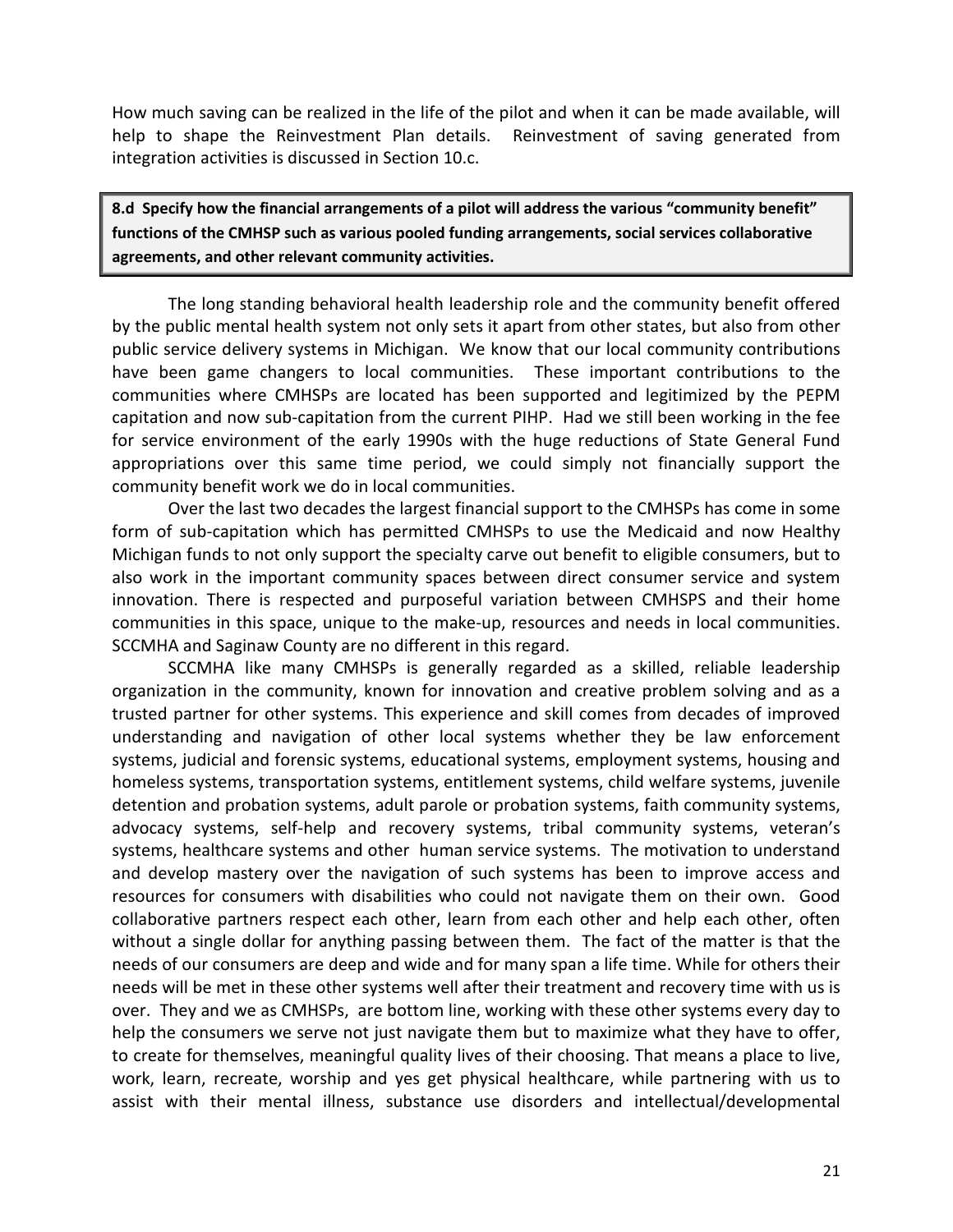How much saving can be realized in the life of the pilot and when it can be made available, will help to shape the Reinvestment Plan details. Reinvestment of saving generated from integration activities is discussed in Section 10.c.

**8.d Specify how the financial arrangements of a pilot will address the various "community benefit" functions of the CMHSP such as various pooled funding arrangements, social services collaborative agreements, and other relevant community activities.**

The long standing behavioral health leadership role and the community benefit offered by the public mental health system not only sets it apart from other states, but also from other public service delivery systems in Michigan. We know that our local community contributions have been game changers to local communities. These important contributions to the communities where CMHSPs are located has been supported and legitimized by the PEPM capitation and now sub-capitation from the current PIHP. Had we still been working in the fee for service environment of the early 1990s with the huge reductions of State General Fund appropriations over this same time period, we could simply not financially support the community benefit work we do in local communities.

Over the last two decades the largest financial support to the CMHSPs has come in some form of sub-capitation which has permitted CMHSPs to use the Medicaid and now Healthy Michigan funds to not only support the specialty carve out benefit to eligible consumers, but to also work in the important community spaces between direct consumer service and system innovation. There is respected and purposeful variation between CMHSPS and their home communities in this space, unique to the make-up, resources and needs in local communities. SCCMHA and Saginaw County are no different in this regard.

SCCMHA like many CMHSPs is generally regarded as a skilled, reliable leadership organization in the community, known for innovation and creative problem solving and as a trusted partner for other systems. This experience and skill comes from decades of improved understanding and navigation of other local systems whether they be law enforcement systems, judicial and forensic systems, educational systems, employment systems, housing and homeless systems, transportation systems, entitlement systems, child welfare systems, juvenile detention and probation systems, adult parole or probation systems, faith community systems, advocacy systems, self-help and recovery systems, tribal community systems, veteran's systems, healthcare systems and other human service systems. The motivation to understand and develop mastery over the navigation of such systems has been to improve access and resources for consumers with disabilities who could not navigate them on their own. Good collaborative partners respect each other, learn from each other and help each other, often without a single dollar for anything passing between them. The fact of the matter is that the needs of our consumers are deep and wide and for many span a life time. While for others their needs will be met in these other systems well after their treatment and recovery time with us is over. They and we as CMHSPs, are bottom line, working with these other systems every day to help the consumers we serve not just navigate them but to maximize what they have to offer, to create for themselves, meaningful quality lives of their choosing. That means a place to live, work, learn, recreate, worship and yes get physical healthcare, while partnering with us to assist with their mental illness, substance use disorders and intellectual/developmental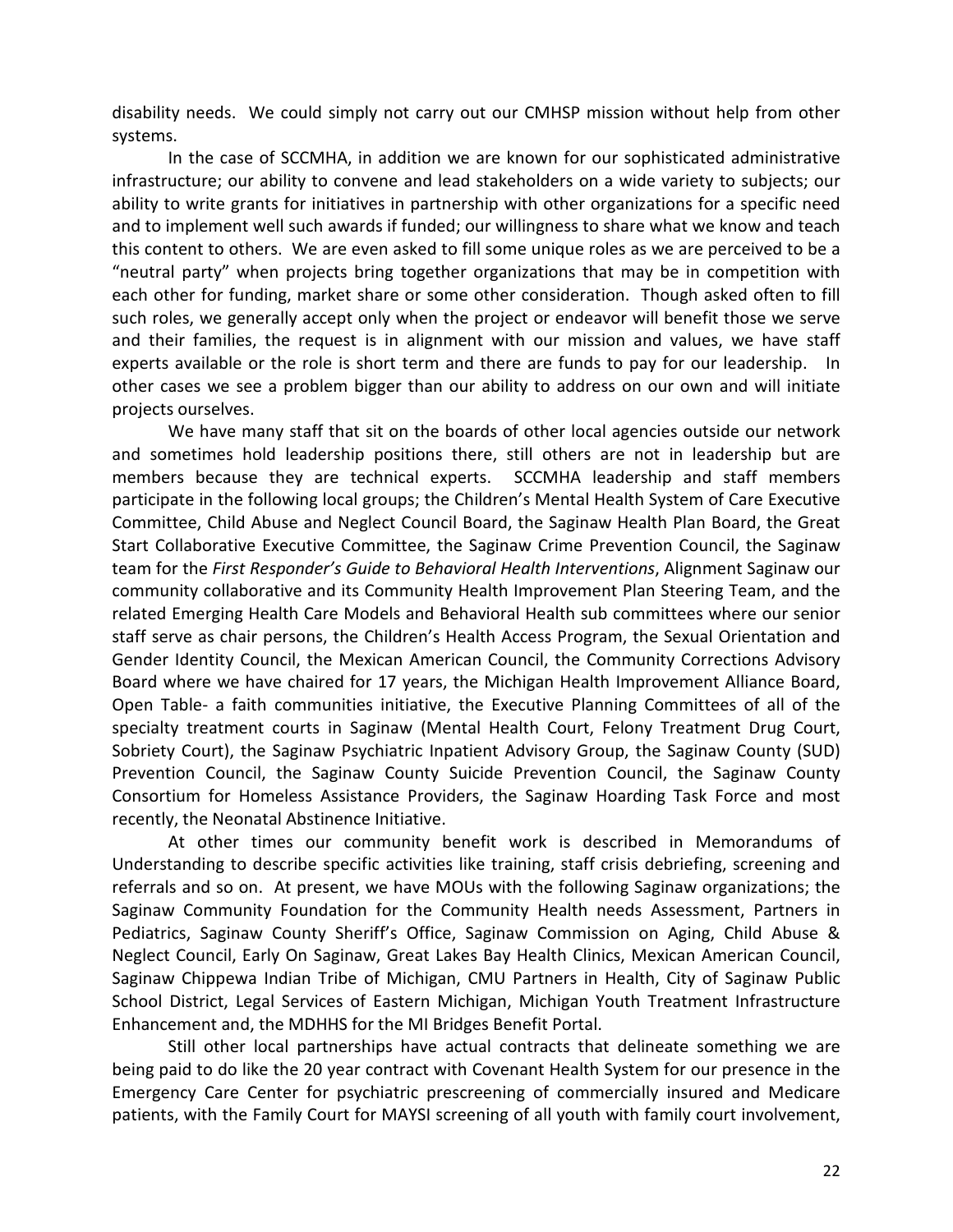disability needs. We could simply not carry out our CMHSP mission without help from other systems.

In the case of SCCMHA, in addition we are known for our sophisticated administrative infrastructure; our ability to convene and lead stakeholders on a wide variety to subjects; our ability to write grants for initiatives in partnership with other organizations for a specific need and to implement well such awards if funded; our willingness to share what we know and teach this content to others. We are even asked to fill some unique roles as we are perceived to be a "neutral party" when projects bring together organizations that may be in competition with each other for funding, market share or some other consideration. Though asked often to fill such roles, we generally accept only when the project or endeavor will benefit those we serve and their families, the request is in alignment with our mission and values, we have staff experts available or the role is short term and there are funds to pay for our leadership. In other cases we see a problem bigger than our ability to address on our own and will initiate projects ourselves.

We have many staff that sit on the boards of other local agencies outside our network and sometimes hold leadership positions there, still others are not in leadership but are members because they are technical experts. SCCMHA leadership and staff members participate in the following local groups; the Children's Mental Health System of Care Executive Committee, Child Abuse and Neglect Council Board, the Saginaw Health Plan Board, the Great Start Collaborative Executive Committee, the Saginaw Crime Prevention Council, the Saginaw team for the *First Responder's Guide to Behavioral Health Interventions*, Alignment Saginaw our community collaborative and its Community Health Improvement Plan Steering Team, and the related Emerging Health Care Models and Behavioral Health sub committees where our senior staff serve as chair persons, the Children's Health Access Program, the Sexual Orientation and Gender Identity Council, the Mexican American Council, the Community Corrections Advisory Board where we have chaired for 17 years, the Michigan Health Improvement Alliance Board, Open Table- a faith communities initiative, the Executive Planning Committees of all of the specialty treatment courts in Saginaw (Mental Health Court, Felony Treatment Drug Court, Sobriety Court), the Saginaw Psychiatric Inpatient Advisory Group, the Saginaw County (SUD) Prevention Council, the Saginaw County Suicide Prevention Council, the Saginaw County Consortium for Homeless Assistance Providers, the Saginaw Hoarding Task Force and most recently, the Neonatal Abstinence Initiative.

At other times our community benefit work is described in Memorandums of Understanding to describe specific activities like training, staff crisis debriefing, screening and referrals and so on. At present, we have MOUs with the following Saginaw organizations; the Saginaw Community Foundation for the Community Health needs Assessment, Partners in Pediatrics, Saginaw County Sheriff's Office, Saginaw Commission on Aging, Child Abuse & Neglect Council, Early On Saginaw, Great Lakes Bay Health Clinics, Mexican American Council, Saginaw Chippewa Indian Tribe of Michigan, CMU Partners in Health, City of Saginaw Public School District, Legal Services of Eastern Michigan, Michigan Youth Treatment Infrastructure Enhancement and, the MDHHS for the MI Bridges Benefit Portal.

Still other local partnerships have actual contracts that delineate something we are being paid to do like the 20 year contract with Covenant Health System for our presence in the Emergency Care Center for psychiatric prescreening of commercially insured and Medicare patients, with the Family Court for MAYSI screening of all youth with family court involvement,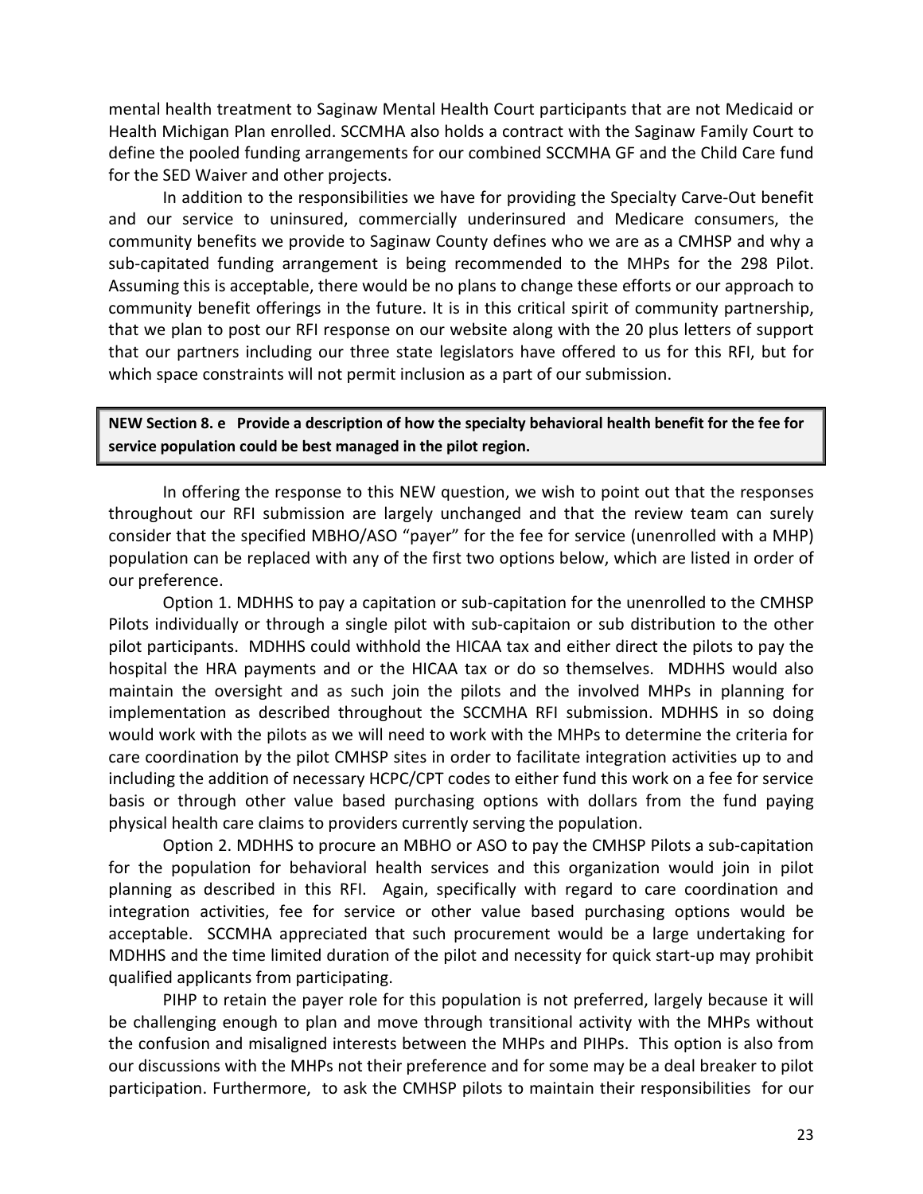mental health treatment to Saginaw Mental Health Court participants that are not Medicaid or Health Michigan Plan enrolled. SCCMHA also holds a contract with the Saginaw Family Court to define the pooled funding arrangements for our combined SCCMHA GF and the Child Care fund for the SED Waiver and other projects.

In addition to the responsibilities we have for providing the Specialty Carve-Out benefit and our service to uninsured, commercially underinsured and Medicare consumers, the community benefits we provide to Saginaw County defines who we are as a CMHSP and why a sub-capitated funding arrangement is being recommended to the MHPs for the 298 Pilot. Assuming this is acceptable, there would be no plans to change these efforts or our approach to community benefit offerings in the future. It is in this critical spirit of community partnership, that we plan to post our RFI response on our website along with the 20 plus letters of support that our partners including our three state legislators have offered to us for this RFI, but for which space constraints will not permit inclusion as a part of our submission.

**NEW Section 8. e Provide a description of how the specialty behavioral health benefit for the fee for service population could be best managed in the pilot region.**

In offering the response to this NEW question, we wish to point out that the responses throughout our RFI submission are largely unchanged and that the review team can surely consider that the specified MBHO/ASO "payer" for the fee for service (unenrolled with a MHP) population can be replaced with any of the first two options below, which are listed in order of our preference.

Option 1. MDHHS to pay a capitation or sub-capitation for the unenrolled to the CMHSP Pilots individually or through a single pilot with sub-capitaion or sub distribution to the other pilot participants. MDHHS could withhold the HICAA tax and either direct the pilots to pay the hospital the HRA payments and or the HICAA tax or do so themselves. MDHHS would also maintain the oversight and as such join the pilots and the involved MHPs in planning for implementation as described throughout the SCCMHA RFI submission. MDHHS in so doing would work with the pilots as we will need to work with the MHPs to determine the criteria for care coordination by the pilot CMHSP sites in order to facilitate integration activities up to and including the addition of necessary HCPC/CPT codes to either fund this work on a fee for service basis or through other value based purchasing options with dollars from the fund paying physical health care claims to providers currently serving the population.

Option 2. MDHHS to procure an MBHO or ASO to pay the CMHSP Pilots a sub-capitation for the population for behavioral health services and this organization would join in pilot planning as described in this RFI. Again, specifically with regard to care coordination and integration activities, fee for service or other value based purchasing options would be acceptable. SCCMHA appreciated that such procurement would be a large undertaking for MDHHS and the time limited duration of the pilot and necessity for quick start-up may prohibit qualified applicants from participating.

PIHP to retain the payer role for this population is not preferred, largely because it will be challenging enough to plan and move through transitional activity with the MHPs without the confusion and misaligned interests between the MHPs and PIHPs. This option is also from our discussions with the MHPs not their preference and for some may be a deal breaker to pilot participation. Furthermore, to ask the CMHSP pilots to maintain their responsibilities for our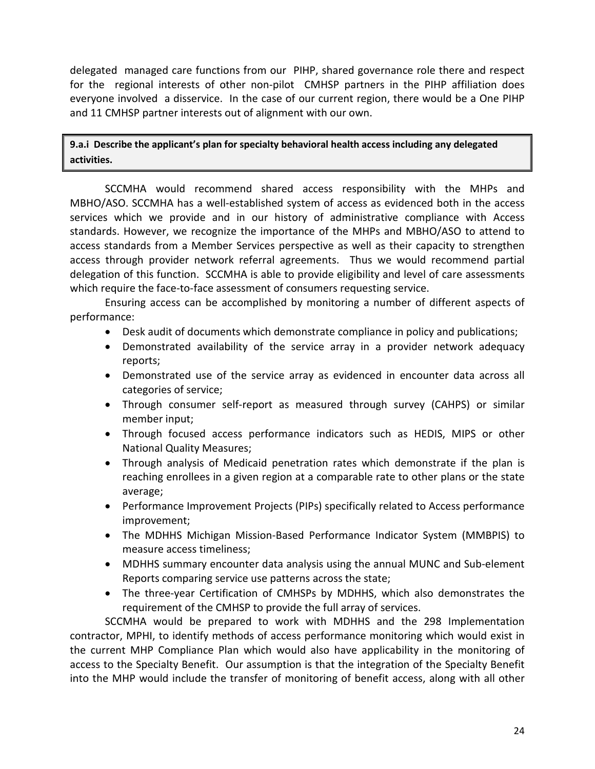delegated managed care functions from our PIHP, shared governance role there and respect for the regional interests of other non-pilot CMHSP partners in the PIHP affiliation does everyone involved a disservice. In the case of our current region, there would be a One PIHP and 11 CMHSP partner interests out of alignment with our own.

**9.a.i Describe the applicant's plan for specialty behavioral health access including any delegated activities.**

SCCMHA would recommend shared access responsibility with the MHPs and MBHO/ASO. SCCMHA has a well-established system of access as evidenced both in the access services which we provide and in our history of administrative compliance with Access standards. However, we recognize the importance of the MHPs and MBHO/ASO to attend to access standards from a Member Services perspective as well as their capacity to strengthen access through provider network referral agreements. Thus we would recommend partial delegation of this function. SCCMHA is able to provide eligibility and level of care assessments which require the face-to-face assessment of consumers requesting service.

Ensuring access can be accomplished by monitoring a number of different aspects of performance:

- Desk audit of documents which demonstrate compliance in policy and publications;
- Demonstrated availability of the service array in a provider network adequacy reports;
- Demonstrated use of the service array as evidenced in encounter data across all categories of service;
- Through consumer self-report as measured through survey (CAHPS) or similar member input;
- Through focused access performance indicators such as HEDIS, MIPS or other National Quality Measures;
- Through analysis of Medicaid penetration rates which demonstrate if the plan is reaching enrollees in a given region at a comparable rate to other plans or the state average;
- Performance Improvement Projects (PIPs) specifically related to Access performance improvement;
- The MDHHS Michigan Mission-Based Performance Indicator System (MMBPIS) to measure access timeliness;
- MDHHS summary encounter data analysis using the annual MUNC and Sub-element Reports comparing service use patterns across the state;
- The three-year Certification of CMHSPs by MDHHS, which also demonstrates the requirement of the CMHSP to provide the full array of services.

SCCMHA would be prepared to work with MDHHS and the 298 Implementation contractor, MPHI, to identify methods of access performance monitoring which would exist in the current MHP Compliance Plan which would also have applicability in the monitoring of access to the Specialty Benefit. Our assumption is that the integration of the Specialty Benefit into the MHP would include the transfer of monitoring of benefit access, along with all other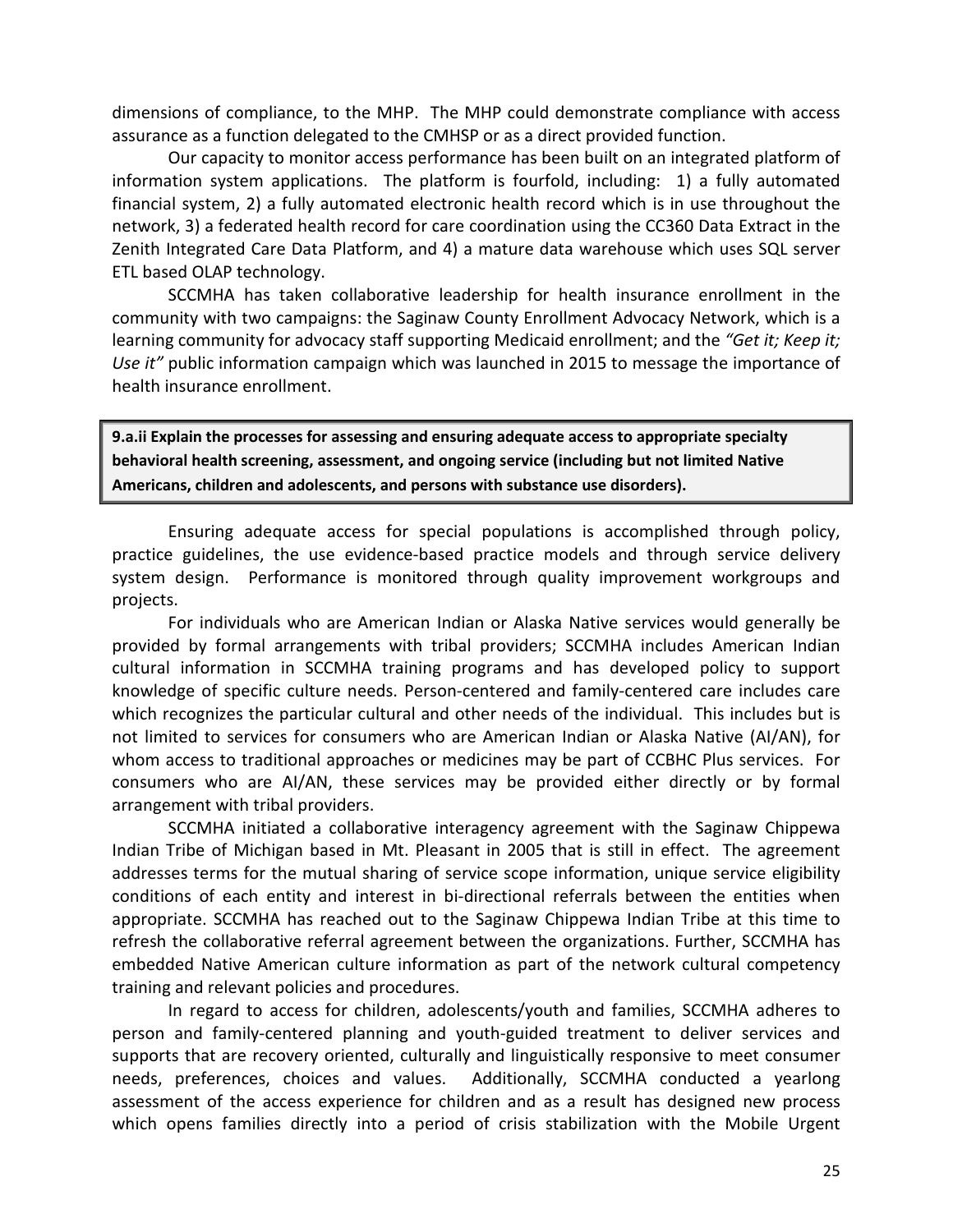dimensions of compliance, to the MHP. The MHP could demonstrate compliance with access assurance as a function delegated to the CMHSP or as a direct provided function.

Our capacity to monitor access performance has been built on an integrated platform of information system applications. The platform is fourfold, including: 1) a fully automated financial system, 2) a fully automated electronic health record which is in use throughout the network, 3) a federated health record for care coordination using the CC360 Data Extract in the Zenith Integrated Care Data Platform, and 4) a mature data warehouse which uses SQL server ETL based OLAP technology.

SCCMHA has taken collaborative leadership for health insurance enrollment in the community with two campaigns: the Saginaw County Enrollment Advocacy Network, which is a learning community for advocacy staff supporting Medicaid enrollment; and the *"Get it; Keep it; Use it"* public information campaign which was launched in 2015 to message the importance of health insurance enrollment.

**9.a.ii Explain the processes for assessing and ensuring adequate access to appropriate specialty behavioral health screening, assessment, and ongoing service (including but not limited Native Americans, children and adolescents, and persons with substance use disorders).**

Ensuring adequate access for special populations is accomplished through policy, practice guidelines, the use evidence-based practice models and through service delivery system design. Performance is monitored through quality improvement workgroups and projects.

For individuals who are American Indian or Alaska Native services would generally be provided by formal arrangements with tribal providers; SCCMHA includes American Indian cultural information in SCCMHA training programs and has developed policy to support knowledge of specific culture needs. Person-centered and family-centered care includes care which recognizes the particular cultural and other needs of the individual. This includes but is not limited to services for consumers who are American Indian or Alaska Native (AI/AN), for whom access to traditional approaches or medicines may be part of CCBHC Plus services. For consumers who are AI/AN, these services may be provided either directly or by formal arrangement with tribal providers.

SCCMHA initiated a collaborative interagency agreement with the Saginaw Chippewa Indian Tribe of Michigan based in Mt. Pleasant in 2005 that is still in effect. The agreement addresses terms for the mutual sharing of service scope information, unique service eligibility conditions of each entity and interest in bi-directional referrals between the entities when appropriate. SCCMHA has reached out to the Saginaw Chippewa Indian Tribe at this time to refresh the collaborative referral agreement between the organizations. Further, SCCMHA has embedded Native American culture information as part of the network cultural competency training and relevant policies and procedures.

In regard to access for children, adolescents/youth and families, SCCMHA adheres to person and family-centered planning and youth-guided treatment to deliver services and supports that are recovery oriented, culturally and linguistically responsive to meet consumer needs, preferences, choices and values. Additionally, SCCMHA conducted a yearlong assessment of the access experience for children and as a result has designed new process which opens families directly into a period of crisis stabilization with the Mobile Urgent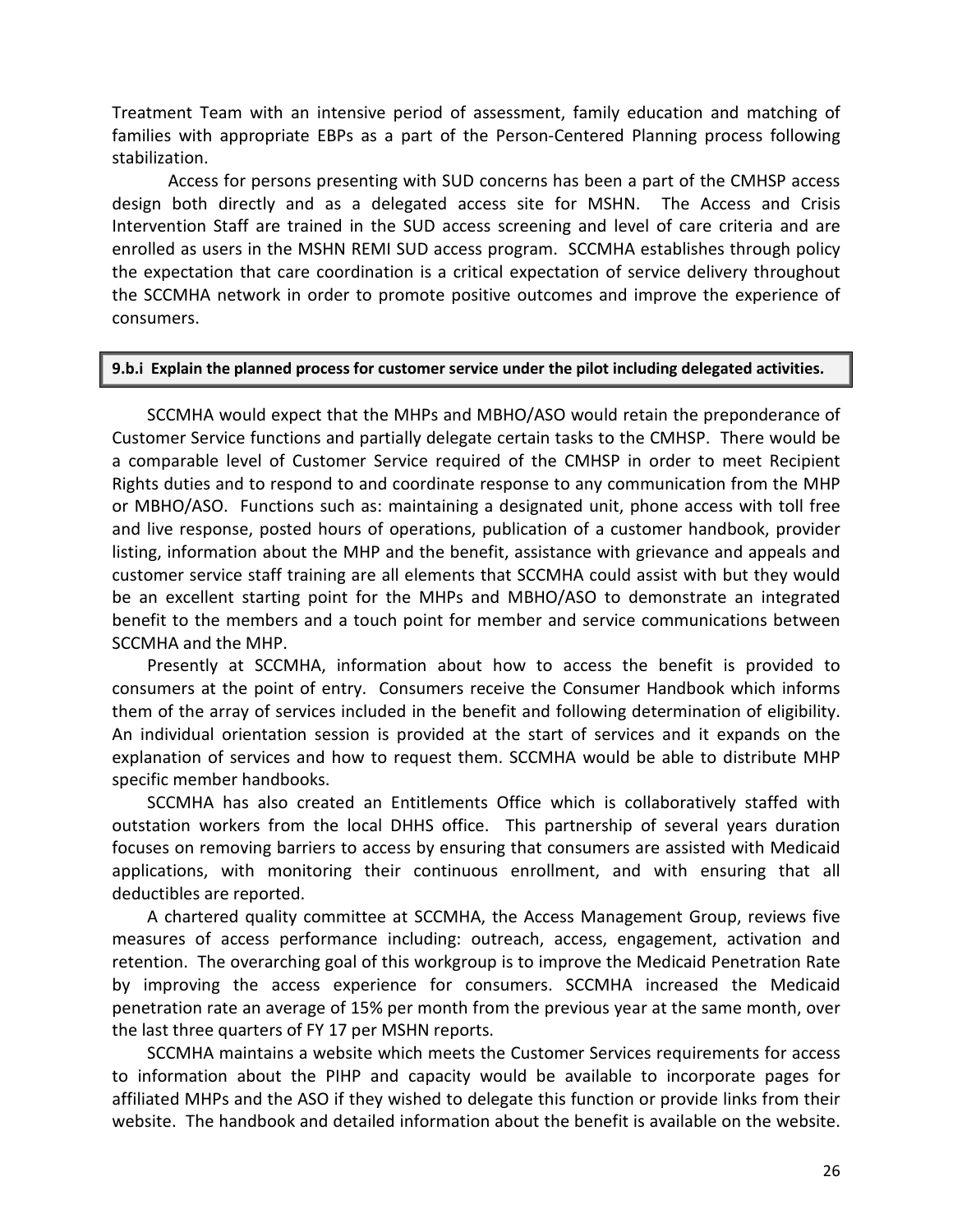Treatment Team with an intensive period of assessment, family education and matching of families with appropriate EBPs as a part of the Person-Centered Planning process following stabilization.

Access for persons presenting with SUD concerns has been a part of the CMHSP access design both directly and as a delegated access site for MSHN. The Access and Crisis Intervention Staff are trained in the SUD access screening and level of care criteria and are enrolled as users in the MSHN REMI SUD access program. SCCMHA establishes through policy the expectation that care coordination is a critical expectation of service delivery throughout the SCCMHA network in order to promote positive outcomes and improve the experience of consumers.

**9.b.i Explain the planned process for customer service under the pilot including delegated activities.**

SCCMHA would expect that the MHPs and MBHO/ASO would retain the preponderance of Customer Service functions and partially delegate certain tasks to the CMHSP. There would be a comparable level of Customer Service required of the CMHSP in order to meet Recipient Rights duties and to respond to and coordinate response to any communication from the MHP or MBHO/ASO. Functions such as: maintaining a designated unit, phone access with toll free and live response, posted hours of operations, publication of a customer handbook, provider listing, information about the MHP and the benefit, assistance with grievance and appeals and customer service staff training are all elements that SCCMHA could assist with but they would be an excellent starting point for the MHPs and MBHO/ASO to demonstrate an integrated benefit to the members and a touch point for member and service communications between SCCMHA and the MHP.

Presently at SCCMHA, information about how to access the benefit is provided to consumers at the point of entry. Consumers receive the Consumer Handbook which informs them of the array of services included in the benefit and following determination of eligibility. An individual orientation session is provided at the start of services and it expands on the explanation of services and how to request them. SCCMHA would be able to distribute MHP specific member handbooks.

SCCMHA has also created an Entitlements Office which is collaboratively staffed with outstation workers from the local DHHS office. This partnership of several years duration focuses on removing barriers to access by ensuring that consumers are assisted with Medicaid applications, with monitoring their continuous enrollment, and with ensuring that all deductibles are reported.

A chartered quality committee at SCCMHA, the Access Management Group, reviews five measures of access performance including: outreach, access, engagement, activation and retention. The overarching goal of this workgroup is to improve the Medicaid Penetration Rate by improving the access experience for consumers. SCCMHA increased the Medicaid penetration rate an average of 15% per month from the previous year at the same month, over the last three quarters of FY 17 per MSHN reports.

SCCMHA maintains a website which meets the Customer Services requirements for access to information about the PIHP and capacity would be available to incorporate pages for affiliated MHPs and the ASO if they wished to delegate this function or provide links from their website. The handbook and detailed information about the benefit is available on the website.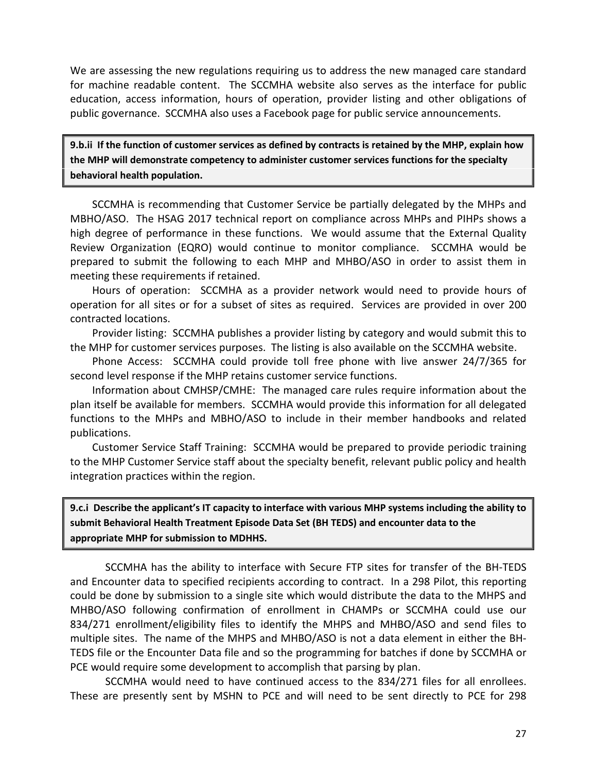We are assessing the new regulations requiring us to address the new managed care standard for machine readable content. The SCCMHA website also serves as the interface for public education, access information, hours of operation, provider listing and other obligations of public governance. SCCMHA also uses a Facebook page for public service announcements.

**9.b.ii If the function of customer services as defined by contracts is retained by the MHP, explain how the MHP will demonstrate competency to administer customer services functions for the specialty behavioral health population.**

SCCMHA is recommending that Customer Service be partially delegated by the MHPs and MBHO/ASO. The HSAG 2017 technical report on compliance across MHPs and PIHPs shows a high degree of performance in these functions. We would assume that the External Quality Review Organization (EQRO) would continue to monitor compliance. SCCMHA would be prepared to submit the following to each MHP and MHBO/ASO in order to assist them in meeting these requirements if retained.

Hours of operation: SCCMHA as a provider network would need to provide hours of operation for all sites or for a subset of sites as required. Services are provided in over 200 contracted locations.

Provider listing: SCCMHA publishes a provider listing by category and would submit this to the MHP for customer services purposes. The listing is also available on the SCCMHA website.

Phone Access: SCCMHA could provide toll free phone with live answer 24/7/365 for second level response if the MHP retains customer service functions.

Information about CMHSP/CMHE: The managed care rules require information about the plan itself be available for members. SCCMHA would provide this information for all delegated functions to the MHPs and MBHO/ASO to include in their member handbooks and related publications.

Customer Service Staff Training: SCCMHA would be prepared to provide periodic training to the MHP Customer Service staff about the specialty benefit, relevant public policy and health integration practices within the region.

**9.c.i Describe the applicant's IT capacity to interface with various MHP systems including the ability to submit Behavioral Health Treatment Episode Data Set (BH TEDS) and encounter data to the appropriate MHP for submission to MDHHS.**

SCCMHA has the ability to interface with Secure FTP sites for transfer of the BH-TEDS and Encounter data to specified recipients according to contract. In a 298 Pilot, this reporting could be done by submission to a single site which would distribute the data to the MHPS and MHBO/ASO following confirmation of enrollment in CHAMPs or SCCMHA could use our 834/271 enrollment/eligibility files to identify the MHPS and MHBO/ASO and send files to multiple sites. The name of the MHPS and MHBO/ASO is not a data element in either the BH-TEDS file or the Encounter Data file and so the programming for batches if done by SCCMHA or PCE would require some development to accomplish that parsing by plan.

SCCMHA would need to have continued access to the 834/271 files for all enrollees. These are presently sent by MSHN to PCE and will need to be sent directly to PCE for 298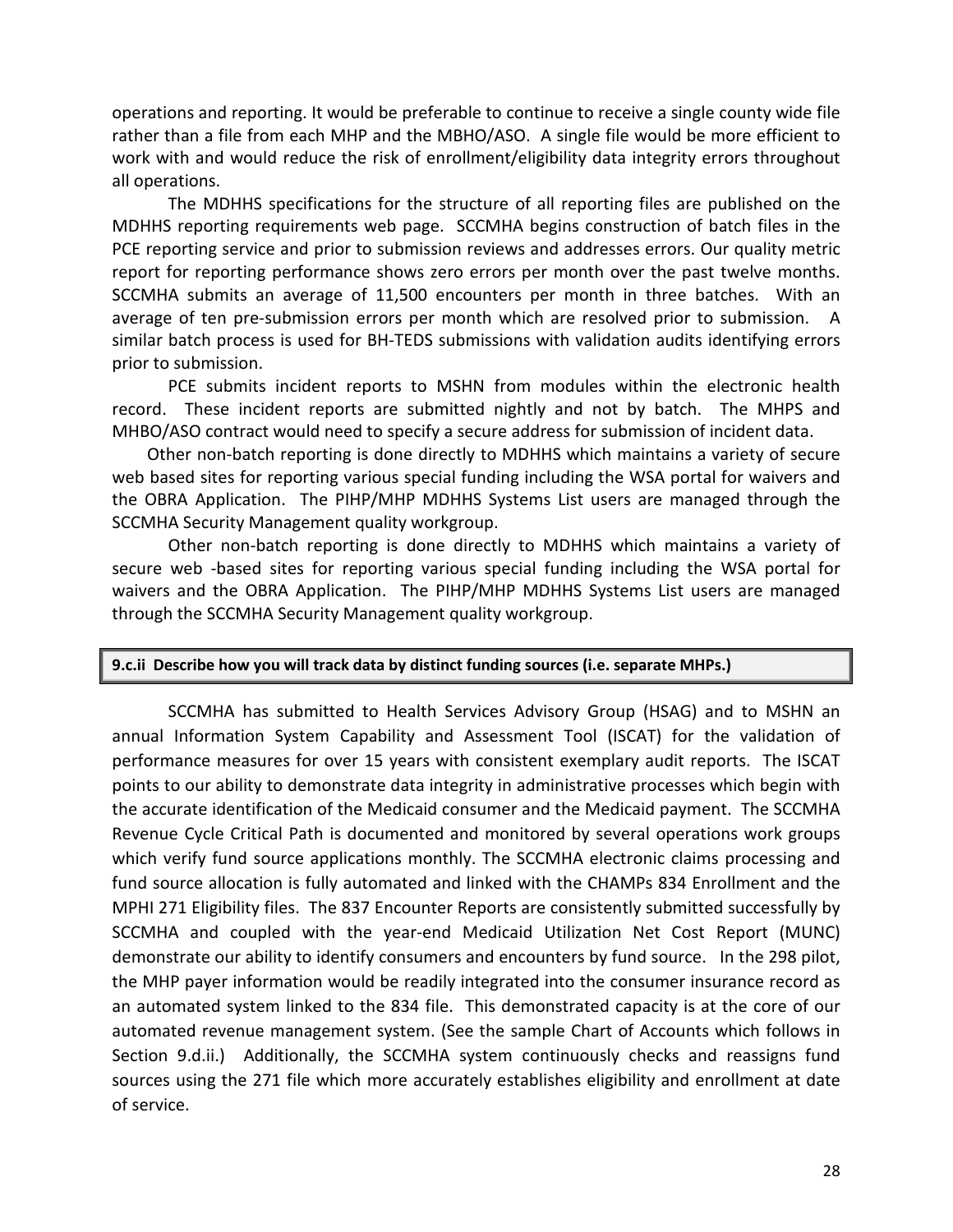operations and reporting. It would be preferable to continue to receive a single county wide file rather than a file from each MHP and the MBHO/ASO. A single file would be more efficient to work with and would reduce the risk of enrollment/eligibility data integrity errors throughout all operations.

The MDHHS specifications for the structure of all reporting files are published on the MDHHS reporting requirements web page. SCCMHA begins construction of batch files in the PCE reporting service and prior to submission reviews and addresses errors. Our quality metric report for reporting performance shows zero errors per month over the past twelve months. SCCMHA submits an average of 11,500 encounters per month in three batches. With an average of ten pre-submission errors per month which are resolved prior to submission. A similar batch process is used for BH-TEDS submissions with validation audits identifying errors prior to submission.

PCE submits incident reports to MSHN from modules within the electronic health record. These incident reports are submitted nightly and not by batch. The MHPS and MHBO/ASO contract would need to specify a secure address for submission of incident data.

Other non-batch reporting is done directly to MDHHS which maintains a variety of secure web based sites for reporting various special funding including the WSA portal for waivers and the OBRA Application. The PIHP/MHP MDHHS Systems List users are managed through the SCCMHA Security Management quality workgroup.

Other non-batch reporting is done directly to MDHHS which maintains a variety of secure web -based sites for reporting various special funding including the WSA portal for waivers and the OBRA Application. The PIHP/MHP MDHHS Systems List users are managed through the SCCMHA Security Management quality workgroup.

| **9.c.ii Describe how you will track data by distinct funding sources (i.e. separate MHPs.)** |
|---|

SCCMHA has submitted to Health Services Advisory Group (HSAG) and to MSHN an annual Information System Capability and Assessment Tool (ISCAT) for the validation of performance measures for over 15 years with consistent exemplary audit reports. The ISCAT points to our ability to demonstrate data integrity in administrative processes which begin with the accurate identification of the Medicaid consumer and the Medicaid payment. The SCCMHA Revenue Cycle Critical Path is documented and monitored by several operations work groups which verify fund source applications monthly. The SCCMHA electronic claims processing and fund source allocation is fully automated and linked with the CHAMPs 834 Enrollment and the MPHI 271 Eligibility files. The 837 Encounter Reports are consistently submitted successfully by SCCMHA and coupled with the year-end Medicaid Utilization Net Cost Report (MUNC) demonstrate our ability to identify consumers and encounters by fund source. In the 298 pilot, the MHP payer information would be readily integrated into the consumer insurance record as an automated system linked to the 834 file. This demonstrated capacity is at the core of our automated revenue management system. (See the sample Chart of Accounts which follows in Section 9.d.ii.) Additionally, the SCCMHA system continuously checks and reassigns fund sources using the 271 file which more accurately establishes eligibility and enrollment at date of service.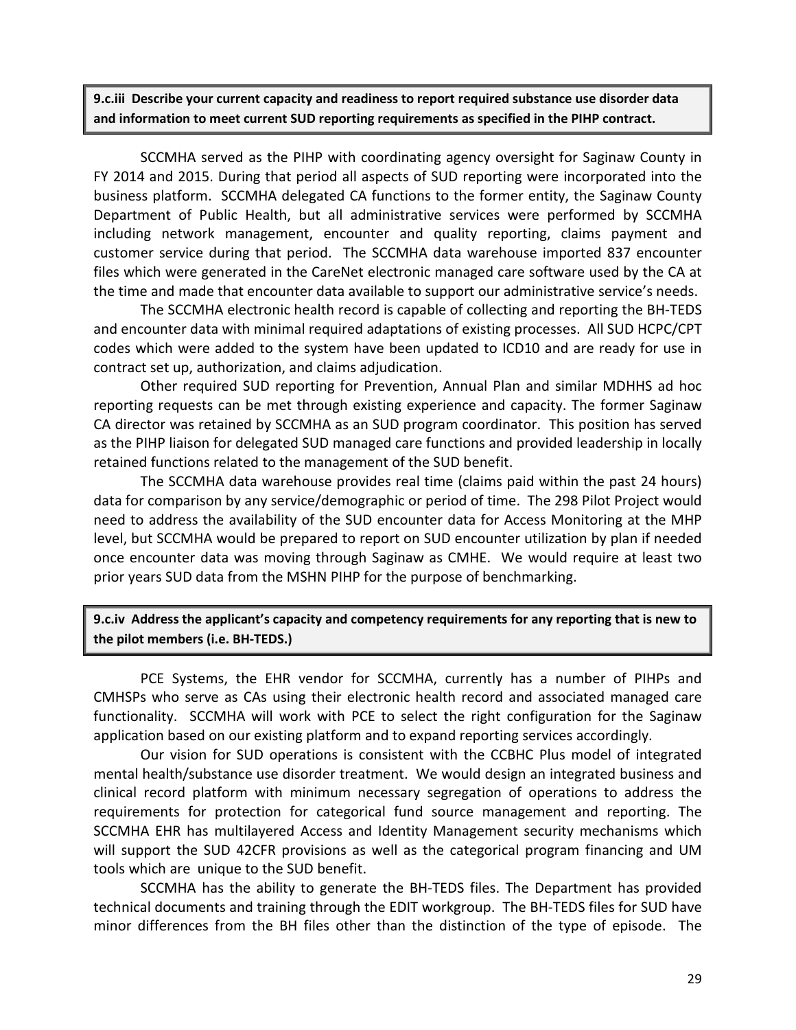**9.c.iii Describe your current capacity and readiness to report required substance use disorder data and information to meet current SUD reporting requirements as specified in the PIHP contract.**

SCCMHA served as the PIHP with coordinating agency oversight for Saginaw County in FY 2014 and 2015. During that period all aspects of SUD reporting were incorporated into the business platform. SCCMHA delegated CA functions to the former entity, the Saginaw County Department of Public Health, but all administrative services were performed by SCCMHA including network management, encounter and quality reporting, claims payment and customer service during that period. The SCCMHA data warehouse imported 837 encounter files which were generated in the CareNet electronic managed care software used by the CA at the time and made that encounter data available to support our administrative service's needs.

The SCCMHA electronic health record is capable of collecting and reporting the BH-TEDS and encounter data with minimal required adaptations of existing processes. All SUD HCPC/CPT codes which were added to the system have been updated to ICD10 and are ready for use in contract set up, authorization, and claims adjudication.

Other required SUD reporting for Prevention, Annual Plan and similar MDHHS ad hoc reporting requests can be met through existing experience and capacity. The former Saginaw CA director was retained by SCCMHA as an SUD program coordinator. This position has served as the PIHP liaison for delegated SUD managed care functions and provided leadership in locally retained functions related to the management of the SUD benefit.

The SCCMHA data warehouse provides real time (claims paid within the past 24 hours) data for comparison by any service/demographic or period of time. The 298 Pilot Project would need to address the availability of the SUD encounter data for Access Monitoring at the MHP level, but SCCMHA would be prepared to report on SUD encounter utilization by plan if needed once encounter data was moving through Saginaw as CMHE. We would require at least two prior years SUD data from the MSHN PIHP for the purpose of benchmarking.

**9.c.iv Address the applicant's capacity and competency requirements for any reporting that is new to the pilot members (i.e. BH-TEDS.)**

PCE Systems, the EHR vendor for SCCMHA, currently has a number of PIHPs and CMHSPs who serve as CAs using their electronic health record and associated managed care functionality. SCCMHA will work with PCE to select the right configuration for the Saginaw application based on our existing platform and to expand reporting services accordingly.

Our vision for SUD operations is consistent with the CCBHC Plus model of integrated mental health/substance use disorder treatment. We would design an integrated business and clinical record platform with minimum necessary segregation of operations to address the requirements for protection for categorical fund source management and reporting. The SCCMHA EHR has multilayered Access and Identity Management security mechanisms which will support the SUD 42CFR provisions as well as the categorical program financing and UM tools which are unique to the SUD benefit.

SCCMHA has the ability to generate the BH-TEDS files. The Department has provided technical documents and training through the EDIT workgroup. The BH-TEDS files for SUD have minor differences from the BH files other than the distinction of the type of episode. The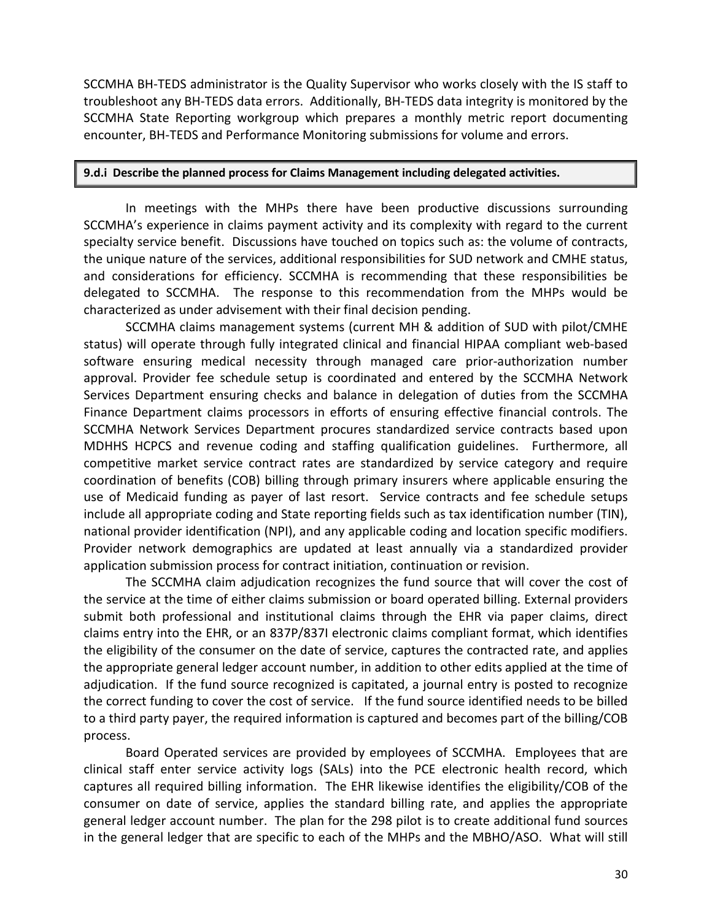SCCMHA BH-TEDS administrator is the Quality Supervisor who works closely with the IS staff to troubleshoot any BH-TEDS data errors. Additionally, BH-TEDS data integrity is monitored by the SCCMHA State Reporting workgroup which prepares a monthly metric report documenting encounter, BH-TEDS and Performance Monitoring submissions for volume and errors.

**9.d.i Describe the planned process for Claims Management including delegated activities.**

In meetings with the MHPs there have been productive discussions surrounding SCCMHA's experience in claims payment activity and its complexity with regard to the current specialty service benefit. Discussions have touched on topics such as: the volume of contracts, the unique nature of the services, additional responsibilities for SUD network and CMHE status, and considerations for efficiency. SCCMHA is recommending that these responsibilities be delegated to SCCMHA. The response to this recommendation from the MHPs would be characterized as under advisement with their final decision pending.

SCCMHA claims management systems (current MH & addition of SUD with pilot/CMHE status) will operate through fully integrated clinical and financial HIPAA compliant web-based software ensuring medical necessity through managed care prior-authorization number approval. Provider fee schedule setup is coordinated and entered by the SCCMHA Network Services Department ensuring checks and balance in delegation of duties from the SCCMHA Finance Department claims processors in efforts of ensuring effective financial controls. The SCCMHA Network Services Department procures standardized service contracts based upon MDHHS HCPCS and revenue coding and staffing qualification guidelines. Furthermore, all competitive market service contract rates are standardized by service category and require coordination of benefits (COB) billing through primary insurers where applicable ensuring the use of Medicaid funding as payer of last resort. Service contracts and fee schedule setups include all appropriate coding and State reporting fields such as tax identification number (TIN), national provider identification (NPI), and any applicable coding and location specific modifiers. Provider network demographics are updated at least annually via a standardized provider application submission process for contract initiation, continuation or revision.

The SCCMHA claim adjudication recognizes the fund source that will cover the cost of the service at the time of either claims submission or board operated billing. External providers submit both professional and institutional claims through the EHR via paper claims, direct claims entry into the EHR, or an 837P/837I electronic claims compliant format, which identifies the eligibility of the consumer on the date of service, captures the contracted rate, and applies the appropriate general ledger account number, in addition to other edits applied at the time of adjudication. If the fund source recognized is capitated, a journal entry is posted to recognize the correct funding to cover the cost of service. If the fund source identified needs to be billed to a third party payer, the required information is captured and becomes part of the billing/COB process.

Board Operated services are provided by employees of SCCMHA. Employees that are clinical staff enter service activity logs (SALs) into the PCE electronic health record, which captures all required billing information. The EHR likewise identifies the eligibility/COB of the consumer on date of service, applies the standard billing rate, and applies the appropriate general ledger account number. The plan for the 298 pilot is to create additional fund sources in the general ledger that are specific to each of the MHPs and the MBHO/ASO. What will still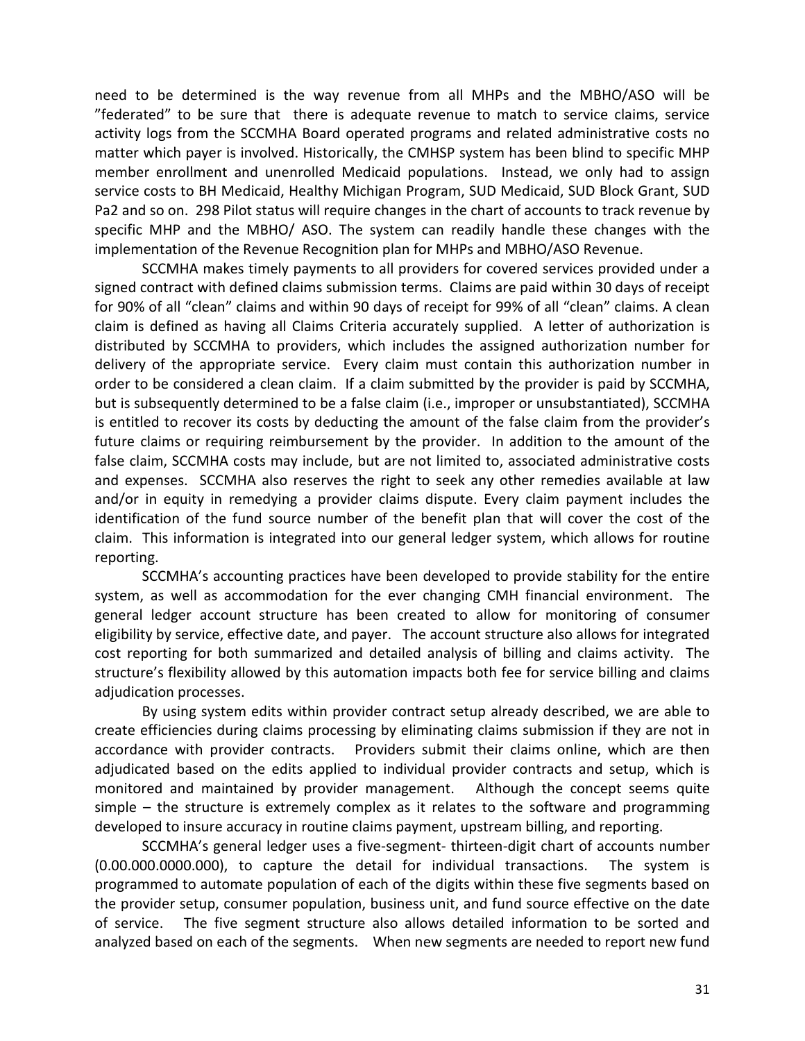need to be determined is the way revenue from all MHPs and the MBHO/ASO will be "federated" to be sure that there is adequate revenue to match to service claims, service activity logs from the SCCMHA Board operated programs and related administrative costs no matter which payer is involved. Historically, the CMHSP system has been blind to specific MHP member enrollment and unenrolled Medicaid populations. Instead, we only had to assign service costs to BH Medicaid, Healthy Michigan Program, SUD Medicaid, SUD Block Grant, SUD Pa2 and so on. 298 Pilot status will require changes in the chart of accounts to track revenue by specific MHP and the MBHO/ ASO. The system can readily handle these changes with the implementation of the Revenue Recognition plan for MHPs and MBHO/ASO Revenue.

SCCMHA makes timely payments to all providers for covered services provided under a signed contract with defined claims submission terms. Claims are paid within 30 days of receipt for 90% of all "clean" claims and within 90 days of receipt for 99% of all "clean" claims. A clean claim is defined as having all Claims Criteria accurately supplied. A letter of authorization is distributed by SCCMHA to providers, which includes the assigned authorization number for delivery of the appropriate service. Every claim must contain this authorization number in order to be considered a clean claim. If a claim submitted by the provider is paid by SCCMHA, but is subsequently determined to be a false claim (i.e., improper or unsubstantiated), SCCMHA is entitled to recover its costs by deducting the amount of the false claim from the provider's future claims or requiring reimbursement by the provider. In addition to the amount of the false claim, SCCMHA costs may include, but are not limited to, associated administrative costs and expenses. SCCMHA also reserves the right to seek any other remedies available at law and/or in equity in remedying a provider claims dispute. Every claim payment includes the identification of the fund source number of the benefit plan that will cover the cost of the claim. This information is integrated into our general ledger system, which allows for routine reporting.

SCCMHA's accounting practices have been developed to provide stability for the entire system, as well as accommodation for the ever changing CMH financial environment. The general ledger account structure has been created to allow for monitoring of consumer eligibility by service, effective date, and payer. The account structure also allows for integrated cost reporting for both summarized and detailed analysis of billing and claims activity. The structure's flexibility allowed by this automation impacts both fee for service billing and claims adjudication processes.

By using system edits within provider contract setup already described, we are able to create efficiencies during claims processing by eliminating claims submission if they are not in accordance with provider contracts. Providers submit their claims online, which are then adjudicated based on the edits applied to individual provider contracts and setup, which is monitored and maintained by provider management. Although the concept seems quite simple – the structure is extremely complex as it relates to the software and programming developed to insure accuracy in routine claims payment, upstream billing, and reporting.

SCCMHA's general ledger uses a five-segment- thirteen-digit chart of accounts number (0.00.000.0000.000), to capture the detail for individual transactions. The system is programmed to automate population of each of the digits within these five segments based on the provider setup, consumer population, business unit, and fund source effective on the date of service. The five segment structure also allows detailed information to be sorted and analyzed based on each of the segments. When new segments are needed to report new fund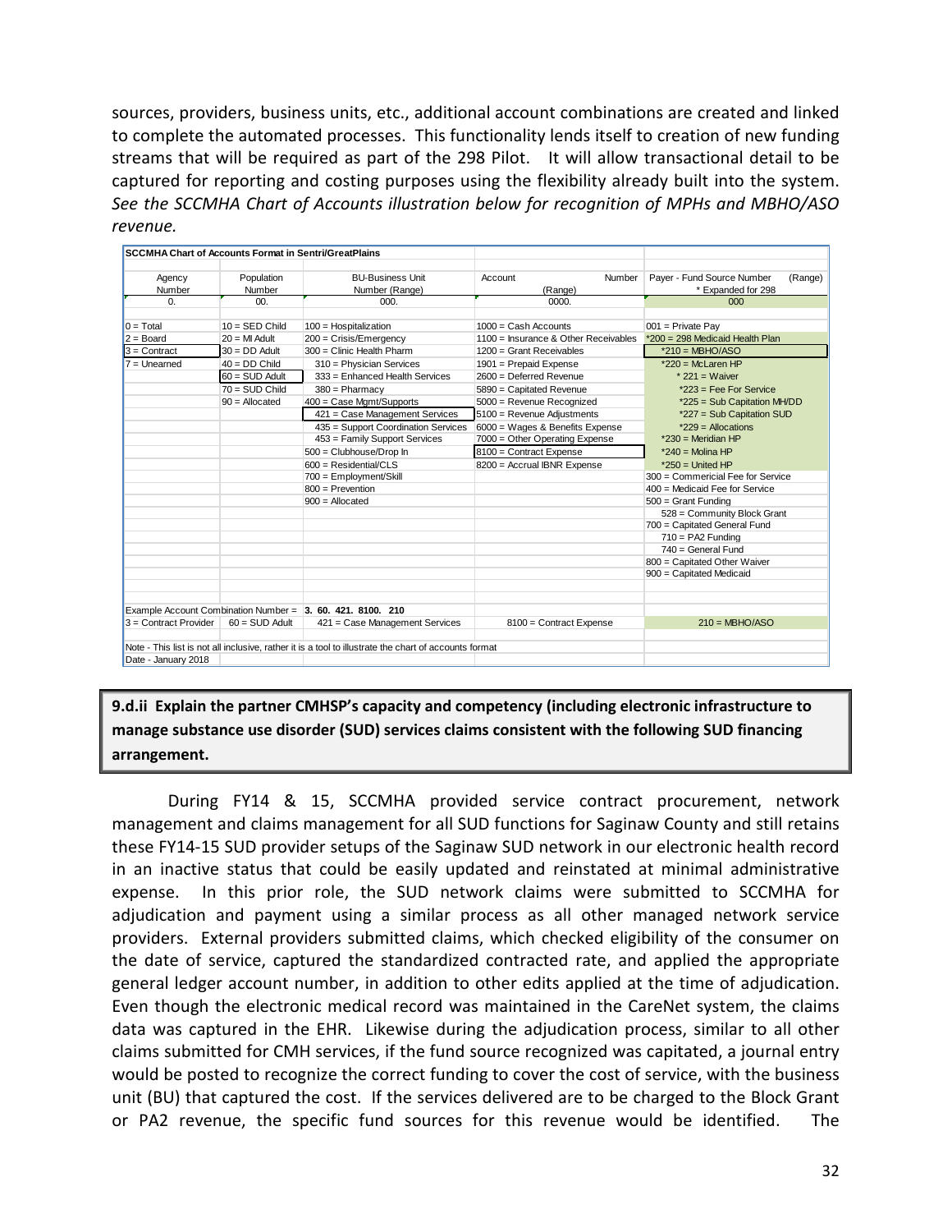sources, providers, business units, etc., additional account combinations are created and linked to complete the automated processes. This functionality lends itself to creation of new funding streams that will be required as part of the 298 Pilot. It will allow transactional detail to be captured for reporting and costing purposes using the flexibility already built into the system. *See the SCCMHA Chart of Accounts illustration below for recognition of MPHs and MBHO/ASO revenue.*

| **SCCMHA Chart of Accounts Format in Sentri/GreatPlains** | | | | |
|---|---|---|---|---|
| Agency Number | Population Number | BU-Business Unit Number (Range) | Account Number (Range) | Payer - Fund Source Number (Range) * Expanded for 298 |
| 0. | 00. | 000. | 0000. | 000 |
| 0 = Total | 10 = SED Child | 100 = Hospitalization | 1000 = Cash Accounts | 001 = Private Pay |
| 2 = Board | 20 = MI Adult | 200 = Crisis/Emergency | 1100 = Insurance & Other Receivables | *200 = 298 Medicaid Health Plan |
| 3 = Contract | 30 = DD Adult | 300 = Clinic Health Pharm | 1200 = Grant Receivables | *210 = MBHO/ASO |
| 7 = Unearned | 40 = DD Child | 310 = Physician Services | 1901 = Prepaid Expense | *220 = McLaren HP |
| | 60 = SUD Adult | 333 = Enhanced Health Services | 2600 = Deferred Revenue | * 221 = Waiver |
| | 70 = SUD Child | 380 = Pharmacy | 5890 = Capitated Revenue | *223 = Fee For Service |
| | 90 = Allocated | 400 = Case Mgmt/Supports | 5000 = Revenue Recognized | *225 = Sub Capitation MH/DD |
| | | 421 = Case Management Services | 5100 = Revenue Adjustments | *227 = Sub Capitation SUD |
| | | 435 = Support Coordination Services | 6000 = Wages & Benefits Expense | *229 = Allocations |
| | | 453 = Family Support Services | 7000 = Other Operating Expense | *230 = Meridian HP |
| | | 500 = Clubhouse/Drop In | 8100 = Contract Expense | *240 = Molina HP |
| | | 600 = Residential/CLS | 8200 = Accrual IBNR Expense | *250 = United HP |
| | | 700 = Employment/Skill | | 300 = Commericial Fee for Service |
| | | 800 = Prevention | | 400 = Medicaid Fee for Service |
| | | 900 = Allocated | | 500 = Grant Funding |
| | | | | 528 = Community Block Grant |
| | | | | 700 = Capitated General Fund |
| | | | | 710 = PA2 Funding |
| | | | | 740 = General Fund |
| | | | | 800 = Capitated Other Waiver |
| | | | | 900 = Capitated Medicaid |
| Example Account Combination Number = | | **3. 60. 421. 8100. 210** | | |
| 3 = Contract Provider | 60 = SUD Adult | 421 = Case Management Services | 8100 = Contract Expense | 210 = MBHO/ASO |
| Note - This list is not all inclusive, rather it is a tool to illustrate the chart of accounts format | | | | |
| Date - January 2018 | | | | |

**9.d.ii Explain the partner CMHSP's capacity and competency (including electronic infrastructure to manage substance use disorder (SUD) services claims consistent with the following SUD financing arrangement.**

During FY14 & 15, SCCMHA provided service contract procurement, network management and claims management for all SUD functions for Saginaw County and still retains these FY14-15 SUD provider setups of the Saginaw SUD network in our electronic health record in an inactive status that could be easily updated and reinstated at minimal administrative expense. In this prior role, the SUD network claims were submitted to SCCMHA for adjudication and payment using a similar process as all other managed network service providers. External providers submitted claims, which checked eligibility of the consumer on the date of service, captured the standardized contracted rate, and applied the appropriate general ledger account number, in addition to other edits applied at the time of adjudication. Even though the electronic medical record was maintained in the CareNet system, the claims data was captured in the EHR. Likewise during the adjudication process, similar to all other claims submitted for CMH services, if the fund source recognized was capitated, a journal entry would be posted to recognize the correct funding to cover the cost of service, with the business unit (BU) that captured the cost. If the services delivered are to be charged to the Block Grant or PA2 revenue, the specific fund sources for this revenue would be identified. The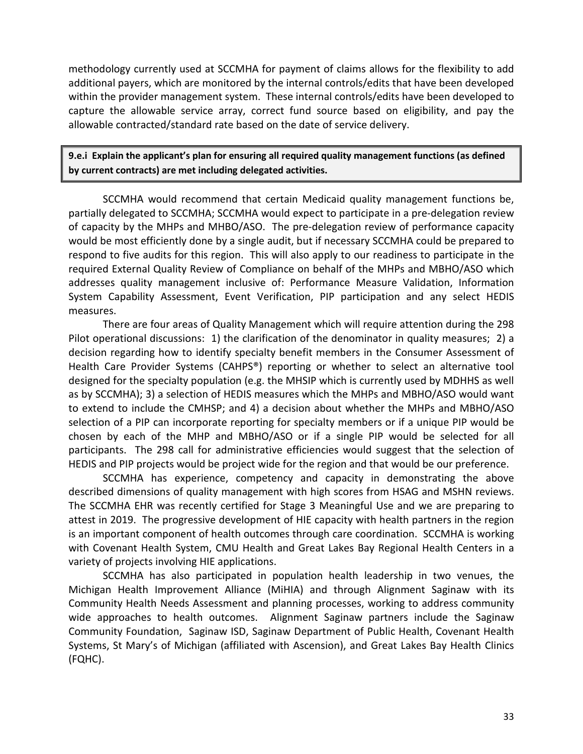methodology currently used at SCCMHA for payment of claims allows for the flexibility to add additional payers, which are monitored by the internal controls/edits that have been developed within the provider management system. These internal controls/edits have been developed to capture the allowable service array, correct fund source based on eligibility, and pay the allowable contracted/standard rate based on the date of service delivery.

**9.e.i Explain the applicant's plan for ensuring all required quality management functions (as defined by current contracts) are met including delegated activities.**

SCCMHA would recommend that certain Medicaid quality management functions be, partially delegated to SCCMHA; SCCMHA would expect to participate in a pre-delegation review of capacity by the MHPs and MHBO/ASO. The pre-delegation review of performance capacity would be most efficiently done by a single audit, but if necessary SCCMHA could be prepared to respond to five audits for this region. This will also apply to our readiness to participate in the required External Quality Review of Compliance on behalf of the MHPs and MBHO/ASO which addresses quality management inclusive of: Performance Measure Validation, Information System Capability Assessment, Event Verification, PIP participation and any select HEDIS measures.

There are four areas of Quality Management which will require attention during the 298 Pilot operational discussions: 1) the clarification of the denominator in quality measures; 2) a decision regarding how to identify specialty benefit members in the Consumer Assessment of Health Care Provider Systems (CAHPS®) reporting or whether to select an alternative tool designed for the specialty population (e.g. the MHSIP which is currently used by MDHHS as well as by SCCMHA); 3) a selection of HEDIS measures which the MHPs and MBHO/ASO would want to extend to include the CMHSP; and 4) a decision about whether the MHPs and MBHO/ASO selection of a PIP can incorporate reporting for specialty members or if a unique PIP would be chosen by each of the MHP and MBHO/ASO or if a single PIP would be selected for all participants. The 298 call for administrative efficiencies would suggest that the selection of HEDIS and PIP projects would be project wide for the region and that would be our preference.

SCCMHA has experience, competency and capacity in demonstrating the above described dimensions of quality management with high scores from HSAG and MSHN reviews. The SCCMHA EHR was recently certified for Stage 3 Meaningful Use and we are preparing to attest in 2019. The progressive development of HIE capacity with health partners in the region is an important component of health outcomes through care coordination. SCCMHA is working with Covenant Health System, CMU Health and Great Lakes Bay Regional Health Centers in a variety of projects involving HIE applications.

SCCMHA has also participated in population health leadership in two venues, the Michigan Health Improvement Alliance (MiHIA) and through Alignment Saginaw with its Community Health Needs Assessment and planning processes, working to address community wide approaches to health outcomes. Alignment Saginaw partners include the Saginaw Community Foundation, Saginaw ISD, Saginaw Department of Public Health, Covenant Health Systems, St Mary's of Michigan (affiliated with Ascension), and Great Lakes Bay Health Clinics (FQHC).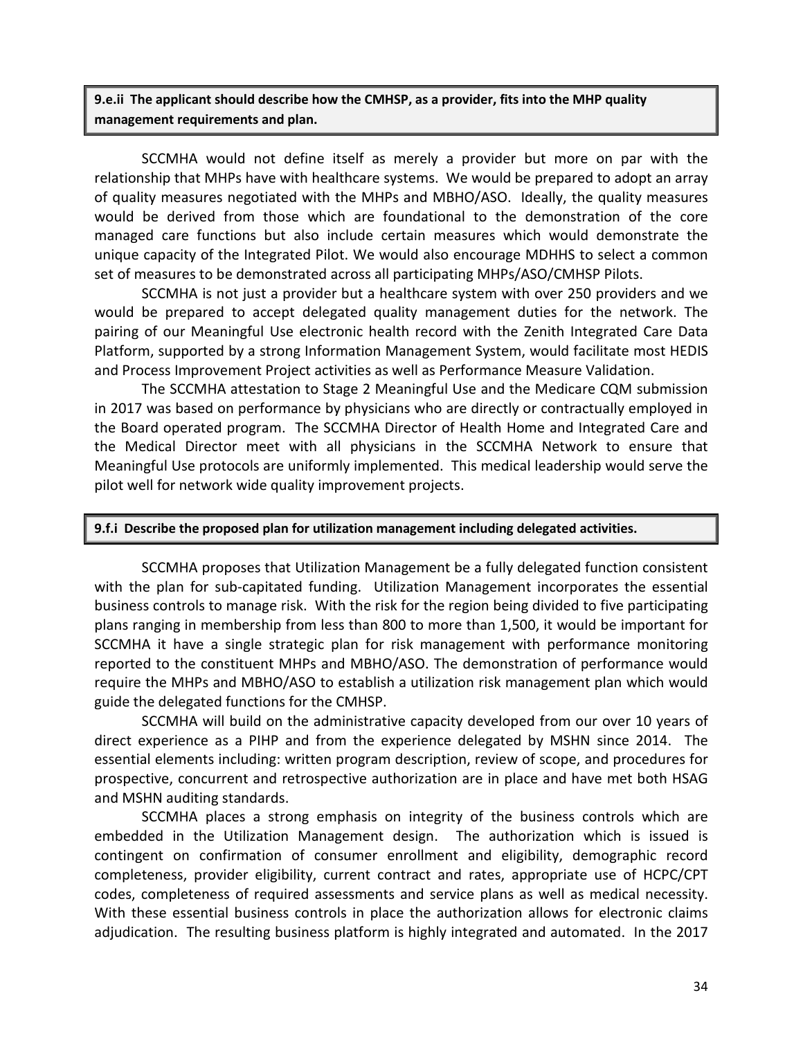**9.e.ii The applicant should describe how the CMHSP, as a provider, fits into the MHP quality management requirements and plan.**

SCCMHA would not define itself as merely a provider but more on par with the relationship that MHPs have with healthcare systems. We would be prepared to adopt an array of quality measures negotiated with the MHPs and MBHO/ASO. Ideally, the quality measures would be derived from those which are foundational to the demonstration of the core managed care functions but also include certain measures which would demonstrate the unique capacity of the Integrated Pilot. We would also encourage MDHHS to select a common set of measures to be demonstrated across all participating MHPs/ASO/CMHSP Pilots.

SCCMHA is not just a provider but a healthcare system with over 250 providers and we would be prepared to accept delegated quality management duties for the network. The pairing of our Meaningful Use electronic health record with the Zenith Integrated Care Data Platform, supported by a strong Information Management System, would facilitate most HEDIS and Process Improvement Project activities as well as Performance Measure Validation.

The SCCMHA attestation to Stage 2 Meaningful Use and the Medicare CQM submission in 2017 was based on performance by physicians who are directly or contractually employed in the Board operated program. The SCCMHA Director of Health Home and Integrated Care and the Medical Director meet with all physicians in the SCCMHA Network to ensure that Meaningful Use protocols are uniformly implemented. This medical leadership would serve the pilot well for network wide quality improvement projects.

**9.f.i Describe the proposed plan for utilization management including delegated activities.**

SCCMHA proposes that Utilization Management be a fully delegated function consistent with the plan for sub-capitated funding. Utilization Management incorporates the essential business controls to manage risk. With the risk for the region being divided to five participating plans ranging in membership from less than 800 to more than 1,500, it would be important for SCCMHA it have a single strategic plan for risk management with performance monitoring reported to the constituent MHPs and MBHO/ASO. The demonstration of performance would require the MHPs and MBHO/ASO to establish a utilization risk management plan which would guide the delegated functions for the CMHSP.

SCCMHA will build on the administrative capacity developed from our over 10 years of direct experience as a PIHP and from the experience delegated by MSHN since 2014. The essential elements including: written program description, review of scope, and procedures for prospective, concurrent and retrospective authorization are in place and have met both HSAG and MSHN auditing standards.

SCCMHA places a strong emphasis on integrity of the business controls which are embedded in the Utilization Management design. The authorization which is issued is contingent on confirmation of consumer enrollment and eligibility, demographic record completeness, provider eligibility, current contract and rates, appropriate use of HCPC/CPT codes, completeness of required assessments and service plans as well as medical necessity. With these essential business controls in place the authorization allows for electronic claims adjudication. The resulting business platform is highly integrated and automated. In the 2017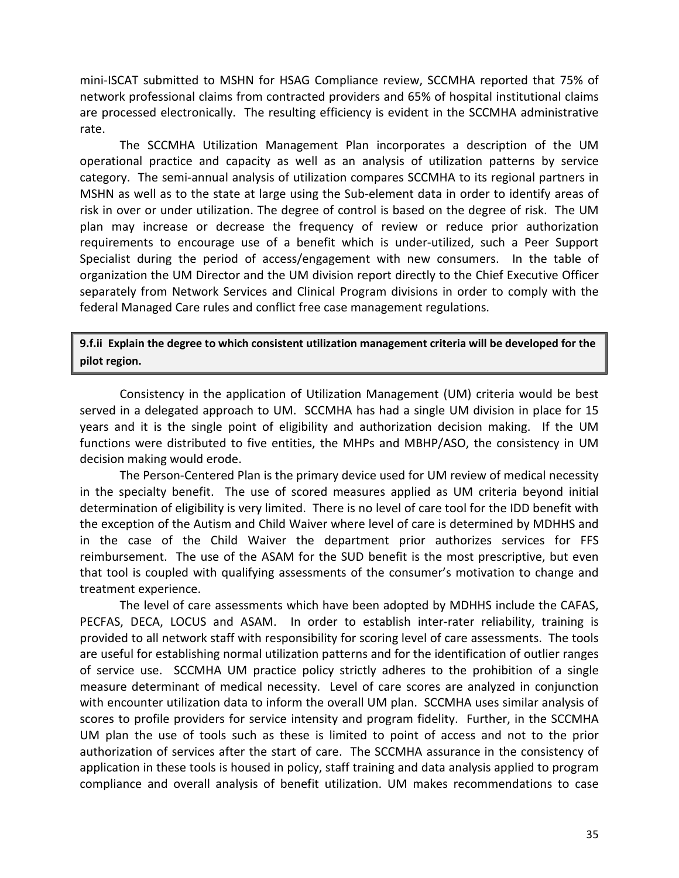mini-ISCAT submitted to MSHN for HSAG Compliance review, SCCMHA reported that 75% of network professional claims from contracted providers and 65% of hospital institutional claims are processed electronically. The resulting efficiency is evident in the SCCMHA administrative rate.

The SCCMHA Utilization Management Plan incorporates a description of the UM operational practice and capacity as well as an analysis of utilization patterns by service category. The semi-annual analysis of utilization compares SCCMHA to its regional partners in MSHN as well as to the state at large using the Sub-element data in order to identify areas of risk in over or under utilization. The degree of control is based on the degree of risk. The UM plan may increase or decrease the frequency of review or reduce prior authorization requirements to encourage use of a benefit which is under-utilized, such a Peer Support Specialist during the period of access/engagement with new consumers. In the table of organization the UM Director and the UM division report directly to the Chief Executive Officer separately from Network Services and Clinical Program divisions in order to comply with the federal Managed Care rules and conflict free case management regulations.

**9.f.ii Explain the degree to which consistent utilization management criteria will be developed for the pilot region.**

Consistency in the application of Utilization Management (UM) criteria would be best served in a delegated approach to UM. SCCMHA has had a single UM division in place for 15 years and it is the single point of eligibility and authorization decision making. If the UM functions were distributed to five entities, the MHPs and MBHP/ASO, the consistency in UM decision making would erode.

The Person-Centered Plan is the primary device used for UM review of medical necessity in the specialty benefit. The use of scored measures applied as UM criteria beyond initial determination of eligibility is very limited. There is no level of care tool for the IDD benefit with the exception of the Autism and Child Waiver where level of care is determined by MDHHS and in the case of the Child Waiver the department prior authorizes services for FFS reimbursement. The use of the ASAM for the SUD benefit is the most prescriptive, but even that tool is coupled with qualifying assessments of the consumer's motivation to change and treatment experience.

The level of care assessments which have been adopted by MDHHS include the CAFAS, PECFAS, DECA, LOCUS and ASAM. In order to establish inter-rater reliability, training is provided to all network staff with responsibility for scoring level of care assessments. The tools are useful for establishing normal utilization patterns and for the identification of outlier ranges of service use. SCCMHA UM practice policy strictly adheres to the prohibition of a single measure determinant of medical necessity. Level of care scores are analyzed in conjunction with encounter utilization data to inform the overall UM plan. SCCMHA uses similar analysis of scores to profile providers for service intensity and program fidelity. Further, in the SCCMHA UM plan the use of tools such as these is limited to point of access and not to the prior authorization of services after the start of care. The SCCMHA assurance in the consistency of application in these tools is housed in policy, staff training and data analysis applied to program compliance and overall analysis of benefit utilization. UM makes recommendations to case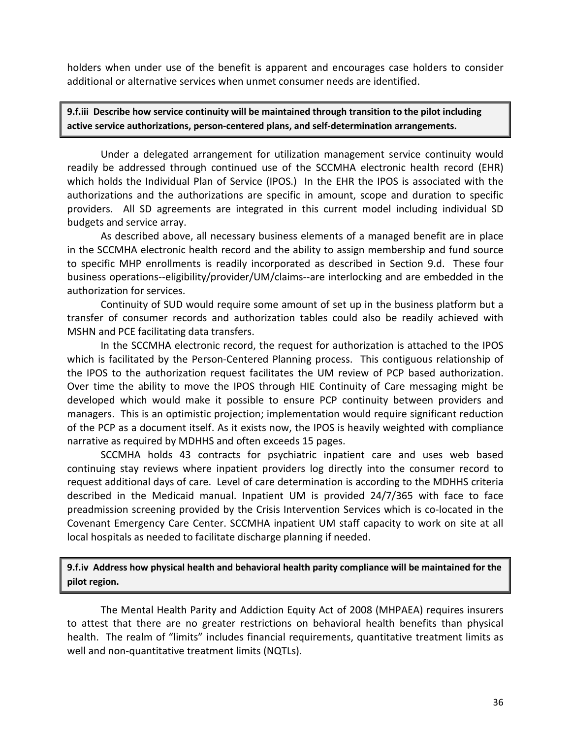holders when under use of the benefit is apparent and encourages case holders to consider additional or alternative services when unmet consumer needs are identified.

**9.f.iii Describe how service continuity will be maintained through transition to the pilot including active service authorizations, person-centered plans, and self-determination arrangements.**

Under a delegated arrangement for utilization management service continuity would readily be addressed through continued use of the SCCMHA electronic health record (EHR) which holds the Individual Plan of Service (IPOS.) In the EHR the IPOS is associated with the authorizations and the authorizations are specific in amount, scope and duration to specific providers. All SD agreements are integrated in this current model including individual SD budgets and service array.

As described above, all necessary business elements of a managed benefit are in place in the SCCMHA electronic health record and the ability to assign membership and fund source to specific MHP enrollments is readily incorporated as described in Section 9.d. These four business operations--eligibility/provider/UM/claims--are interlocking and are embedded in the authorization for services.

Continuity of SUD would require some amount of set up in the business platform but a transfer of consumer records and authorization tables could also be readily achieved with MSHN and PCE facilitating data transfers.

In the SCCMHA electronic record, the request for authorization is attached to the IPOS which is facilitated by the Person-Centered Planning process. This contiguous relationship of the IPOS to the authorization request facilitates the UM review of PCP based authorization. Over time the ability to move the IPOS through HIE Continuity of Care messaging might be developed which would make it possible to ensure PCP continuity between providers and managers. This is an optimistic projection; implementation would require significant reduction of the PCP as a document itself. As it exists now, the IPOS is heavily weighted with compliance narrative as required by MDHHS and often exceeds 15 pages.

SCCMHA holds 43 contracts for psychiatric inpatient care and uses web based continuing stay reviews where inpatient providers log directly into the consumer record to request additional days of care. Level of care determination is according to the MDHHS criteria described in the Medicaid manual. Inpatient UM is provided 24/7/365 with face to face preadmission screening provided by the Crisis Intervention Services which is co-located in the Covenant Emergency Care Center. SCCMHA inpatient UM staff capacity to work on site at all local hospitals as needed to facilitate discharge planning if needed.

**9.f.iv Address how physical health and behavioral health parity compliance will be maintained for the pilot region.**

The Mental Health Parity and Addiction Equity Act of 2008 (MHPAEA) requires insurers to attest that there are no greater restrictions on behavioral health benefits than physical health. The realm of "limits" includes financial requirements, quantitative treatment limits as well and non-quantitative treatment limits (NQTLs).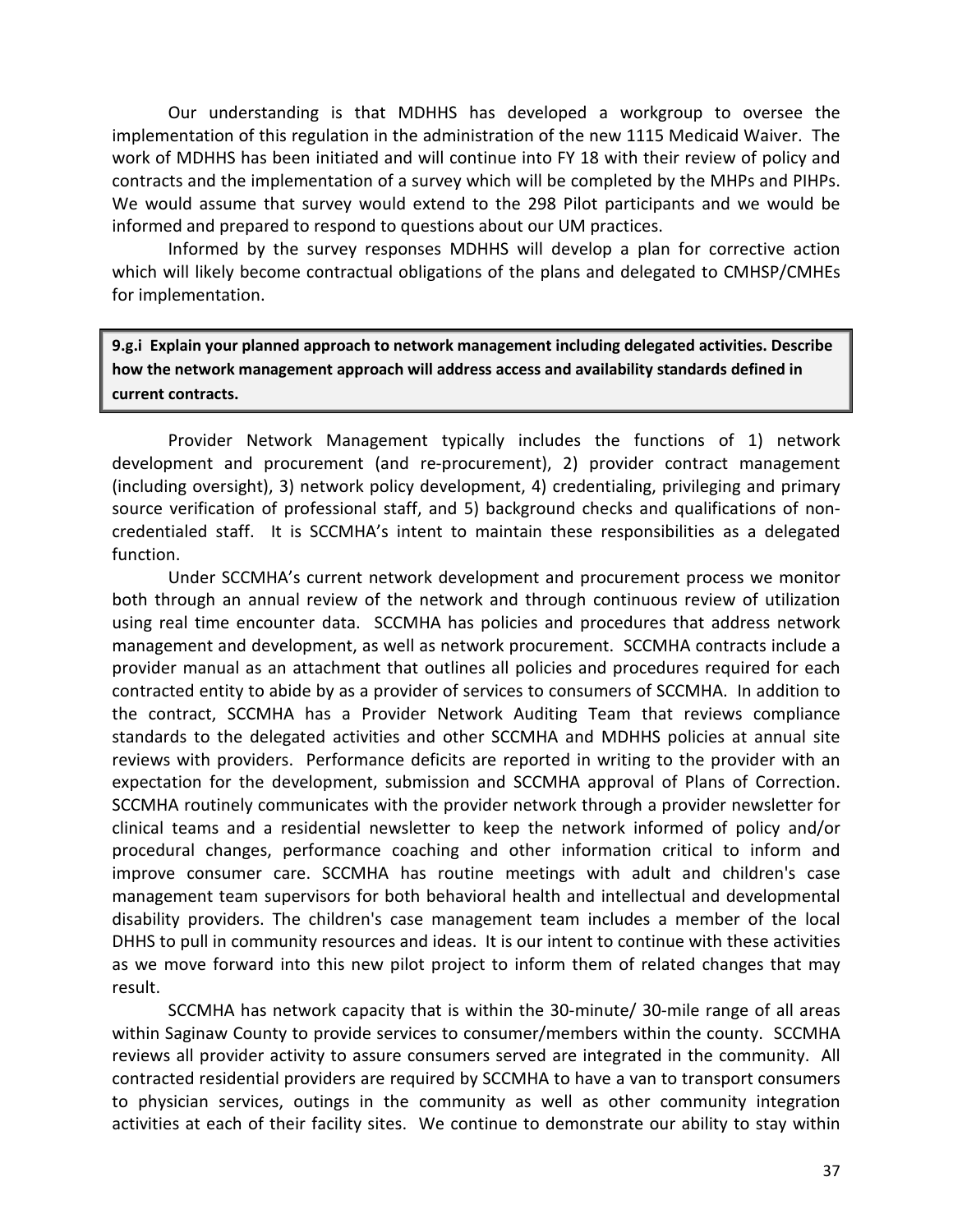Our understanding is that MDHHS has developed a workgroup to oversee the implementation of this regulation in the administration of the new 1115 Medicaid Waiver. The work of MDHHS has been initiated and will continue into FY 18 with their review of policy and contracts and the implementation of a survey which will be completed by the MHPs and PIHPs. We would assume that survey would extend to the 298 Pilot participants and we would be informed and prepared to respond to questions about our UM practices.

Informed by the survey responses MDHHS will develop a plan for corrective action which will likely become contractual obligations of the plans and delegated to CMHSP/CMHEs for implementation.

**9.g.i Explain your planned approach to network management including delegated activities. Describe how the network management approach will address access and availability standards defined in current contracts.**

Provider Network Management typically includes the functions of 1) network development and procurement (and re-procurement), 2) provider contract management (including oversight), 3) network policy development, 4) credentialing, privileging and primary source verification of professional staff, and 5) background checks and qualifications of non-credentialed staff. It is SCCMHA's intent to maintain these responsibilities as a delegated function.

Under SCCMHA's current network development and procurement process we monitor both through an annual review of the network and through continuous review of utilization using real time encounter data. SCCMHA has policies and procedures that address network management and development, as well as network procurement. SCCMHA contracts include a provider manual as an attachment that outlines all policies and procedures required for each contracted entity to abide by as a provider of services to consumers of SCCMHA. In addition to the contract, SCCMHA has a Provider Network Auditing Team that reviews compliance standards to the delegated activities and other SCCMHA and MDHHS policies at annual site reviews with providers. Performance deficits are reported in writing to the provider with an expectation for the development, submission and SCCMHA approval of Plans of Correction. SCCMHA routinely communicates with the provider network through a provider newsletter for clinical teams and a residential newsletter to keep the network informed of policy and/or procedural changes, performance coaching and other information critical to inform and improve consumer care. SCCMHA has routine meetings with adult and children's case management team supervisors for both behavioral health and intellectual and developmental disability providers. The children's case management team includes a member of the local DHHS to pull in community resources and ideas. It is our intent to continue with these activities as we move forward into this new pilot project to inform them of related changes that may result.

SCCMHA has network capacity that is within the 30-minute/ 30-mile range of all areas within Saginaw County to provide services to consumer/members within the county. SCCMHA reviews all provider activity to assure consumers served are integrated in the community. All contracted residential providers are required by SCCMHA to have a van to transport consumers to physician services, outings in the community as well as other community integration activities at each of their facility sites. We continue to demonstrate our ability to stay within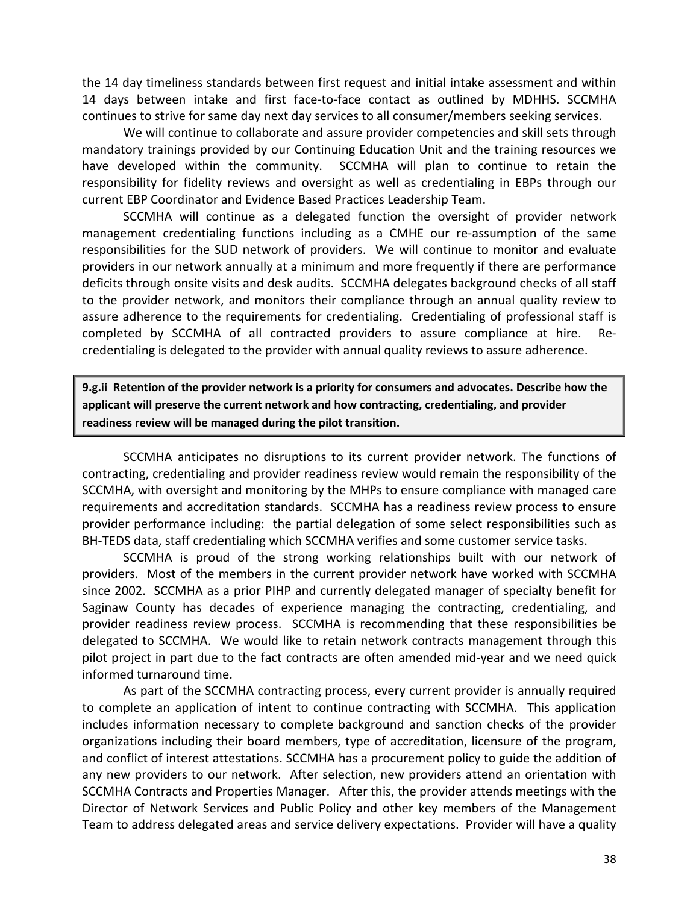the 14 day timeliness standards between first request and initial intake assessment and within 14 days between intake and first face-to-face contact as outlined by MDHHS. SCCMHA continues to strive for same day next day services to all consumer/members seeking services.

We will continue to collaborate and assure provider competencies and skill sets through mandatory trainings provided by our Continuing Education Unit and the training resources we have developed within the community. SCCMHA will plan to continue to retain the responsibility for fidelity reviews and oversight as well as credentialing in EBPs through our current EBP Coordinator and Evidence Based Practices Leadership Team.

SCCMHA will continue as a delegated function the oversight of provider network management credentialing functions including as a CMHE our re-assumption of the same responsibilities for the SUD network of providers. We will continue to monitor and evaluate providers in our network annually at a minimum and more frequently if there are performance deficits through onsite visits and desk audits. SCCMHA delegates background checks of all staff to the provider network, and monitors their compliance through an annual quality review to assure adherence to the requirements for credentialing. Credentialing of professional staff is completed by SCCMHA of all contracted providers to assure compliance at hire. Re-credentialing is delegated to the provider with annual quality reviews to assure adherence.

**9.g.ii Retention of the provider network is a priority for consumers and advocates. Describe how the applicant will preserve the current network and how contracting, credentialing, and provider readiness review will be managed during the pilot transition.**

SCCMHA anticipates no disruptions to its current provider network. The functions of contracting, credentialing and provider readiness review would remain the responsibility of the SCCMHA, with oversight and monitoring by the MHPs to ensure compliance with managed care requirements and accreditation standards. SCCMHA has a readiness review process to ensure provider performance including: the partial delegation of some select responsibilities such as BH-TEDS data, staff credentialing which SCCMHA verifies and some customer service tasks.

SCCMHA is proud of the strong working relationships built with our network of providers. Most of the members in the current provider network have worked with SCCMHA since 2002. SCCMHA as a prior PIHP and currently delegated manager of specialty benefit for Saginaw County has decades of experience managing the contracting, credentialing, and provider readiness review process. SCCMHA is recommending that these responsibilities be delegated to SCCMHA. We would like to retain network contracts management through this pilot project in part due to the fact contracts are often amended mid-year and we need quick informed turnaround time.

As part of the SCCMHA contracting process, every current provider is annually required to complete an application of intent to continue contracting with SCCMHA. This application includes information necessary to complete background and sanction checks of the provider organizations including their board members, type of accreditation, licensure of the program, and conflict of interest attestations. SCCMHA has a procurement policy to guide the addition of any new providers to our network. After selection, new providers attend an orientation with SCCMHA Contracts and Properties Manager. After this, the provider attends meetings with the Director of Network Services and Public Policy and other key members of the Management Team to address delegated areas and service delivery expectations. Provider will have a quality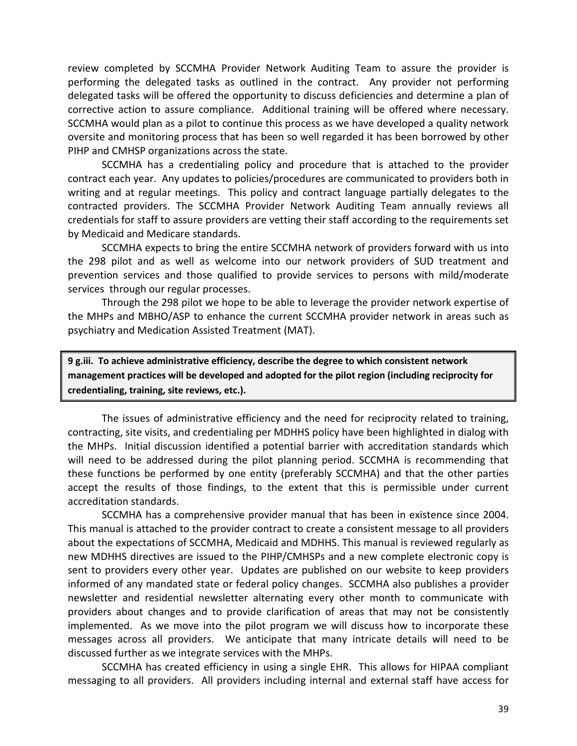review completed by SCCMHA Provider Network Auditing Team to assure the provider is performing the delegated tasks as outlined in the contract. Any provider not performing delegated tasks will be offered the opportunity to discuss deficiencies and determine a plan of corrective action to assure compliance. Additional training will be offered where necessary. SCCMHA would plan as a pilot to continue this process as we have developed a quality network oversite and monitoring process that has been so well regarded it has been borrowed by other PIHP and CMHSP organizations across the state.

SCCMHA has a credentialing policy and procedure that is attached to the provider contract each year. Any updates to policies/procedures are communicated to providers both in writing and at regular meetings. This policy and contract language partially delegates to the contracted providers. The SCCMHA Provider Network Auditing Team annually reviews all credentials for staff to assure providers are vetting their staff according to the requirements set by Medicaid and Medicare standards.

SCCMHA expects to bring the entire SCCMHA network of providers forward with us into the 298 pilot and as well as welcome into our network providers of SUD treatment and prevention services and those qualified to provide services to persons with mild/moderate services through our regular processes.

Through the 298 pilot we hope to be able to leverage the provider network expertise of the MHPs and MBHO/ASP to enhance the current SCCMHA provider network in areas such as psychiatry and Medication Assisted Treatment (MAT).

**9 g.iii. To achieve administrative efficiency, describe the degree to which consistent network management practices will be developed and adopted for the pilot region (including reciprocity for credentialing, training, site reviews, etc.).**

The issues of administrative efficiency and the need for reciprocity related to training, contracting, site visits, and credentialing per MDHHS policy have been highlighted in dialog with the MHPs. Initial discussion identified a potential barrier with accreditation standards which will need to be addressed during the pilot planning period. SCCMHA is recommending that these functions be performed by one entity (preferably SCCMHA) and that the other parties accept the results of those findings, to the extent that this is permissible under current accreditation standards.

SCCMHA has a comprehensive provider manual that has been in existence since 2004. This manual is attached to the provider contract to create a consistent message to all providers about the expectations of SCCMHA, Medicaid and MDHHS. This manual is reviewed regularly as new MDHHS directives are issued to the PIHP/CMHSPs and a new complete electronic copy is sent to providers every other year. Updates are published on our website to keep providers informed of any mandated state or federal policy changes. SCCMHA also publishes a provider newsletter and residential newsletter alternating every other month to communicate with providers about changes and to provide clarification of areas that may not be consistently implemented. As we move into the pilot program we will discuss how to incorporate these messages across all providers. We anticipate that many intricate details will need to be discussed further as we integrate services with the MHPs.

SCCMHA has created efficiency in using a single EHR. This allows for HIPAA compliant messaging to all providers. All providers including internal and external staff have access for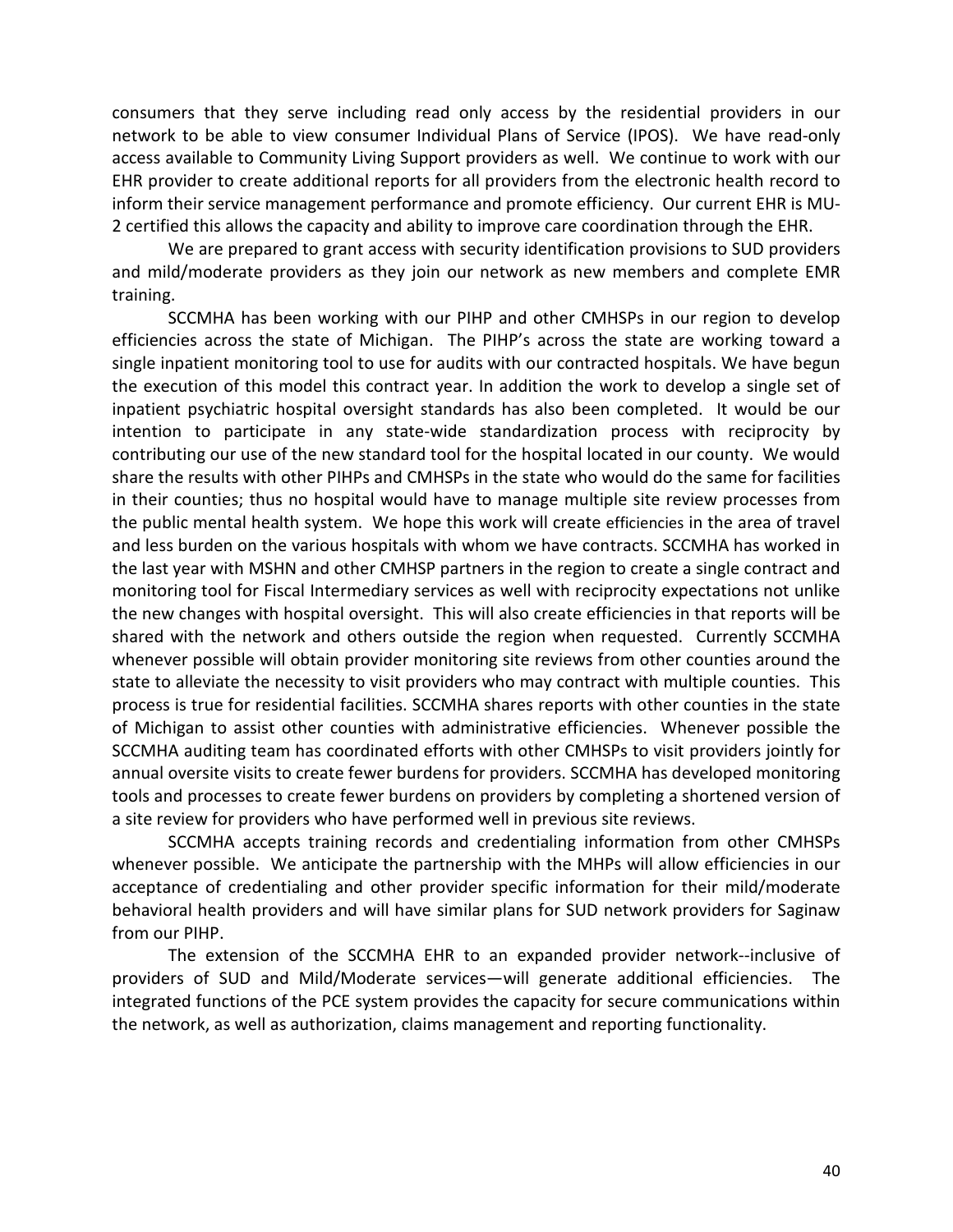consumers that they serve including read only access by the residential providers in our network to be able to view consumer Individual Plans of Service (IPOS). We have read-only access available to Community Living Support providers as well. We continue to work with our EHR provider to create additional reports for all providers from the electronic health record to inform their service management performance and promote efficiency. Our current EHR is MU-2 certified this allows the capacity and ability to improve care coordination through the EHR.

We are prepared to grant access with security identification provisions to SUD providers and mild/moderate providers as they join our network as new members and complete EMR training.

SCCMHA has been working with our PIHP and other CMHSPs in our region to develop efficiencies across the state of Michigan. The PIHP's across the state are working toward a single inpatient monitoring tool to use for audits with our contracted hospitals. We have begun the execution of this model this contract year. In addition the work to develop a single set of inpatient psychiatric hospital oversight standards has also been completed. It would be our intention to participate in any state-wide standardization process with reciprocity by contributing our use of the new standard tool for the hospital located in our county. We would share the results with other PIHPs and CMHSPs in the state who would do the same for facilities in their counties; thus no hospital would have to manage multiple site review processes from the public mental health system. We hope this work will create efficiencies in the area of travel and less burden on the various hospitals with whom we have contracts. SCCMHA has worked in the last year with MSHN and other CMHSP partners in the region to create a single contract and monitoring tool for Fiscal Intermediary services as well with reciprocity expectations not unlike the new changes with hospital oversight. This will also create efficiencies in that reports will be shared with the network and others outside the region when requested. Currently SCCMHA whenever possible will obtain provider monitoring site reviews from other counties around the state to alleviate the necessity to visit providers who may contract with multiple counties. This process is true for residential facilities. SCCMHA shares reports with other counties in the state of Michigan to assist other counties with administrative efficiencies. Whenever possible the SCCMHA auditing team has coordinated efforts with other CMHSPs to visit providers jointly for annual oversite visits to create fewer burdens for providers. SCCMHA has developed monitoring tools and processes to create fewer burdens on providers by completing a shortened version of a site review for providers who have performed well in previous site reviews.

SCCMHA accepts training records and credentialing information from other CMHSPs whenever possible. We anticipate the partnership with the MHPs will allow efficiencies in our acceptance of credentialing and other provider specific information for their mild/moderate behavioral health providers and will have similar plans for SUD network providers for Saginaw from our PIHP.

The extension of the SCCMHA EHR to an expanded provider network--inclusive of providers of SUD and Mild/Moderate services—will generate additional efficiencies. The integrated functions of the PCE system provides the capacity for secure communications within the network, as well as authorization, claims management and reporting functionality.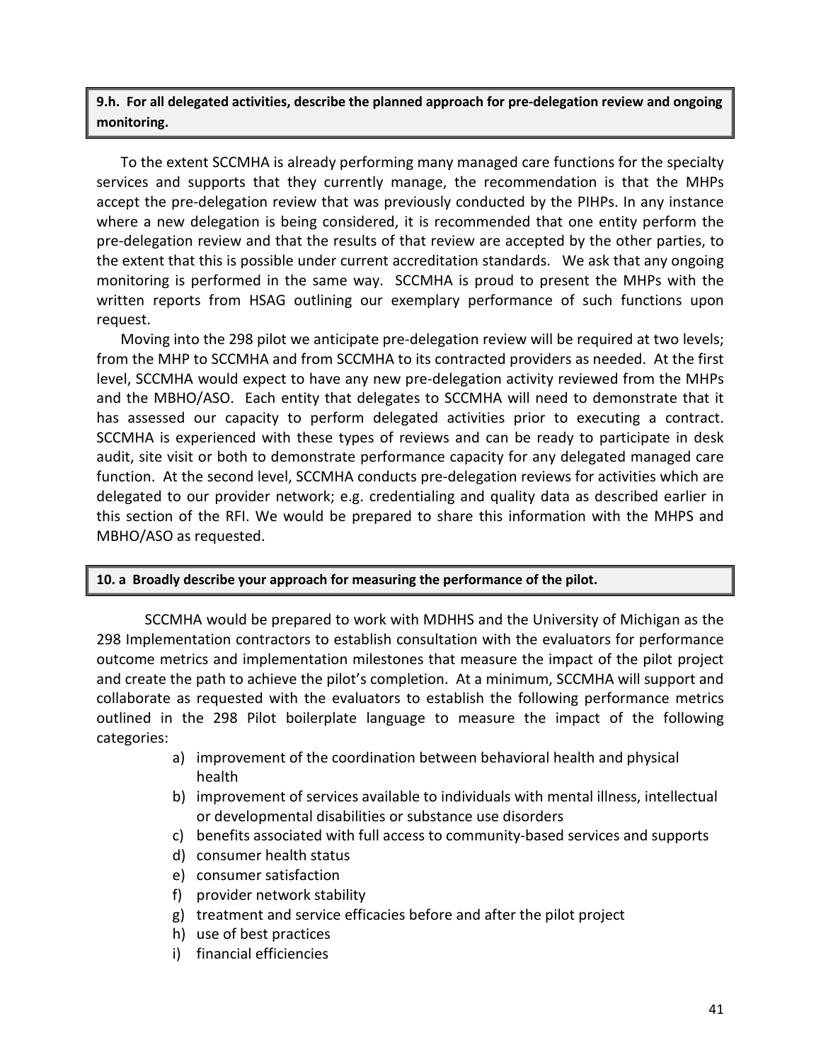**9.h. For all delegated activities, describe the planned approach for pre-delegation review and ongoing monitoring.**

To the extent SCCMHA is already performing many managed care functions for the specialty services and supports that they currently manage, the recommendation is that the MHPs accept the pre-delegation review that was previously conducted by the PIHPs. In any instance where a new delegation is being considered, it is recommended that one entity perform the pre-delegation review and that the results of that review are accepted by the other parties, to the extent that this is possible under current accreditation standards. We ask that any ongoing monitoring is performed in the same way. SCCMHA is proud to present the MHPs with the written reports from HSAG outlining our exemplary performance of such functions upon request.

Moving into the 298 pilot we anticipate pre-delegation review will be required at two levels; from the MHP to SCCMHA and from SCCMHA to its contracted providers as needed. At the first level, SCCMHA would expect to have any new pre-delegation activity reviewed from the MHPs and the MBHO/ASO. Each entity that delegates to SCCMHA will need to demonstrate that it has assessed our capacity to perform delegated activities prior to executing a contract. SCCMHA is experienced with these types of reviews and can be ready to participate in desk audit, site visit or both to demonstrate performance capacity for any delegated managed care function. At the second level, SCCMHA conducts pre-delegation reviews for activities which are delegated to our provider network; e.g. credentialing and quality data as described earlier in this section of the RFI. We would be prepared to share this information with the MHPS and MBHO/ASO as requested.

**10. a Broadly describe your approach for measuring the performance of the pilot.**

SCCMHA would be prepared to work with MDHHS and the University of Michigan as the 298 Implementation contractors to establish consultation with the evaluators for performance outcome metrics and implementation milestones that measure the impact of the pilot project and create the path to achieve the pilot's completion. At a minimum, SCCMHA will support and collaborate as requested with the evaluators to establish the following performance metrics outlined in the 298 Pilot boilerplate language to measure the impact of the following categories:

a) improvement of the coordination between behavioral health and physical health
b) improvement of services available to individuals with mental illness, intellectual or developmental disabilities or substance use disorders
c) benefits associated with full access to community-based services and supports
d) consumer health status
e) consumer satisfaction
f) provider network stability
g) treatment and service efficacies before and after the pilot project
h) use of best practices
i) financial efficiencies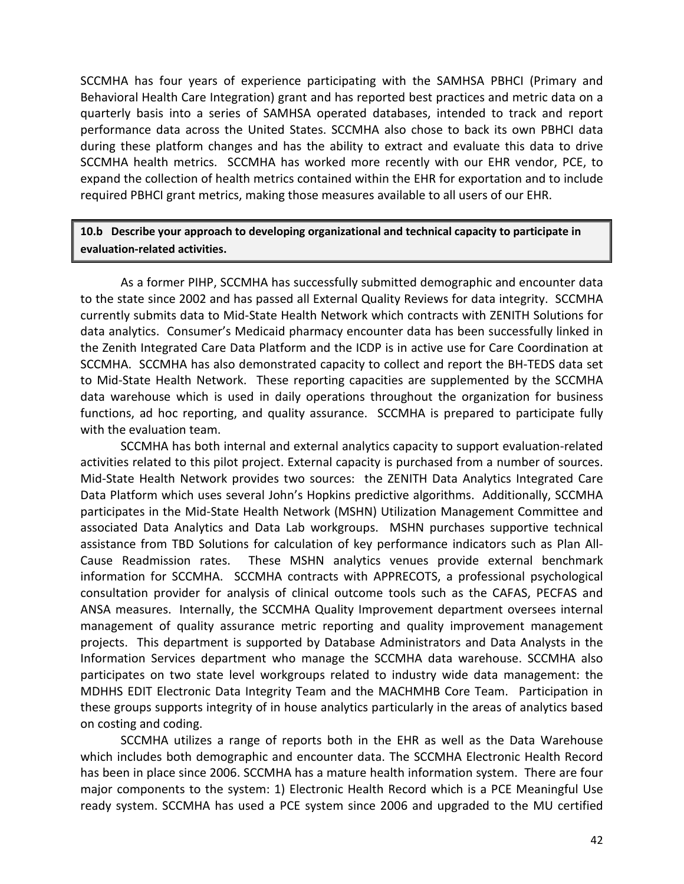SCCMHA has four years of experience participating with the SAMHSA PBHCI (Primary and Behavioral Health Care Integration) grant and has reported best practices and metric data on a quarterly basis into a series of SAMHSA operated databases, intended to track and report performance data across the United States. SCCMHA also chose to back its own PBHCI data during these platform changes and has the ability to extract and evaluate this data to drive SCCMHA health metrics. SCCMHA has worked more recently with our EHR vendor, PCE, to expand the collection of health metrics contained within the EHR for exportation and to include required PBHCI grant metrics, making those measures available to all users of our EHR.

**10.b Describe your approach to developing organizational and technical capacity to participate in evaluation-related activities.**

As a former PIHP, SCCMHA has successfully submitted demographic and encounter data to the state since 2002 and has passed all External Quality Reviews for data integrity. SCCMHA currently submits data to Mid-State Health Network which contracts with ZENITH Solutions for data analytics. Consumer's Medicaid pharmacy encounter data has been successfully linked in the Zenith Integrated Care Data Platform and the ICDP is in active use for Care Coordination at SCCMHA. SCCMHA has also demonstrated capacity to collect and report the BH-TEDS data set to Mid-State Health Network. These reporting capacities are supplemented by the SCCMHA data warehouse which is used in daily operations throughout the organization for business functions, ad hoc reporting, and quality assurance. SCCMHA is prepared to participate fully with the evaluation team.

SCCMHA has both internal and external analytics capacity to support evaluation-related activities related to this pilot project. External capacity is purchased from a number of sources. Mid-State Health Network provides two sources: the ZENITH Data Analytics Integrated Care Data Platform which uses several John's Hopkins predictive algorithms. Additionally, SCCMHA participates in the Mid-State Health Network (MSHN) Utilization Management Committee and associated Data Analytics and Data Lab workgroups. MSHN purchases supportive technical assistance from TBD Solutions for calculation of key performance indicators such as Plan All-Cause Readmission rates. These MSHN analytics venues provide external benchmark information for SCCMHA. SCCMHA contracts with APPRECOTS, a professional psychological consultation provider for analysis of clinical outcome tools such as the CAFAS, PECFAS and ANSA measures. Internally, the SCCMHA Quality Improvement department oversees internal management of quality assurance metric reporting and quality improvement management projects. This department is supported by Database Administrators and Data Analysts in the Information Services department who manage the SCCMHA data warehouse. SCCMHA also participates on two state level workgroups related to industry wide data management: the MDHHS EDIT Electronic Data Integrity Team and the MACHMHB Core Team. Participation in these groups supports integrity of in house analytics particularly in the areas of analytics based on costing and coding.

SCCMHA utilizes a range of reports both in the EHR as well as the Data Warehouse which includes both demographic and encounter data. The SCCMHA Electronic Health Record has been in place since 2006. SCCMHA has a mature health information system. There are four major components to the system: 1) Electronic Health Record which is a PCE Meaningful Use ready system. SCCMHA has used a PCE system since 2006 and upgraded to the MU certified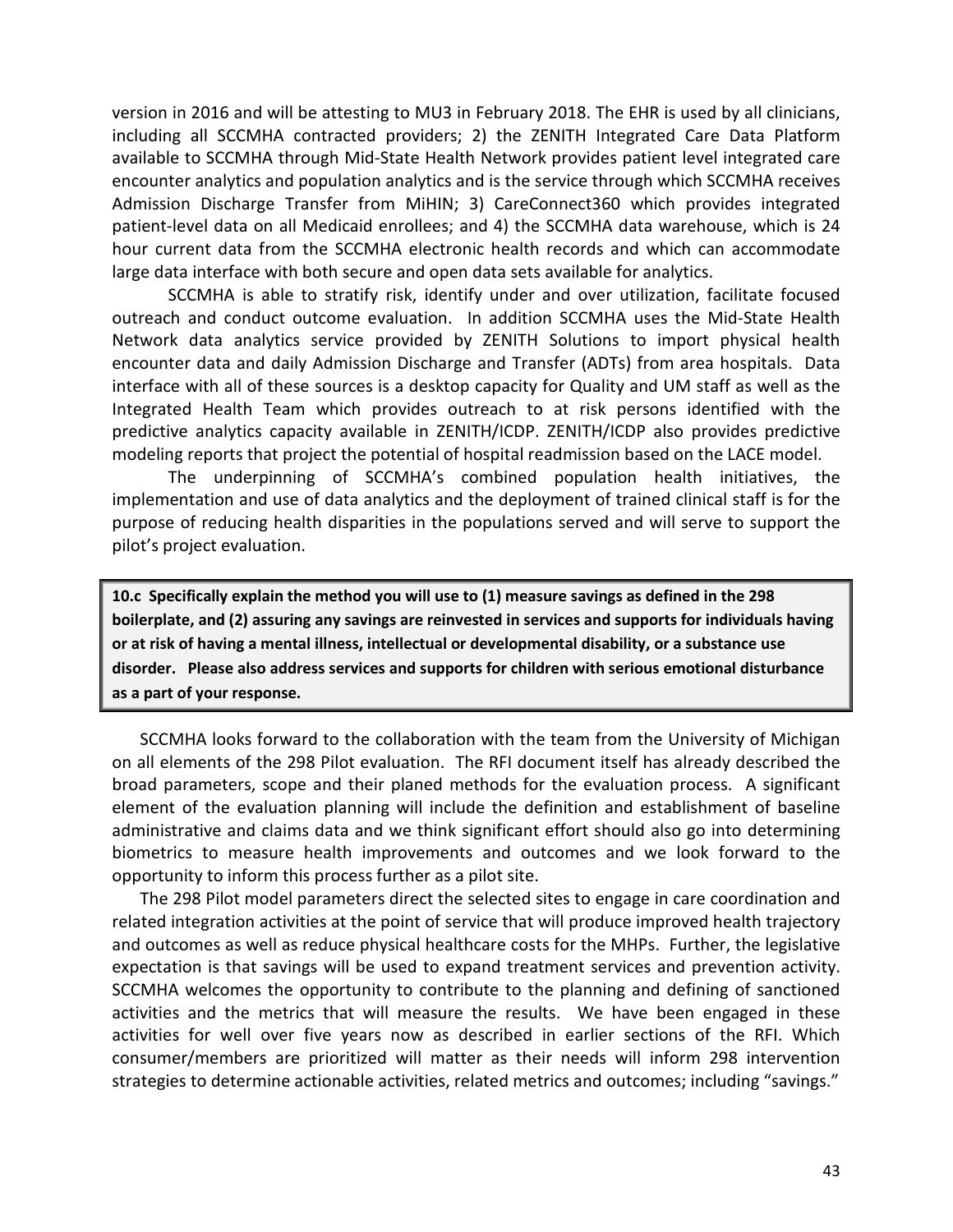version in 2016 and will be attesting to MU3 in February 2018. The EHR is used by all clinicians, including all SCCMHA contracted providers; 2) the ZENITH Integrated Care Data Platform available to SCCMHA through Mid-State Health Network provides patient level integrated care encounter analytics and population analytics and is the service through which SCCMHA receives Admission Discharge Transfer from MiHIN; 3) CareConnect360 which provides integrated patient-level data on all Medicaid enrollees; and 4) the SCCMHA data warehouse, which is 24 hour current data from the SCCMHA electronic health records and which can accommodate large data interface with both secure and open data sets available for analytics.

SCCMHA is able to stratify risk, identify under and over utilization, facilitate focused outreach and conduct outcome evaluation. In addition SCCMHA uses the Mid-State Health Network data analytics service provided by ZENITH Solutions to import physical health encounter data and daily Admission Discharge and Transfer (ADTs) from area hospitals. Data interface with all of these sources is a desktop capacity for Quality and UM staff as well as the Integrated Health Team which provides outreach to at risk persons identified with the predictive analytics capacity available in ZENITH/ICDP. ZENITH/ICDP also provides predictive modeling reports that project the potential of hospital readmission based on the LACE model.

The underpinning of SCCMHA's combined population health initiatives, the implementation and use of data analytics and the deployment of trained clinical staff is for the purpose of reducing health disparities in the populations served and will serve to support the pilot's project evaluation.

**10.c Specifically explain the method you will use to (1) measure savings as defined in the 298 boilerplate, and (2) assuring any savings are reinvested in services and supports for individuals having or at risk of having a mental illness, intellectual or developmental disability, or a substance use disorder. Please also address services and supports for children with serious emotional disturbance as a part of your response.**

SCCMHA looks forward to the collaboration with the team from the University of Michigan on all elements of the 298 Pilot evaluation. The RFI document itself has already described the broad parameters, scope and their planed methods for the evaluation process. A significant element of the evaluation planning will include the definition and establishment of baseline administrative and claims data and we think significant effort should also go into determining biometrics to measure health improvements and outcomes and we look forward to the opportunity to inform this process further as a pilot site.

The 298 Pilot model parameters direct the selected sites to engage in care coordination and related integration activities at the point of service that will produce improved health trajectory and outcomes as well as reduce physical healthcare costs for the MHPs. Further, the legislative expectation is that savings will be used to expand treatment services and prevention activity. SCCMHA welcomes the opportunity to contribute to the planning and defining of sanctioned activities and the metrics that will measure the results. We have been engaged in these activities for well over five years now as described in earlier sections of the RFI. Which consumer/members are prioritized will matter as their needs will inform 298 intervention strategies to determine actionable activities, related metrics and outcomes; including "savings."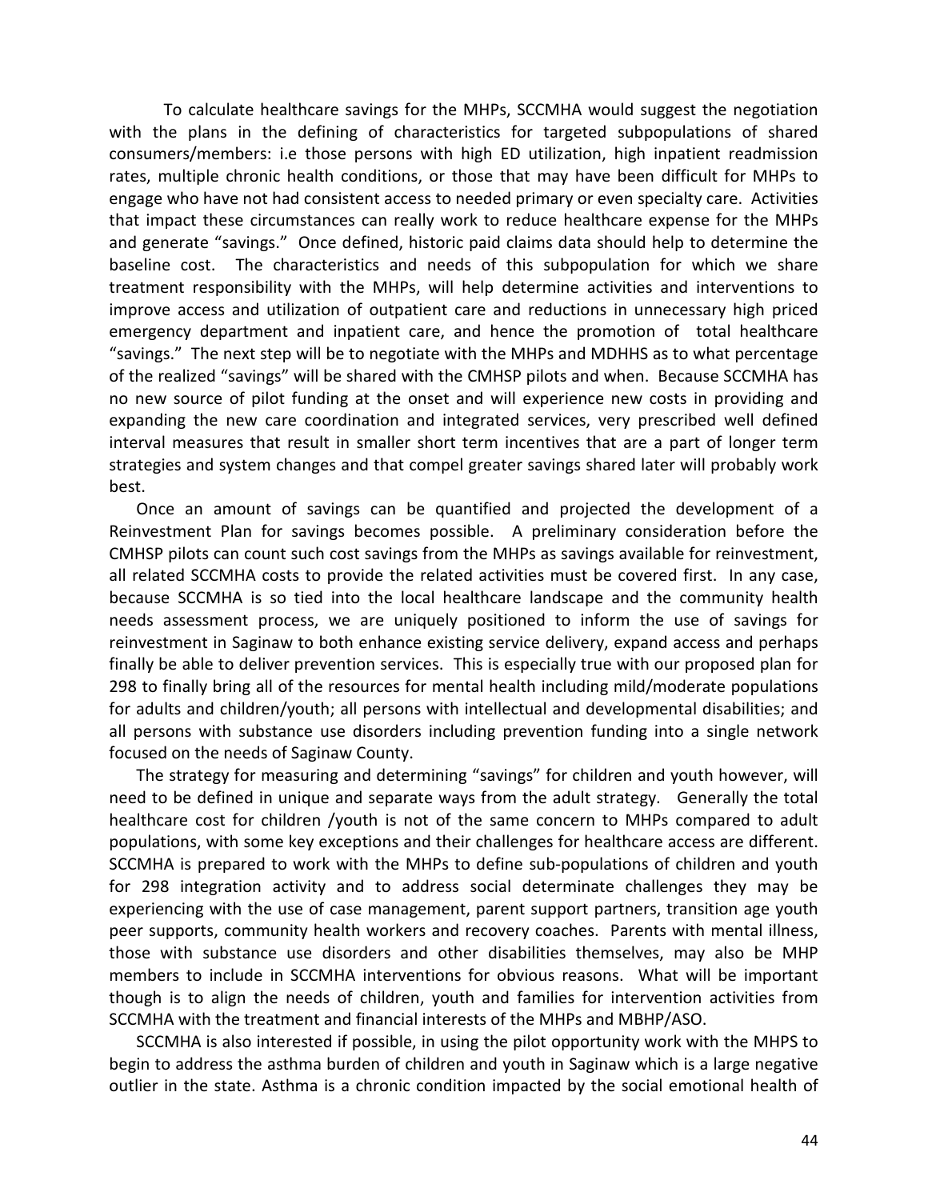To calculate healthcare savings for the MHPs, SCCMHA would suggest the negotiation with the plans in the defining of characteristics for targeted subpopulations of shared consumers/members: i.e those persons with high ED utilization, high inpatient readmission rates, multiple chronic health conditions, or those that may have been difficult for MHPs to engage who have not had consistent access to needed primary or even specialty care. Activities that impact these circumstances can really work to reduce healthcare expense for the MHPs and generate "savings." Once defined, historic paid claims data should help to determine the baseline cost. The characteristics and needs of this subpopulation for which we share treatment responsibility with the MHPs, will help determine activities and interventions to improve access and utilization of outpatient care and reductions in unnecessary high priced emergency department and inpatient care, and hence the promotion of total healthcare "savings." The next step will be to negotiate with the MHPs and MDHHS as to what percentage of the realized "savings" will be shared with the CMHSP pilots and when. Because SCCMHA has no new source of pilot funding at the onset and will experience new costs in providing and expanding the new care coordination and integrated services, very prescribed well defined interval measures that result in smaller short term incentives that are a part of longer term strategies and system changes and that compel greater savings shared later will probably work best.

Once an amount of savings can be quantified and projected the development of a Reinvestment Plan for savings becomes possible. A preliminary consideration before the CMHSP pilots can count such cost savings from the MHPs as savings available for reinvestment, all related SCCMHA costs to provide the related activities must be covered first. In any case, because SCCMHA is so tied into the local healthcare landscape and the community health needs assessment process, we are uniquely positioned to inform the use of savings for reinvestment in Saginaw to both enhance existing service delivery, expand access and perhaps finally be able to deliver prevention services. This is especially true with our proposed plan for 298 to finally bring all of the resources for mental health including mild/moderate populations for adults and children/youth; all persons with intellectual and developmental disabilities; and all persons with substance use disorders including prevention funding into a single network focused on the needs of Saginaw County.

The strategy for measuring and determining "savings" for children and youth however, will need to be defined in unique and separate ways from the adult strategy. Generally the total healthcare cost for children /youth is not of the same concern to MHPs compared to adult populations, with some key exceptions and their challenges for healthcare access are different. SCCMHA is prepared to work with the MHPs to define sub-populations of children and youth for 298 integration activity and to address social determinate challenges they may be experiencing with the use of case management, parent support partners, transition age youth peer supports, community health workers and recovery coaches. Parents with mental illness, those with substance use disorders and other disabilities themselves, may also be MHP members to include in SCCMHA interventions for obvious reasons. What will be important though is to align the needs of children, youth and families for intervention activities from SCCMHA with the treatment and financial interests of the MHPs and MBHP/ASO.

SCCMHA is also interested if possible, in using the pilot opportunity work with the MHPS to begin to address the asthma burden of children and youth in Saginaw which is a large negative outlier in the state. Asthma is a chronic condition impacted by the social emotional health of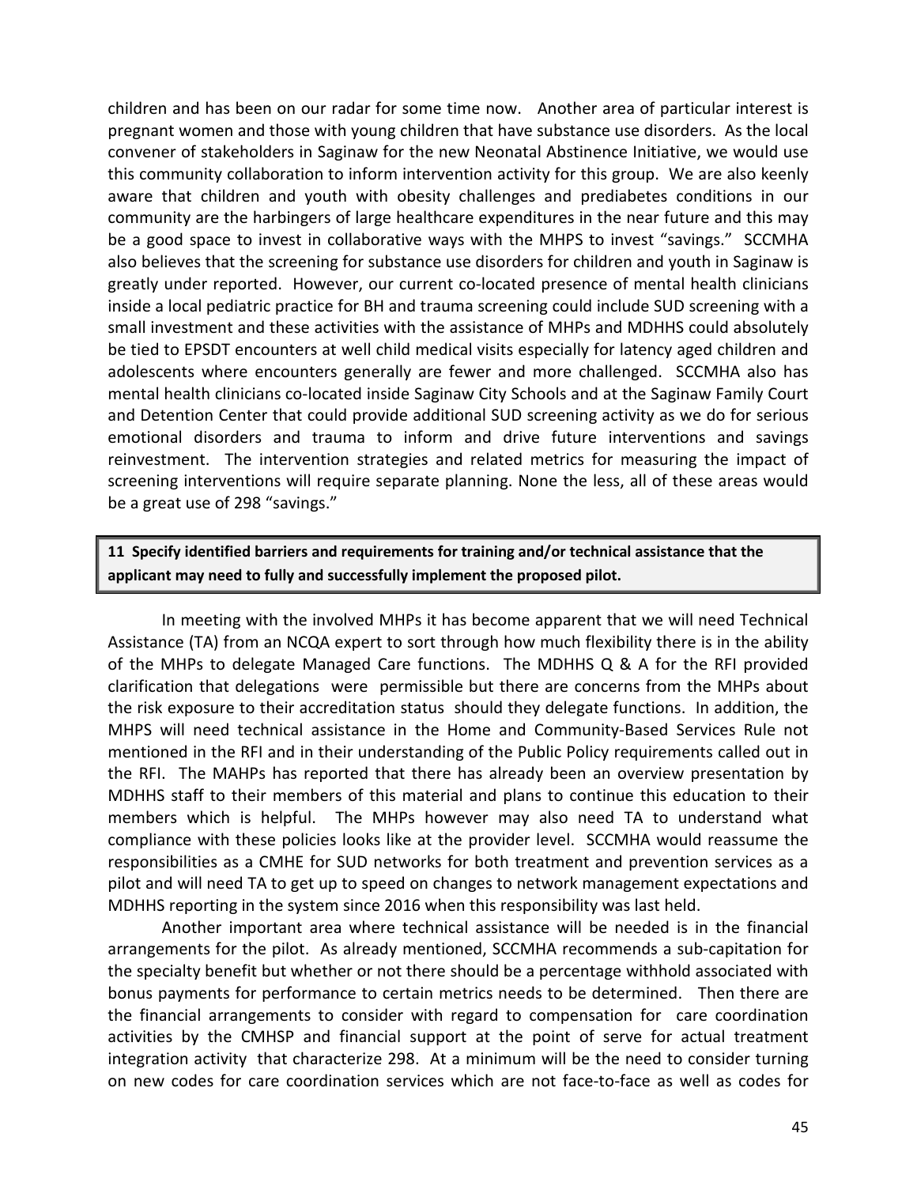children and has been on our radar for some time now. Another area of particular interest is pregnant women and those with young children that have substance use disorders. As the local convener of stakeholders in Saginaw for the new Neonatal Abstinence Initiative, we would use this community collaboration to inform intervention activity for this group. We are also keenly aware that children and youth with obesity challenges and prediabetes conditions in our community are the harbingers of large healthcare expenditures in the near future and this may be a good space to invest in collaborative ways with the MHPS to invest "savings." SCCMHA also believes that the screening for substance use disorders for children and youth in Saginaw is greatly under reported. However, our current co-located presence of mental health clinicians inside a local pediatric practice for BH and trauma screening could include SUD screening with a small investment and these activities with the assistance of MHPs and MDHHS could absolutely be tied to EPSDT encounters at well child medical visits especially for latency aged children and adolescents where encounters generally are fewer and more challenged. SCCMHA also has mental health clinicians co-located inside Saginaw City Schools and at the Saginaw Family Court and Detention Center that could provide additional SUD screening activity as we do for serious emotional disorders and trauma to inform and drive future interventions and savings reinvestment. The intervention strategies and related metrics for measuring the impact of screening interventions will require separate planning. None the less, all of these areas would be a great use of 298 "savings."

**11 Specify identified barriers and requirements for training and/or technical assistance that the applicant may need to fully and successfully implement the proposed pilot.**

In meeting with the involved MHPs it has become apparent that we will need Technical Assistance (TA) from an NCQA expert to sort through how much flexibility there is in the ability of the MHPs to delegate Managed Care functions. The MDHHS Q & A for the RFI provided clarification that delegations were permissible but there are concerns from the MHPs about the risk exposure to their accreditation status should they delegate functions. In addition, the MHPS will need technical assistance in the Home and Community-Based Services Rule not mentioned in the RFI and in their understanding of the Public Policy requirements called out in the RFI. The MAHPs has reported that there has already been an overview presentation by MDHHS staff to their members of this material and plans to continue this education to their members which is helpful. The MHPs however may also need TA to understand what compliance with these policies looks like at the provider level. SCCMHA would reassume the responsibilities as a CMHE for SUD networks for both treatment and prevention services as a pilot and will need TA to get up to speed on changes to network management expectations and MDHHS reporting in the system since 2016 when this responsibility was last held.

Another important area where technical assistance will be needed is in the financial arrangements for the pilot. As already mentioned, SCCMHA recommends a sub-capitation for the specialty benefit but whether or not there should be a percentage withhold associated with bonus payments for performance to certain metrics needs to be determined. Then there are the financial arrangements to consider with regard to compensation for care coordination activities by the CMHSP and financial support at the point of serve for actual treatment integration activity that characterize 298. At a minimum will be the need to consider turning on new codes for care coordination services which are not face-to-face as well as codes for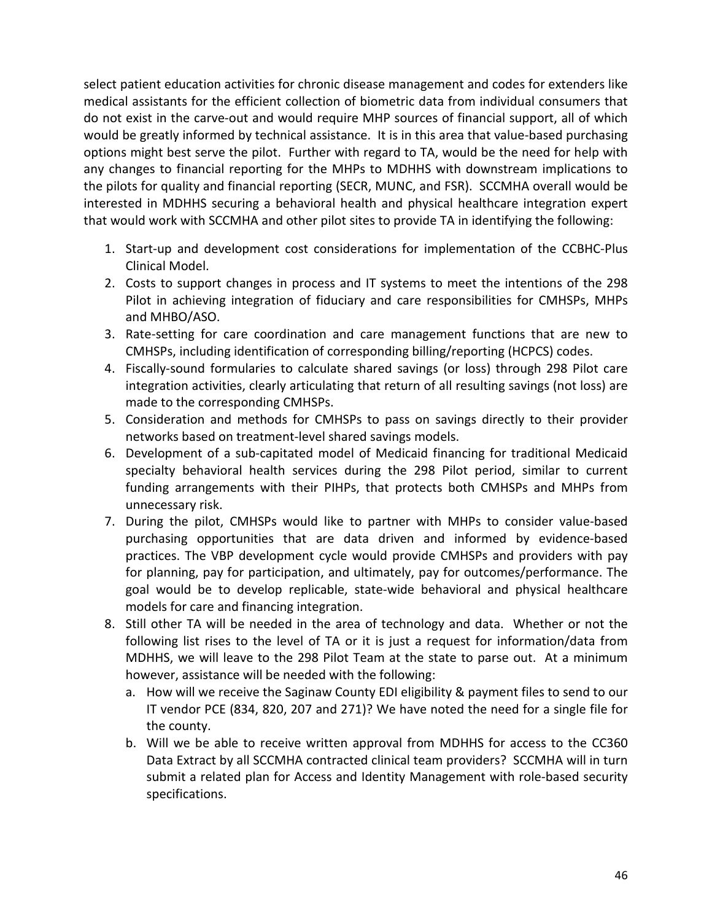select patient education activities for chronic disease management and codes for extenders like medical assistants for the efficient collection of biometric data from individual consumers that do not exist in the carve-out and would require MHP sources of financial support, all of which would be greatly informed by technical assistance. It is in this area that value-based purchasing options might best serve the pilot. Further with regard to TA, would be the need for help with any changes to financial reporting for the MHPs to MDHHS with downstream implications to the pilots for quality and financial reporting (SECR, MUNC, and FSR). SCCMHA overall would be interested in MDHHS securing a behavioral health and physical healthcare integration expert that would work with SCCMHA and other pilot sites to provide TA in identifying the following:

1. Start-up and development cost considerations for implementation of the CCBHC-Plus Clinical Model.
2. Costs to support changes in process and IT systems to meet the intentions of the 298 Pilot in achieving integration of fiduciary and care responsibilities for CMHSPs, MHPs and MHBO/ASO.
3. Rate-setting for care coordination and care management functions that are new to CMHSPs, including identification of corresponding billing/reporting (HCPCS) codes.
4. Fiscally-sound formularies to calculate shared savings (or loss) through 298 Pilot care integration activities, clearly articulating that return of all resulting savings (not loss) are made to the corresponding CMHSPs.
5. Consideration and methods for CMHSPs to pass on savings directly to their provider networks based on treatment-level shared savings models.
6. Development of a sub-capitated model of Medicaid financing for traditional Medicaid specialty behavioral health services during the 298 Pilot period, similar to current funding arrangements with their PIHPs, that protects both CMHSPs and MHPs from unnecessary risk.
7. During the pilot, CMHSPs would like to partner with MHPs to consider value-based purchasing opportunities that are data driven and informed by evidence-based practices. The VBP development cycle would provide CMHSPs and providers with pay for planning, pay for participation, and ultimately, pay for outcomes/performance. The goal would be to develop replicable, state-wide behavioral and physical healthcare models for care and financing integration.
8. Still other TA will be needed in the area of technology and data. Whether or not the following list rises to the level of TA or it is just a request for information/data from MDHHS, we will leave to the 298 Pilot Team at the state to parse out. At a minimum however, assistance will be needed with the following:
   a. How will we receive the Saginaw County EDI eligibility & payment files to send to our IT vendor PCE (834, 820, 207 and 271)? We have noted the need for a single file for the county.
   b. Will we be able to receive written approval from MDHHS for access to the CC360 Data Extract by all SCCMHA contracted clinical team providers? SCCMHA will in turn submit a related plan for Access and Identity Management with role-based security specifications.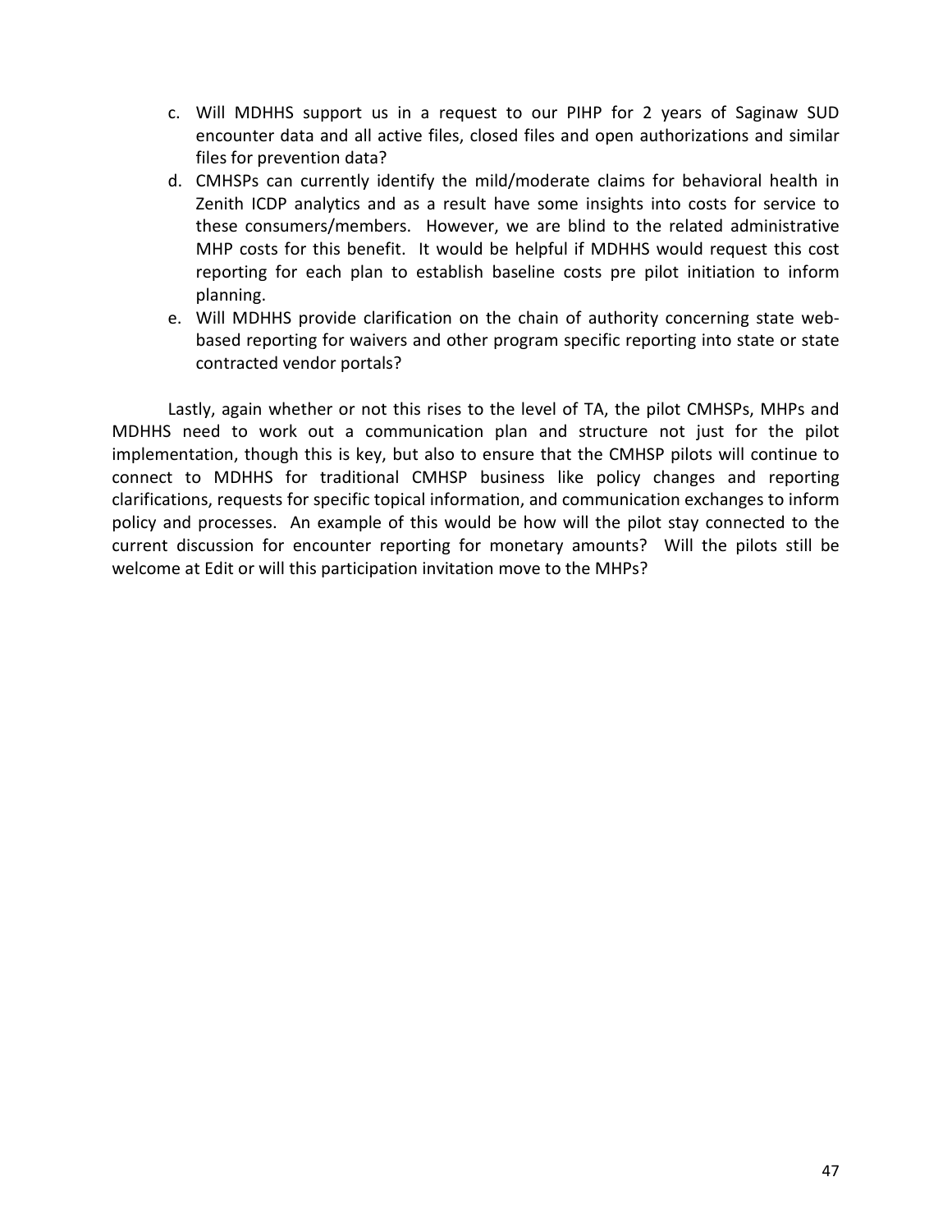c. Will MDHHS support us in a request to our PIHP for 2 years of Saginaw SUD encounter data and all active files, closed files and open authorizations and similar files for prevention data?
d. CMHSPs can currently identify the mild/moderate claims for behavioral health in Zenith ICDP analytics and as a result have some insights into costs for service to these consumers/members. However, we are blind to the related administrative MHP costs for this benefit. It would be helpful if MDHHS would request this cost reporting for each plan to establish baseline costs pre pilot initiation to inform planning.
e. Will MDHHS provide clarification on the chain of authority concerning state web-based reporting for waivers and other program specific reporting into state or state contracted vendor portals?

Lastly, again whether or not this rises to the level of TA, the pilot CMHSPs, MHPs and MDHHS need to work out a communication plan and structure not just for the pilot implementation, though this is key, but also to ensure that the CMHSP pilots will continue to connect to MDHHS for traditional CMHSP business like policy changes and reporting clarifications, requests for specific topical information, and communication exchanges to inform policy and processes. An example of this would be how will the pilot stay connected to the current discussion for encounter reporting for monetary amounts? Will the pilots still be welcome at Edit or will this participation invitation move to the MHPs?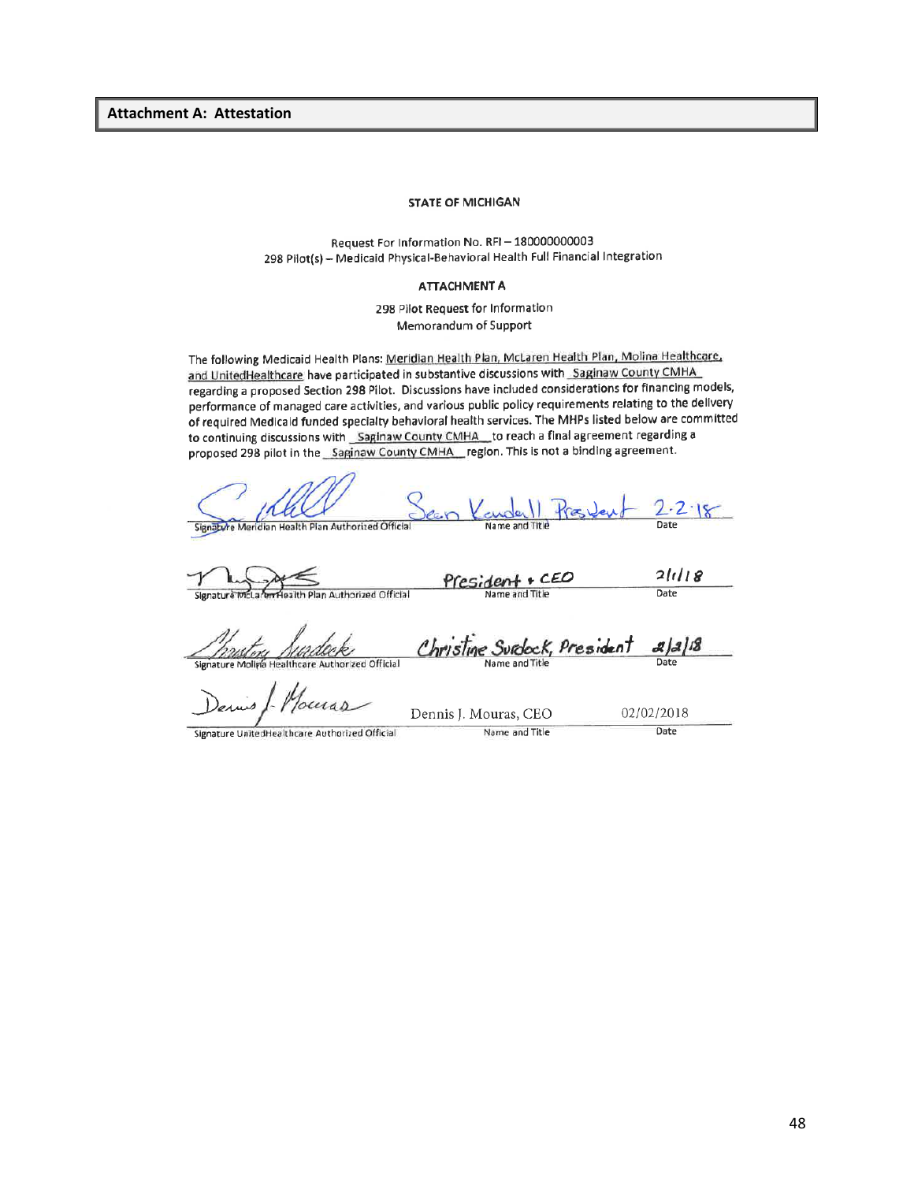## Attachment A: Attestation

**STATE OF MICHIGAN**

Request For Information No. RFI – 180000000003
298 Pilot(s) – Medicaid Physical-Behavioral Health Full Financial Integration

**ATTACHMENT A**

298 Pilot Request for Information
Memorandum of Support

The following Medicaid Health Plans: Meridian Health Plan, McLaren Health Plan, Molina Healthcare, and UnitedHealthcare have participated in substantive discussions with Saginaw County CMHA regarding a proposed Section 298 Pilot. Discussions have included considerations for financing models, performance of managed care activities, and various public policy requirements relating to the delivery of required Medicaid funded specialty behavioral health services. The MHPs listed below are committed to continuing discussions with Saginaw County CMHA to reach a final agreement regarding a proposed 298 pilot in the Saginaw County CMHA region. This is not a binding agreement.

| Signature | Name and Title | Date |
|---|---|---|
| Signature Meridian Health Plan Authorized Official | Sean Kendall President | 2.2.18 |
| Signature McLaren Health Plan Authorized Official | President + CEO | 2/1/18 |
| Signature Molina Healthcare Authorized Official | Christine Surdock, President | 2/2/18 |
| Signature UnitedHealthcare Authorized Official | Dennis J. Mouras, CEO | 02/02/2018 |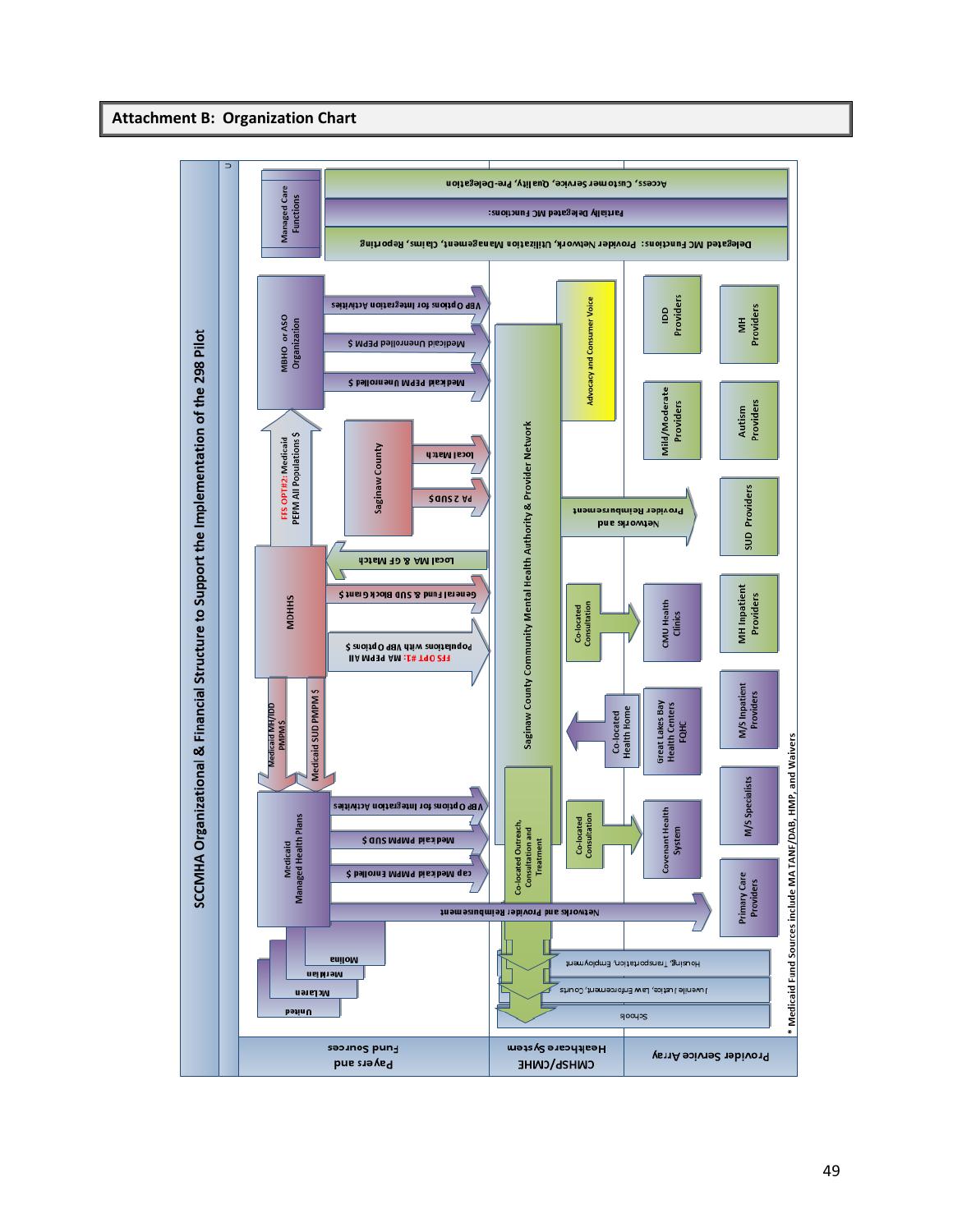## Attachment B: Organization Chart

**SCCMHA Organizational & Financial Structure to Support the Implementation of the 298 Pilot**

**Payers and Fund Sources**

- Managed Care Functions
  - Delegated MC Functions: Provider Network, Utilization Management, Claims, Reporting
  - Partially Delegated MC Functions:
  - Access, Customer Service, Quality, Pre-Delegation
- MBHO or ASO Organization
  - VBP Options for Integration Activities
  - Medicaid Unenrolled PEPM $
  - Medicaid PEPM Unenrolled $
- FFS OPT#2: Medicaid PEPM All Populations $
- Saginaw County
  - Local Match
  - PA 2 SUD $
- MDHHS
  - Local MA & GF Match
  - General Fund & SUD Block Grant $
  - FFS OPT #1: MA PEPM All Populations with VBP Options $
  - Medicaid MH/IDD PMPM $
  - Medicaid SUD PMPM $
- Medicaid Managed Health Plans
  - VBP Options for Integration Activities
  - Medicaid PMPM SUD $
  - cap Medicaid PMPM Enrolled $
  - Networks and Provider Reimbursement
  - Molina
  - Meridian
  - McLaren
  - United

**CMHSP/CMHE Healthcare System**

- Saginaw County Community Mental Health Authority & Provider Network
- Advocacy and Consumer Voice
- Networks and Provider Reimbursement
- Co-located Consultation
- Co-located Health Home
- Co-located Outreach, Consultation and Treatment
- Co-located Consultation
- Housing, Transportation, Employment
- Juvenile Justice, Law Enforcement, Courts
- Schools

**Provider Service Array**

- IDD Providers
- MH Providers
- Mild/Moderate Providers
- Autism Providers
- SUD Providers
- CMU Health Clinics
- MH Inpatient Providers
- Great Lakes Bay Health Centers FQHC
- M/S Inpatient Providers
- Covenant Health System
- M/S Specialists
- Primary Care Providers

\* Medicaid Fund Sources include MA TANF/DAB, HMP, and Waivers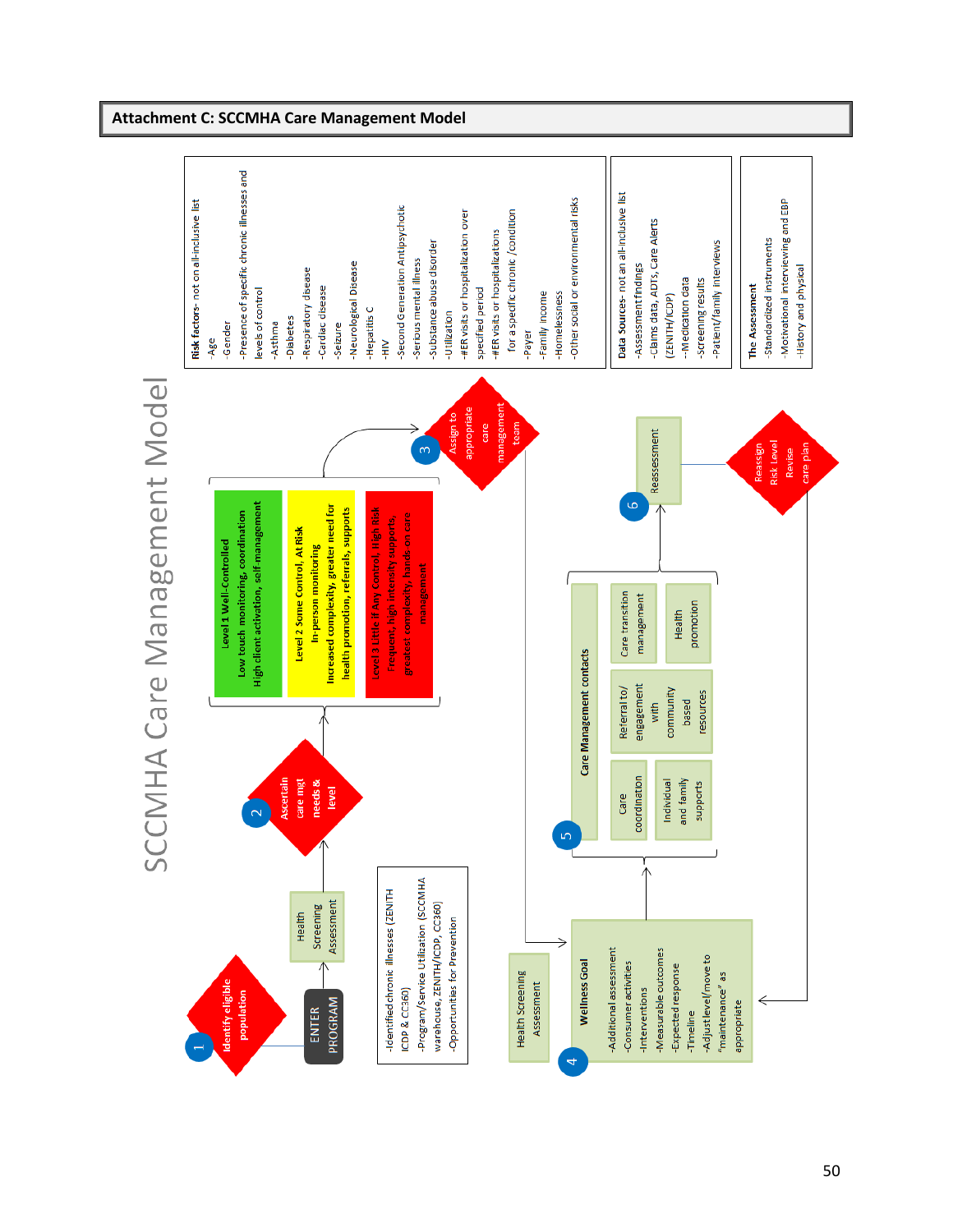## Attachment C: SCCMHA Care Management Model

SCCMHA Care Management Model

1 Identify eligible population

ENTER PROGRAM

Health Screening Assessment

-Identified chronic illnesses (ZENITH ICDP & CC360)
-Program/Service Utilization (SCCMHA warehouse, ZENITH/ICDP, CC360)
-Opportunities for Prevention

2 Ascertain care mgt needs & level

Level 1 Well-Controlled
Low touch monitoring, coordination
High client activation, self-management

Level 2 Some Control, At Risk
In-person monitoring
Increased complexity, greater need for health promotion, referrals, supports

Level 3 Little if Any Control, High Risk
Frequent, high intensity supports, greatest complexity, hands-on care management

3 Assign to appropriate care management team

Health Screening Assessment

4 Wellness Goal
-Additional assessment
-Consumer activities
-Interventions
-Measurable outcomes
-Expected response
-Timeline
-Adjust level/move to "maintenance" as appropriate

5 Care Management contacts
- Care coordination
- Individual and family supports
- Referral to/ engagement with community based resources
- Care transition management
- Health promotion

6 Reassessment

Reassign Risk Level
Revise care plan

**Risk factors**- not an all-inclusive list
-Age
-Gender
-Presence of specific chronic illnesses and levels of control
-Asthma
-Diabetes
-Respiratory disease
-Cardiac disease
-Seizure
-Neurological Disease
-Hepatitis C
-HIV
-Second Generation Antipsychotic
-Serious mental illness
-Substance abuse disorder
-Utilization
-#ER visits or hospitalization over specified period
-#ER visits or hospitalizations for a specific chronic /condition
-Payer
-Family income
-Homelessness
-Other social or environmental risks

**Data Sources**- not an all-inclusive list
-Assessment findings
-Claims data, ADTs, Care Alerts (ZENITH/ICDP)
-Medication data
-Screening results
-Patient/family interviews

**The Assessment**
-Standardized instruments
-Motivational interviewing and EBP
-History and physical